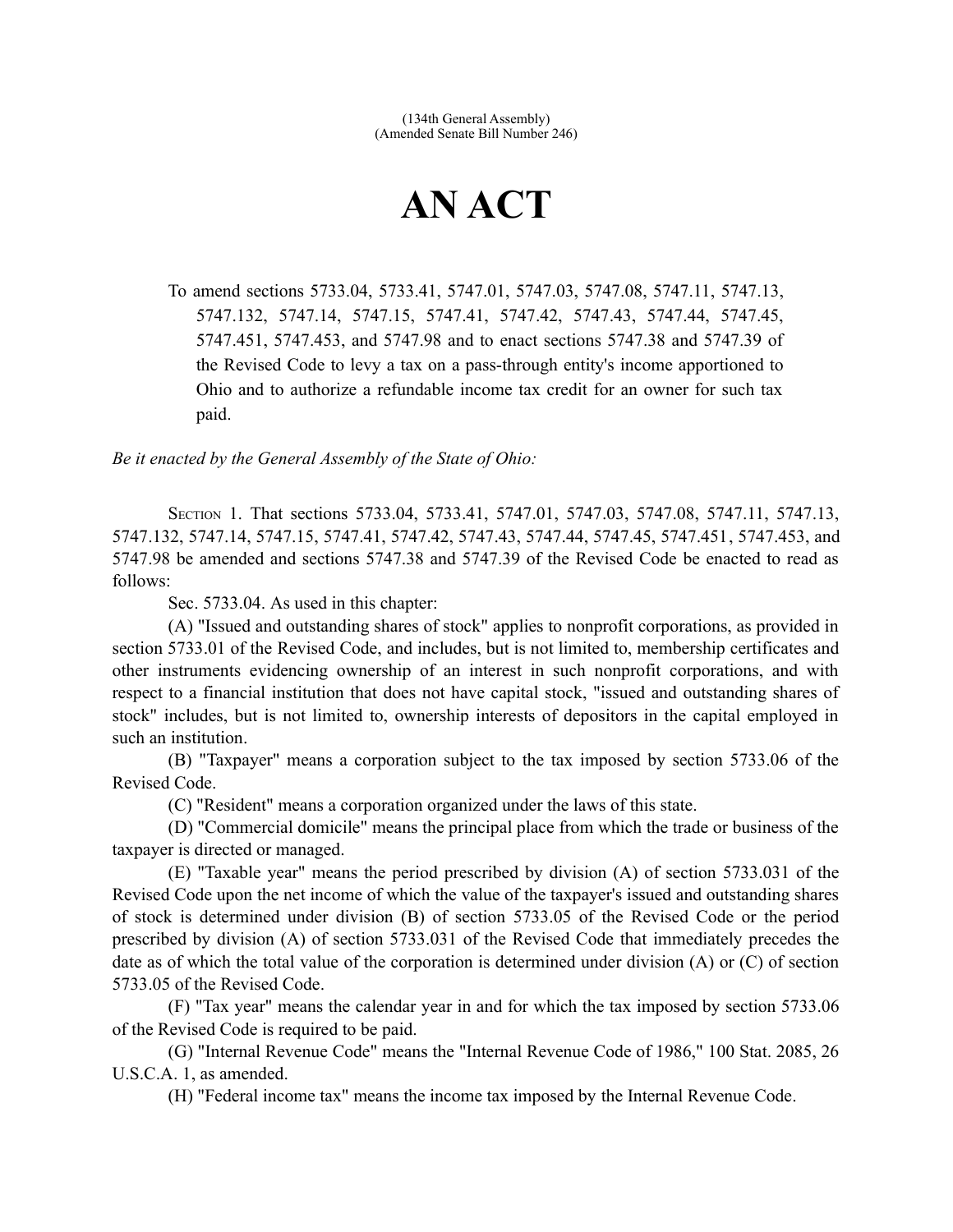(134th General Assembly)
(Amended Senate Bill Number 246)

# AN ACT

To amend sections 5733.04, 5733.41, 5747.01, 5747.03, 5747.08, 5747.11, 5747.13, 5747.132, 5747.14, 5747.15, 5747.41, 5747.42, 5747.43, 5747.44, 5747.45, 5747.451, 5747.453, and 5747.98 and to enact sections 5747.38 and 5747.39 of the Revised Code to levy a tax on a pass-through entity's income apportioned to Ohio and to authorize a refundable income tax credit for an owner for such tax paid.

*Be it enacted by the General Assembly of the State of Ohio:*

SECTION 1. That sections 5733.04, 5733.41, 5747.01, 5747.03, 5747.08, 5747.11, 5747.13, 5747.132, 5747.14, 5747.15, 5747.41, 5747.42, 5747.43, 5747.44, 5747.45, 5747.451, 5747.453, and 5747.98 be amended and sections 5747.38 and 5747.39 of the Revised Code be enacted to read as follows:

Sec. 5733.04. As used in this chapter:

(A) "Issued and outstanding shares of stock" applies to nonprofit corporations, as provided in section 5733.01 of the Revised Code, and includes, but is not limited to, membership certificates and other instruments evidencing ownership of an interest in such nonprofit corporations, and with respect to a financial institution that does not have capital stock, "issued and outstanding shares of stock" includes, but is not limited to, ownership interests of depositors in the capital employed in such an institution.

(B) "Taxpayer" means a corporation subject to the tax imposed by section 5733.06 of the Revised Code.

(C) "Resident" means a corporation organized under the laws of this state.

(D) "Commercial domicile" means the principal place from which the trade or business of the taxpayer is directed or managed.

(E) "Taxable year" means the period prescribed by division (A) of section 5733.031 of the Revised Code upon the net income of which the value of the taxpayer's issued and outstanding shares of stock is determined under division (B) of section 5733.05 of the Revised Code or the period prescribed by division (A) of section 5733.031 of the Revised Code that immediately precedes the date as of which the total value of the corporation is determined under division (A) or (C) of section 5733.05 of the Revised Code.

(F) "Tax year" means the calendar year in and for which the tax imposed by section 5733.06 of the Revised Code is required to be paid.

(G) "Internal Revenue Code" means the "Internal Revenue Code of 1986," 100 Stat. 2085, 26 U.S.C.A. 1, as amended.

(H) "Federal income tax" means the income tax imposed by the Internal Revenue Code.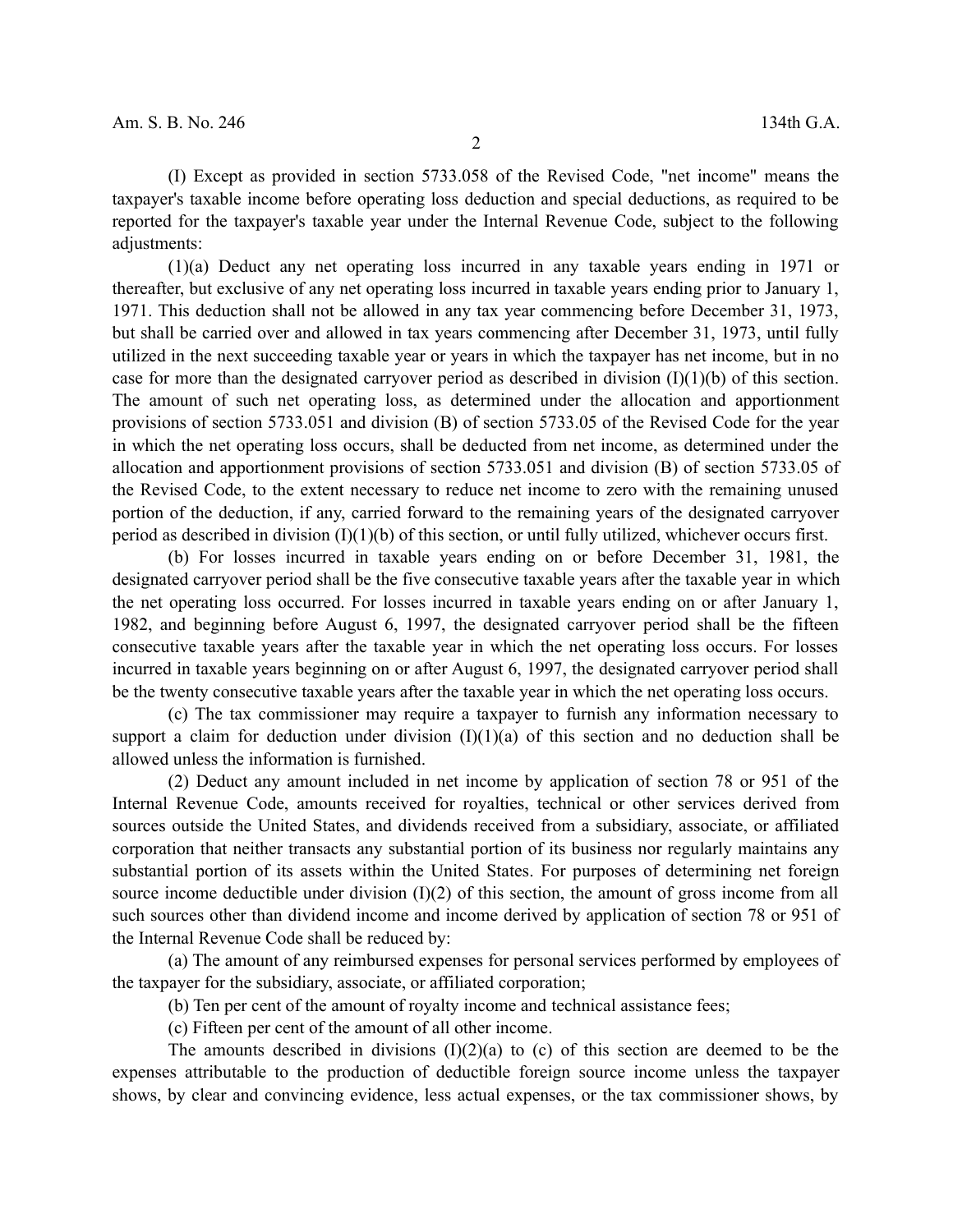(I) Except as provided in section 5733.058 of the Revised Code, "net income" means the taxpayer's taxable income before operating loss deduction and special deductions, as required to be reported for the taxpayer's taxable year under the Internal Revenue Code, subject to the following adjustments:

(1)(a) Deduct any net operating loss incurred in any taxable years ending in 1971 or thereafter, but exclusive of any net operating loss incurred in taxable years ending prior to January 1, 1971. This deduction shall not be allowed in any tax year commencing before December 31, 1973, but shall be carried over and allowed in tax years commencing after December 31, 1973, until fully utilized in the next succeeding taxable year or years in which the taxpayer has net income, but in no case for more than the designated carryover period as described in division (I)(1)(b) of this section. The amount of such net operating loss, as determined under the allocation and apportionment provisions of section 5733.051 and division (B) of section 5733.05 of the Revised Code for the year in which the net operating loss occurs, shall be deducted from net income, as determined under the allocation and apportionment provisions of section 5733.051 and division (B) of section 5733.05 of the Revised Code, to the extent necessary to reduce net income to zero with the remaining unused portion of the deduction, if any, carried forward to the remaining years of the designated carryover period as described in division (I)(1)(b) of this section, or until fully utilized, whichever occurs first.

(b) For losses incurred in taxable years ending on or before December 31, 1981, the designated carryover period shall be the five consecutive taxable years after the taxable year in which the net operating loss occurred. For losses incurred in taxable years ending on or after January 1, 1982, and beginning before August 6, 1997, the designated carryover period shall be the fifteen consecutive taxable years after the taxable year in which the net operating loss occurs. For losses incurred in taxable years beginning on or after August 6, 1997, the designated carryover period shall be the twenty consecutive taxable years after the taxable year in which the net operating loss occurs.

(c) The tax commissioner may require a taxpayer to furnish any information necessary to support a claim for deduction under division (I)(1)(a) of this section and no deduction shall be allowed unless the information is furnished.

(2) Deduct any amount included in net income by application of section 78 or 951 of the Internal Revenue Code, amounts received for royalties, technical or other services derived from sources outside the United States, and dividends received from a subsidiary, associate, or affiliated corporation that neither transacts any substantial portion of its business nor regularly maintains any substantial portion of its assets within the United States. For purposes of determining net foreign source income deductible under division (I)(2) of this section, the amount of gross income from all such sources other than dividend income and income derived by application of section 78 or 951 of the Internal Revenue Code shall be reduced by:

(a) The amount of any reimbursed expenses for personal services performed by employees of the taxpayer for the subsidiary, associate, or affiliated corporation;

(b) Ten per cent of the amount of royalty income and technical assistance fees;

(c) Fifteen per cent of the amount of all other income.

The amounts described in divisions (I)(2)(a) to (c) of this section are deemed to be the expenses attributable to the production of deductible foreign source income unless the taxpayer shows, by clear and convincing evidence, less actual expenses, or the tax commissioner shows, by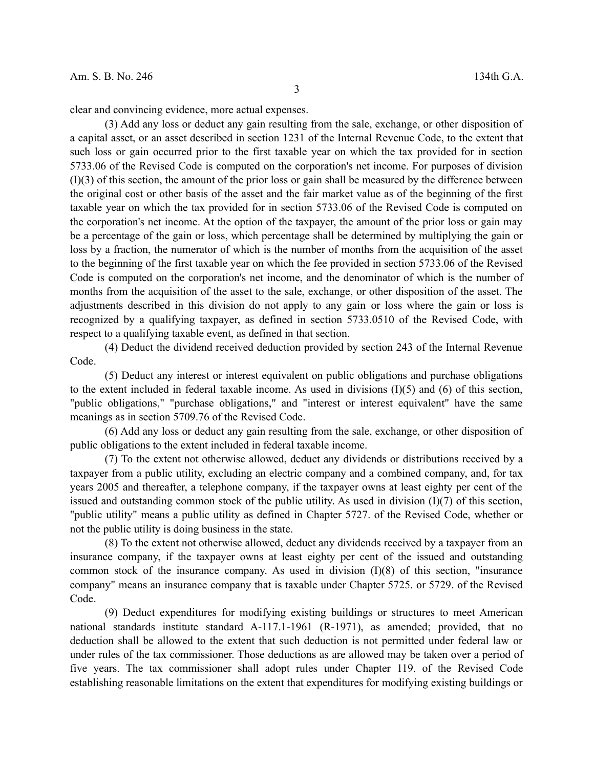clear and convincing evidence, more actual expenses.

(3) Add any loss or deduct any gain resulting from the sale, exchange, or other disposition of a capital asset, or an asset described in section 1231 of the Internal Revenue Code, to the extent that such loss or gain occurred prior to the first taxable year on which the tax provided for in section 5733.06 of the Revised Code is computed on the corporation's net income. For purposes of division (I)(3) of this section, the amount of the prior loss or gain shall be measured by the difference between the original cost or other basis of the asset and the fair market value as of the beginning of the first taxable year on which the tax provided for in section 5733.06 of the Revised Code is computed on the corporation's net income. At the option of the taxpayer, the amount of the prior loss or gain may be a percentage of the gain or loss, which percentage shall be determined by multiplying the gain or loss by a fraction, the numerator of which is the number of months from the acquisition of the asset to the beginning of the first taxable year on which the fee provided in section 5733.06 of the Revised Code is computed on the corporation's net income, and the denominator of which is the number of months from the acquisition of the asset to the sale, exchange, or other disposition of the asset. The adjustments described in this division do not apply to any gain or loss where the gain or loss is recognized by a qualifying taxpayer, as defined in section 5733.0510 of the Revised Code, with respect to a qualifying taxable event, as defined in that section.

(4) Deduct the dividend received deduction provided by section 243 of the Internal Revenue Code.

(5) Deduct any interest or interest equivalent on public obligations and purchase obligations to the extent included in federal taxable income. As used in divisions (I)(5) and (6) of this section, "public obligations," "purchase obligations," and "interest or interest equivalent" have the same meanings as in section 5709.76 of the Revised Code.

(6) Add any loss or deduct any gain resulting from the sale, exchange, or other disposition of public obligations to the extent included in federal taxable income.

(7) To the extent not otherwise allowed, deduct any dividends or distributions received by a taxpayer from a public utility, excluding an electric company and a combined company, and, for tax years 2005 and thereafter, a telephone company, if the taxpayer owns at least eighty per cent of the issued and outstanding common stock of the public utility. As used in division (I)(7) of this section, "public utility" means a public utility as defined in Chapter 5727. of the Revised Code, whether or not the public utility is doing business in the state.

(8) To the extent not otherwise allowed, deduct any dividends received by a taxpayer from an insurance company, if the taxpayer owns at least eighty per cent of the issued and outstanding common stock of the insurance company. As used in division (I)(8) of this section, "insurance company" means an insurance company that is taxable under Chapter 5725. or 5729. of the Revised Code.

(9) Deduct expenditures for modifying existing buildings or structures to meet American national standards institute standard A-117.1-1961 (R-1971), as amended; provided, that no deduction shall be allowed to the extent that such deduction is not permitted under federal law or under rules of the tax commissioner. Those deductions as are allowed may be taken over a period of five years. The tax commissioner shall adopt rules under Chapter 119. of the Revised Code establishing reasonable limitations on the extent that expenditures for modifying existing buildings or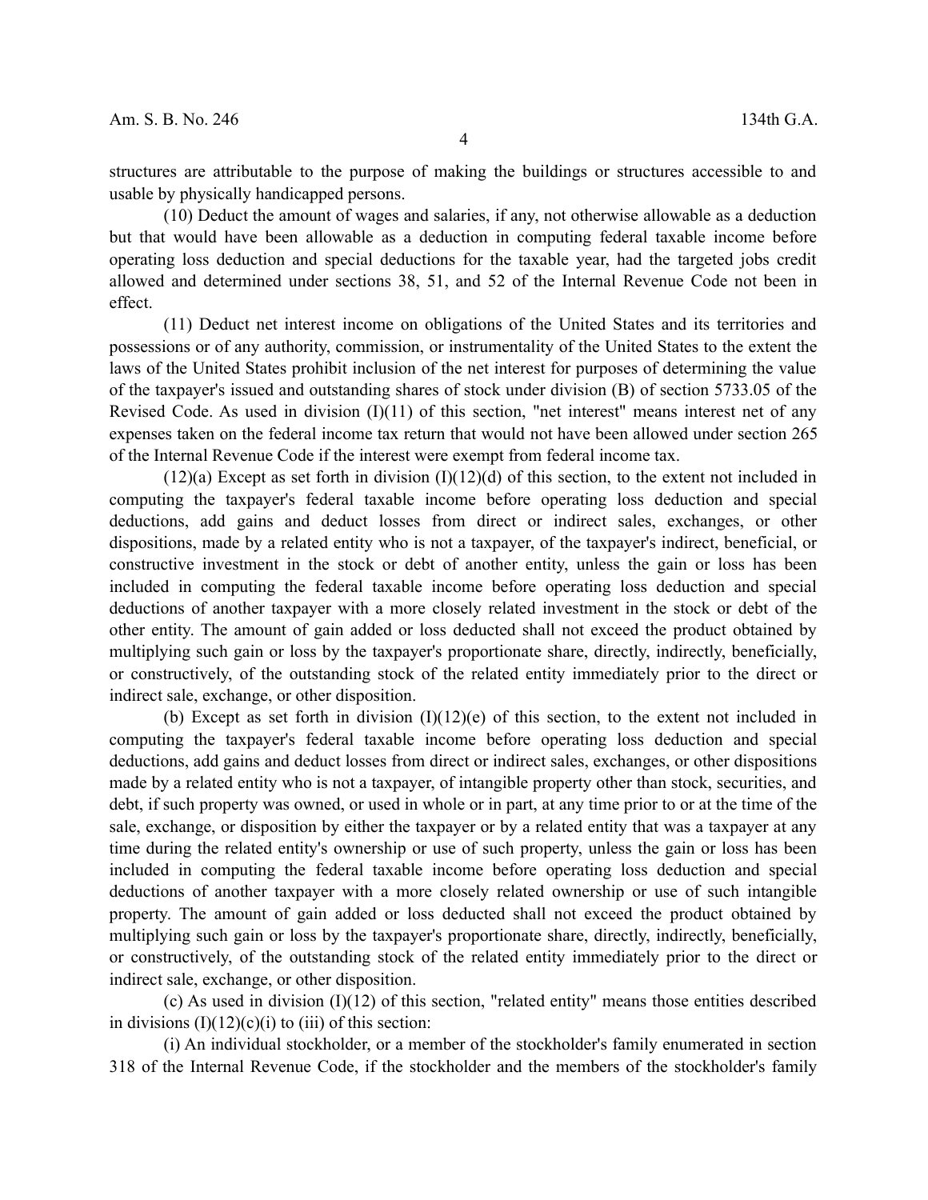structures are attributable to the purpose of making the buildings or structures accessible to and usable by physically handicapped persons.

(10) Deduct the amount of wages and salaries, if any, not otherwise allowable as a deduction but that would have been allowable as a deduction in computing federal taxable income before operating loss deduction and special deductions for the taxable year, had the targeted jobs credit allowed and determined under sections 38, 51, and 52 of the Internal Revenue Code not been in effect.

(11) Deduct net interest income on obligations of the United States and its territories and possessions or of any authority, commission, or instrumentality of the United States to the extent the laws of the United States prohibit inclusion of the net interest for purposes of determining the value of the taxpayer's issued and outstanding shares of stock under division (B) of section 5733.05 of the Revised Code. As used in division (I)(11) of this section, "net interest" means interest net of any expenses taken on the federal income tax return that would not have been allowed under section 265 of the Internal Revenue Code if the interest were exempt from federal income tax.

(12)(a) Except as set forth in division (I)(12)(d) of this section, to the extent not included in computing the taxpayer's federal taxable income before operating loss deduction and special deductions, add gains and deduct losses from direct or indirect sales, exchanges, or other dispositions, made by a related entity who is not a taxpayer, of the taxpayer's indirect, beneficial, or constructive investment in the stock or debt of another entity, unless the gain or loss has been included in computing the federal taxable income before operating loss deduction and special deductions of another taxpayer with a more closely related investment in the stock or debt of the other entity. The amount of gain added or loss deducted shall not exceed the product obtained by multiplying such gain or loss by the taxpayer's proportionate share, directly, indirectly, beneficially, or constructively, of the outstanding stock of the related entity immediately prior to the direct or indirect sale, exchange, or other disposition.

(b) Except as set forth in division (I)(12)(e) of this section, to the extent not included in computing the taxpayer's federal taxable income before operating loss deduction and special deductions, add gains and deduct losses from direct or indirect sales, exchanges, or other dispositions made by a related entity who is not a taxpayer, of intangible property other than stock, securities, and debt, if such property was owned, or used in whole or in part, at any time prior to or at the time of the sale, exchange, or disposition by either the taxpayer or by a related entity that was a taxpayer at any time during the related entity's ownership or use of such property, unless the gain or loss has been included in computing the federal taxable income before operating loss deduction and special deductions of another taxpayer with a more closely related ownership or use of such intangible property. The amount of gain added or loss deducted shall not exceed the product obtained by multiplying such gain or loss by the taxpayer's proportionate share, directly, indirectly, beneficially, or constructively, of the outstanding stock of the related entity immediately prior to the direct or indirect sale, exchange, or other disposition.

(c) As used in division (I)(12) of this section, "related entity" means those entities described in divisions (I)(12)(c)(i) to (iii) of this section:

(i) An individual stockholder, or a member of the stockholder's family enumerated in section 318 of the Internal Revenue Code, if the stockholder and the members of the stockholder's family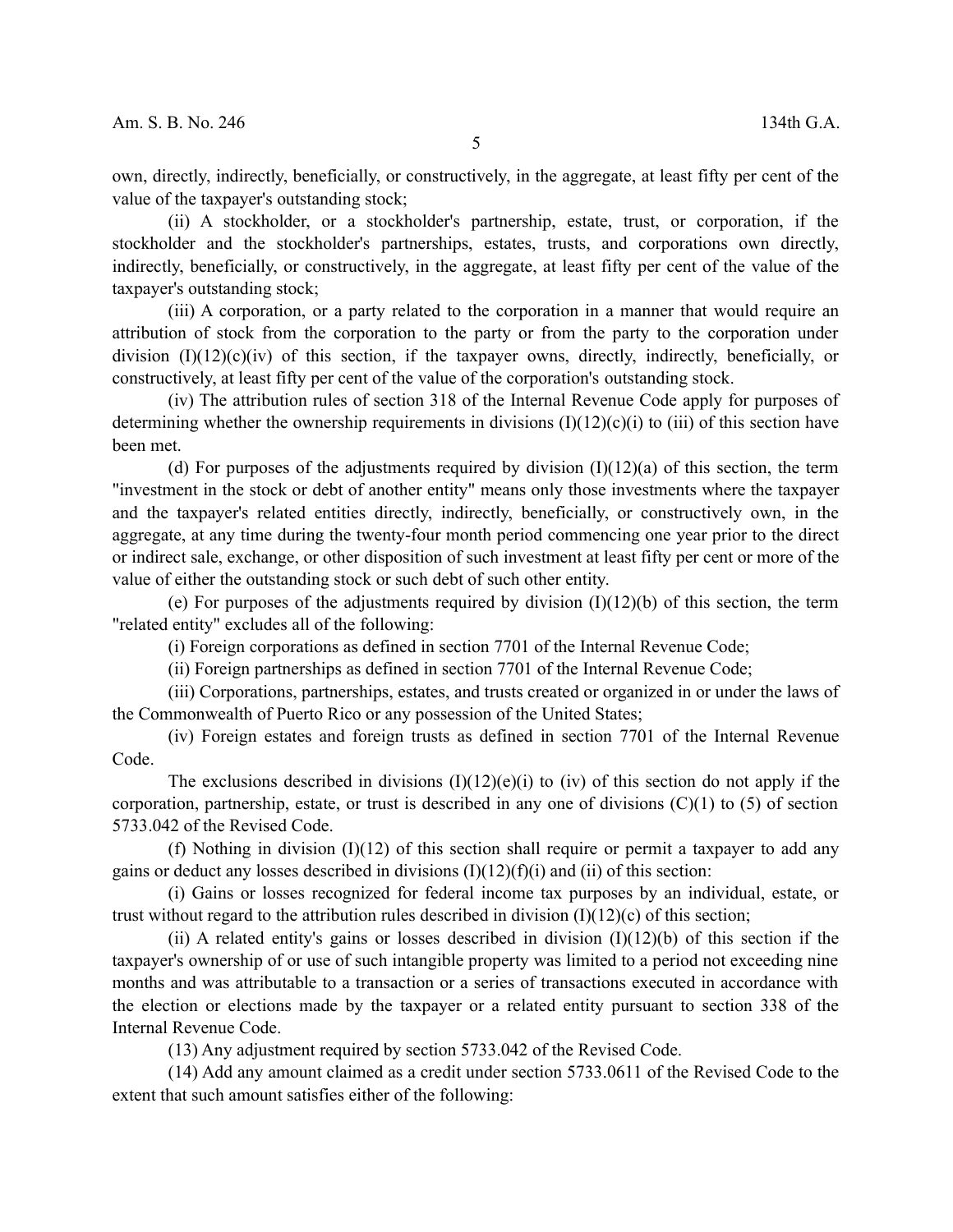own, directly, indirectly, beneficially, or constructively, in the aggregate, at least fifty per cent of the value of the taxpayer's outstanding stock;

(ii) A stockholder, or a stockholder's partnership, estate, trust, or corporation, if the stockholder and the stockholder's partnerships, estates, trusts, and corporations own directly, indirectly, beneficially, or constructively, in the aggregate, at least fifty per cent of the value of the taxpayer's outstanding stock;

(iii) A corporation, or a party related to the corporation in a manner that would require an attribution of stock from the corporation to the party or from the party to the corporation under division (I)(12)(c)(iv) of this section, if the taxpayer owns, directly, indirectly, beneficially, or constructively, at least fifty per cent of the value of the corporation's outstanding stock.

(iv) The attribution rules of section 318 of the Internal Revenue Code apply for purposes of determining whether the ownership requirements in divisions (I)(12)(c)(i) to (iii) of this section have been met.

(d) For purposes of the adjustments required by division (I)(12)(a) of this section, the term "investment in the stock or debt of another entity" means only those investments where the taxpayer and the taxpayer's related entities directly, indirectly, beneficially, or constructively own, in the aggregate, at any time during the twenty-four month period commencing one year prior to the direct or indirect sale, exchange, or other disposition of such investment at least fifty per cent or more of the value of either the outstanding stock or such debt of such other entity.

(e) For purposes of the adjustments required by division (I)(12)(b) of this section, the term "related entity" excludes all of the following:

(i) Foreign corporations as defined in section 7701 of the Internal Revenue Code;

(ii) Foreign partnerships as defined in section 7701 of the Internal Revenue Code;

(iii) Corporations, partnerships, estates, and trusts created or organized in or under the laws of the Commonwealth of Puerto Rico or any possession of the United States;

(iv) Foreign estates and foreign trusts as defined in section 7701 of the Internal Revenue Code.

The exclusions described in divisions (I)(12)(e)(i) to (iv) of this section do not apply if the corporation, partnership, estate, or trust is described in any one of divisions (C)(1) to (5) of section 5733.042 of the Revised Code.

(f) Nothing in division (I)(12) of this section shall require or permit a taxpayer to add any gains or deduct any losses described in divisions (I)(12)(f)(i) and (ii) of this section:

(i) Gains or losses recognized for federal income tax purposes by an individual, estate, or trust without regard to the attribution rules described in division (I)(12)(c) of this section;

(ii) A related entity's gains or losses described in division (I)(12)(b) of this section if the taxpayer's ownership of or use of such intangible property was limited to a period not exceeding nine months and was attributable to a transaction or a series of transactions executed in accordance with the election or elections made by the taxpayer or a related entity pursuant to section 338 of the Internal Revenue Code.

(13) Any adjustment required by section 5733.042 of the Revised Code.

(14) Add any amount claimed as a credit under section 5733.0611 of the Revised Code to the extent that such amount satisfies either of the following: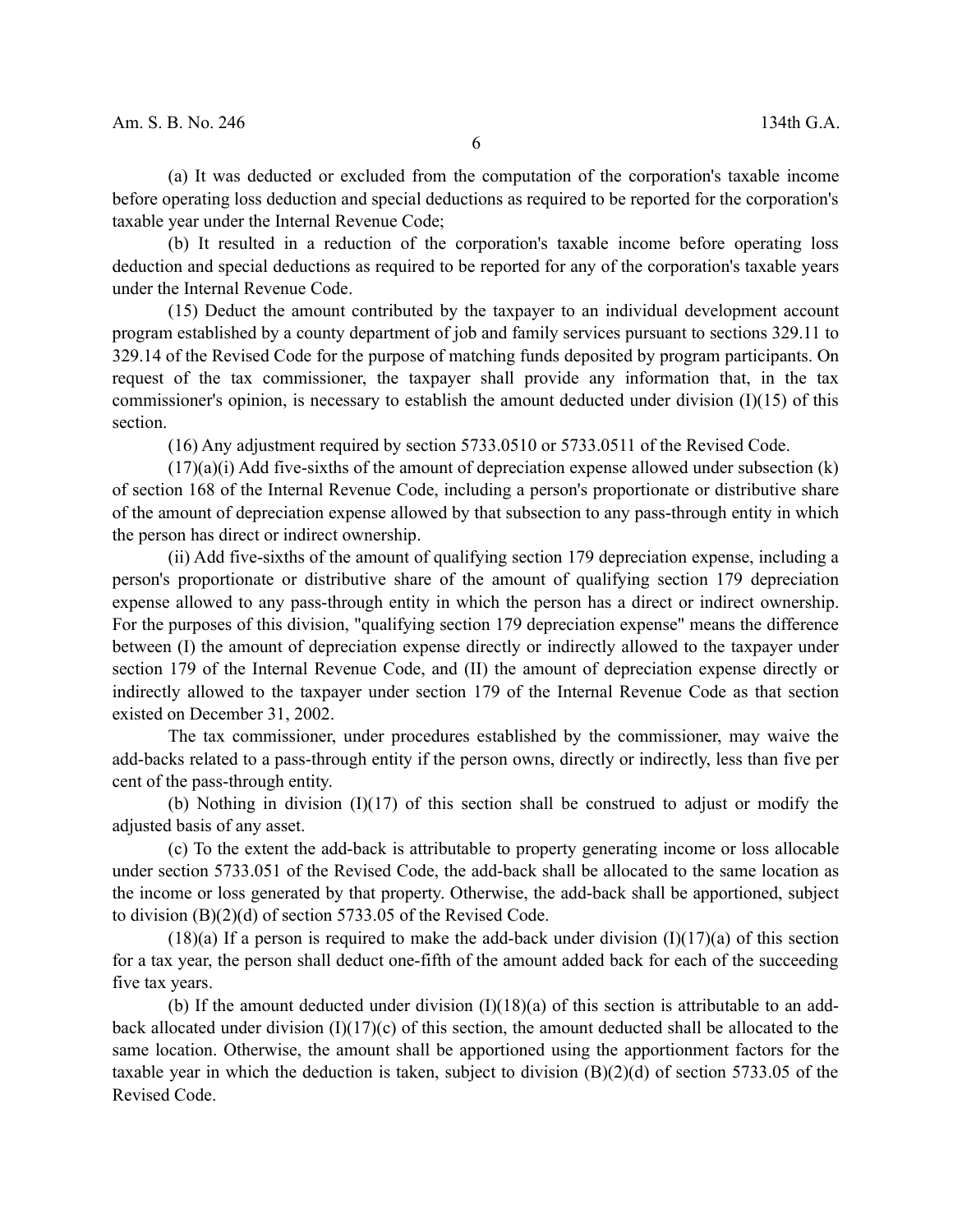(a) It was deducted or excluded from the computation of the corporation's taxable income before operating loss deduction and special deductions as required to be reported for the corporation's taxable year under the Internal Revenue Code;

(b) It resulted in a reduction of the corporation's taxable income before operating loss deduction and special deductions as required to be reported for any of the corporation's taxable years under the Internal Revenue Code.

(15) Deduct the amount contributed by the taxpayer to an individual development account program established by a county department of job and family services pursuant to sections 329.11 to 329.14 of the Revised Code for the purpose of matching funds deposited by program participants. On request of the tax commissioner, the taxpayer shall provide any information that, in the tax commissioner's opinion, is necessary to establish the amount deducted under division (I)(15) of this section.

(16) Any adjustment required by section 5733.0510 or 5733.0511 of the Revised Code.

(17)(a)(i) Add five-sixths of the amount of depreciation expense allowed under subsection (k) of section 168 of the Internal Revenue Code, including a person's proportionate or distributive share of the amount of depreciation expense allowed by that subsection to any pass-through entity in which the person has direct or indirect ownership.

(ii) Add five-sixths of the amount of qualifying section 179 depreciation expense, including a person's proportionate or distributive share of the amount of qualifying section 179 depreciation expense allowed to any pass-through entity in which the person has a direct or indirect ownership. For the purposes of this division, "qualifying section 179 depreciation expense" means the difference between (I) the amount of depreciation expense directly or indirectly allowed to the taxpayer under section 179 of the Internal Revenue Code, and (II) the amount of depreciation expense directly or indirectly allowed to the taxpayer under section 179 of the Internal Revenue Code as that section existed on December 31, 2002.

The tax commissioner, under procedures established by the commissioner, may waive the add-backs related to a pass-through entity if the person owns, directly or indirectly, less than five per cent of the pass-through entity.

(b) Nothing in division (I)(17) of this section shall be construed to adjust or modify the adjusted basis of any asset.

(c) To the extent the add-back is attributable to property generating income or loss allocable under section 5733.051 of the Revised Code, the add-back shall be allocated to the same location as the income or loss generated by that property. Otherwise, the add-back shall be apportioned, subject to division (B)(2)(d) of section 5733.05 of the Revised Code.

(18)(a) If a person is required to make the add-back under division (I)(17)(a) of this section for a tax year, the person shall deduct one-fifth of the amount added back for each of the succeeding five tax years.

(b) If the amount deducted under division (I)(18)(a) of this section is attributable to an add-back allocated under division (I)(17)(c) of this section, the amount deducted shall be allocated to the same location. Otherwise, the amount shall be apportioned using the apportionment factors for the taxable year in which the deduction is taken, subject to division (B)(2)(d) of section 5733.05 of the Revised Code.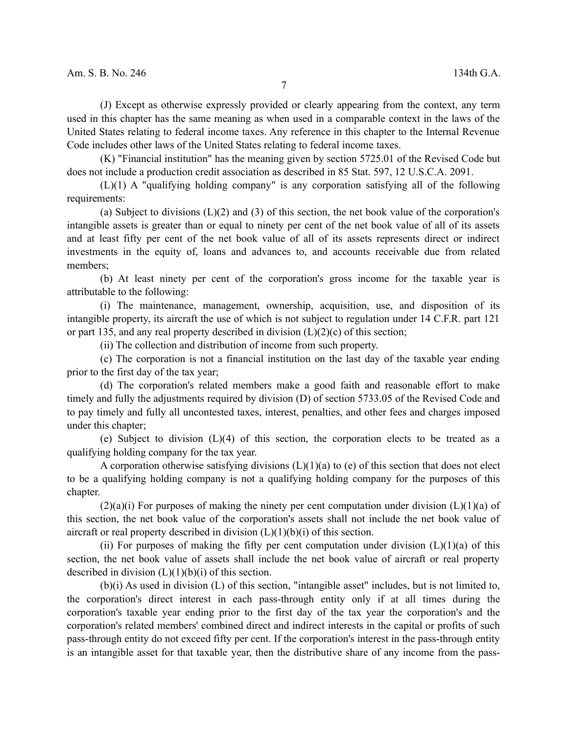(J) Except as otherwise expressly provided or clearly appearing from the context, any term used in this chapter has the same meaning as when used in a comparable context in the laws of the United States relating to federal income taxes. Any reference in this chapter to the Internal Revenue Code includes other laws of the United States relating to federal income taxes.

(K) "Financial institution" has the meaning given by section 5725.01 of the Revised Code but does not include a production credit association as described in 85 Stat. 597, 12 U.S.C.A. 2091.

(L)(1) A "qualifying holding company" is any corporation satisfying all of the following requirements:

(a) Subject to divisions (L)(2) and (3) of this section, the net book value of the corporation's intangible assets is greater than or equal to ninety per cent of the net book value of all of its assets and at least fifty per cent of the net book value of all of its assets represents direct or indirect investments in the equity of, loans and advances to, and accounts receivable due from related members;

(b) At least ninety per cent of the corporation's gross income for the taxable year is attributable to the following:

(i) The maintenance, management, ownership, acquisition, use, and disposition of its intangible property, its aircraft the use of which is not subject to regulation under 14 C.F.R. part 121 or part 135, and any real property described in division (L)(2)(c) of this section;

(ii) The collection and distribution of income from such property.

(c) The corporation is not a financial institution on the last day of the taxable year ending prior to the first day of the tax year;

(d) The corporation's related members make a good faith and reasonable effort to make timely and fully the adjustments required by division (D) of section 5733.05 of the Revised Code and to pay timely and fully all uncontested taxes, interest, penalties, and other fees and charges imposed under this chapter;

(e) Subject to division (L)(4) of this section, the corporation elects to be treated as a qualifying holding company for the tax year.

A corporation otherwise satisfying divisions (L)(1)(a) to (e) of this section that does not elect to be a qualifying holding company is not a qualifying holding company for the purposes of this chapter.

(2)(a)(i) For purposes of making the ninety per cent computation under division (L)(1)(a) of this section, the net book value of the corporation's assets shall not include the net book value of aircraft or real property described in division (L)(1)(b)(i) of this section.

(ii) For purposes of making the fifty per cent computation under division (L)(1)(a) of this section, the net book value of assets shall include the net book value of aircraft or real property described in division (L)(1)(b)(i) of this section.

(b)(i) As used in division (L) of this section, "intangible asset" includes, but is not limited to, the corporation's direct interest in each pass-through entity only if at all times during the corporation's taxable year ending prior to the first day of the tax year the corporation's and the corporation's related members' combined direct and indirect interests in the capital or profits of such pass-through entity do not exceed fifty per cent. If the corporation's interest in the pass-through entity is an intangible asset for that taxable year, then the distributive share of any income from the pass-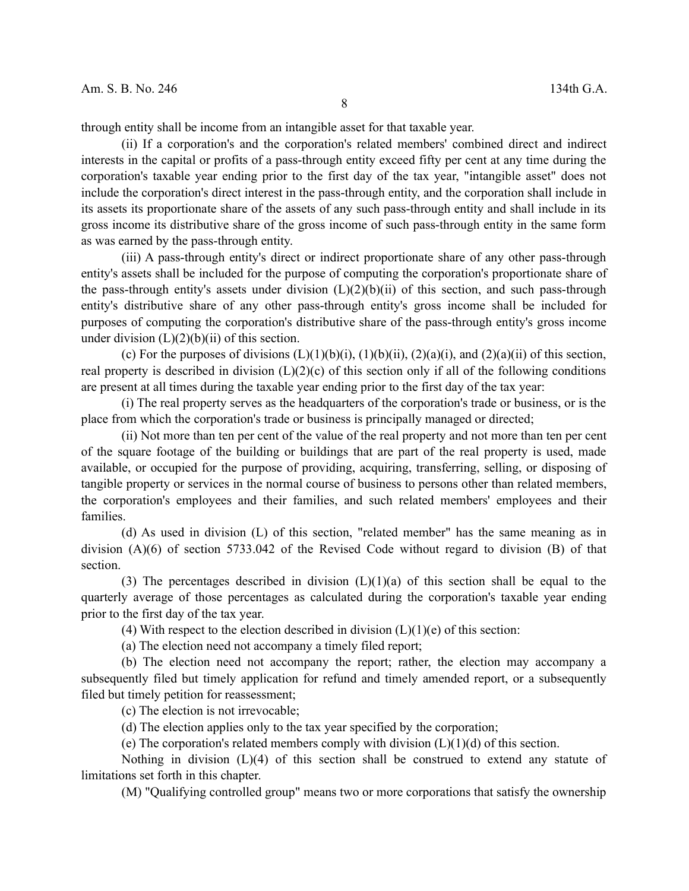through entity shall be income from an intangible asset for that taxable year.

(ii) If a corporation's and the corporation's related members' combined direct and indirect interests in the capital or profits of a pass-through entity exceed fifty per cent at any time during the corporation's taxable year ending prior to the first day of the tax year, "intangible asset" does not include the corporation's direct interest in the pass-through entity, and the corporation shall include in its assets its proportionate share of the assets of any such pass-through entity and shall include in its gross income its distributive share of the gross income of such pass-through entity in the same form as was earned by the pass-through entity.

(iii) A pass-through entity's direct or indirect proportionate share of any other pass-through entity's assets shall be included for the purpose of computing the corporation's proportionate share of the pass-through entity's assets under division (L)(2)(b)(ii) of this section, and such pass-through entity's distributive share of any other pass-through entity's gross income shall be included for purposes of computing the corporation's distributive share of the pass-through entity's gross income under division (L)(2)(b)(ii) of this section.

(c) For the purposes of divisions (L)(1)(b)(i), (1)(b)(ii), (2)(a)(i), and (2)(a)(ii) of this section, real property is described in division (L)(2)(c) of this section only if all of the following conditions are present at all times during the taxable year ending prior to the first day of the tax year:

(i) The real property serves as the headquarters of the corporation's trade or business, or is the place from which the corporation's trade or business is principally managed or directed;

(ii) Not more than ten per cent of the value of the real property and not more than ten per cent of the square footage of the building or buildings that are part of the real property is used, made available, or occupied for the purpose of providing, acquiring, transferring, selling, or disposing of tangible property or services in the normal course of business to persons other than related members, the corporation's employees and their families, and such related members' employees and their families.

(d) As used in division (L) of this section, "related member" has the same meaning as in division (A)(6) of section 5733.042 of the Revised Code without regard to division (B) of that section.

(3) The percentages described in division (L)(1)(a) of this section shall be equal to the quarterly average of those percentages as calculated during the corporation's taxable year ending prior to the first day of the tax year.

(4) With respect to the election described in division (L)(1)(e) of this section:

(a) The election need not accompany a timely filed report;

(b) The election need not accompany the report; rather, the election may accompany a subsequently filed but timely application for refund and timely amended report, or a subsequently filed but timely petition for reassessment;

(c) The election is not irrevocable;

(d) The election applies only to the tax year specified by the corporation;

(e) The corporation's related members comply with division (L)(1)(d) of this section.

Nothing in division (L)(4) of this section shall be construed to extend any statute of limitations set forth in this chapter.

(M) "Qualifying controlled group" means two or more corporations that satisfy the ownership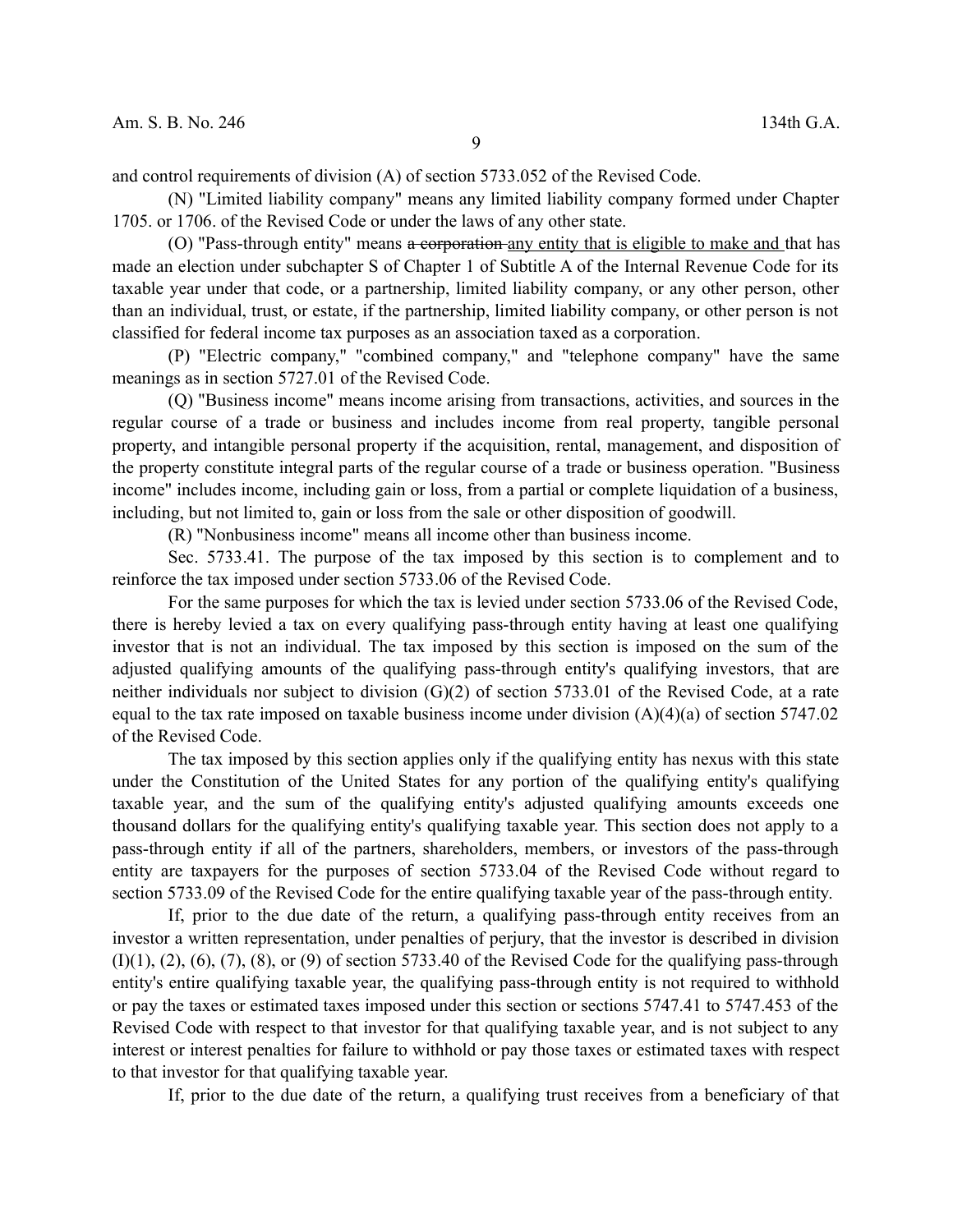and control requirements of division (A) of section 5733.052 of the Revised Code.

(N) "Limited liability company" means any limited liability company formed under Chapter 1705. or 1706. of the Revised Code or under the laws of any other state.

(O) "Pass-through entity" means ~~a corporation~~ any entity that is eligible to make and that has made an election under subchapter S of Chapter 1 of Subtitle A of the Internal Revenue Code for its taxable year under that code, or a partnership, limited liability company, or any other person, other than an individual, trust, or estate, if the partnership, limited liability company, or other person is not classified for federal income tax purposes as an association taxed as a corporation.

(P) "Electric company," "combined company," and "telephone company" have the same meanings as in section 5727.01 of the Revised Code.

(Q) "Business income" means income arising from transactions, activities, and sources in the regular course of a trade or business and includes income from real property, tangible personal property, and intangible personal property if the acquisition, rental, management, and disposition of the property constitute integral parts of the regular course of a trade or business operation. "Business income" includes income, including gain or loss, from a partial or complete liquidation of a business, including, but not limited to, gain or loss from the sale or other disposition of goodwill.

(R) "Nonbusiness income" means all income other than business income.

Sec. 5733.41. The purpose of the tax imposed by this section is to complement and to reinforce the tax imposed under section 5733.06 of the Revised Code.

For the same purposes for which the tax is levied under section 5733.06 of the Revised Code, there is hereby levied a tax on every qualifying pass-through entity having at least one qualifying investor that is not an individual. The tax imposed by this section is imposed on the sum of the adjusted qualifying amounts of the qualifying pass-through entity's qualifying investors, that are neither individuals nor subject to division (G)(2) of section 5733.01 of the Revised Code, at a rate equal to the tax rate imposed on taxable business income under division (A)(4)(a) of section 5747.02 of the Revised Code.

The tax imposed by this section applies only if the qualifying entity has nexus with this state under the Constitution of the United States for any portion of the qualifying entity's qualifying taxable year, and the sum of the qualifying entity's adjusted qualifying amounts exceeds one thousand dollars for the qualifying entity's qualifying taxable year. This section does not apply to a pass-through entity if all of the partners, shareholders, members, or investors of the pass-through entity are taxpayers for the purposes of section 5733.04 of the Revised Code without regard to section 5733.09 of the Revised Code for the entire qualifying taxable year of the pass-through entity.

If, prior to the due date of the return, a qualifying pass-through entity receives from an investor a written representation, under penalties of perjury, that the investor is described in division (I)(1), (2), (6), (7), (8), or (9) of section 5733.40 of the Revised Code for the qualifying pass-through entity's entire qualifying taxable year, the qualifying pass-through entity is not required to withhold or pay the taxes or estimated taxes imposed under this section or sections 5747.41 to 5747.453 of the Revised Code with respect to that investor for that qualifying taxable year, and is not subject to any interest or interest penalties for failure to withhold or pay those taxes or estimated taxes with respect to that investor for that qualifying taxable year.

If, prior to the due date of the return, a qualifying trust receives from a beneficiary of that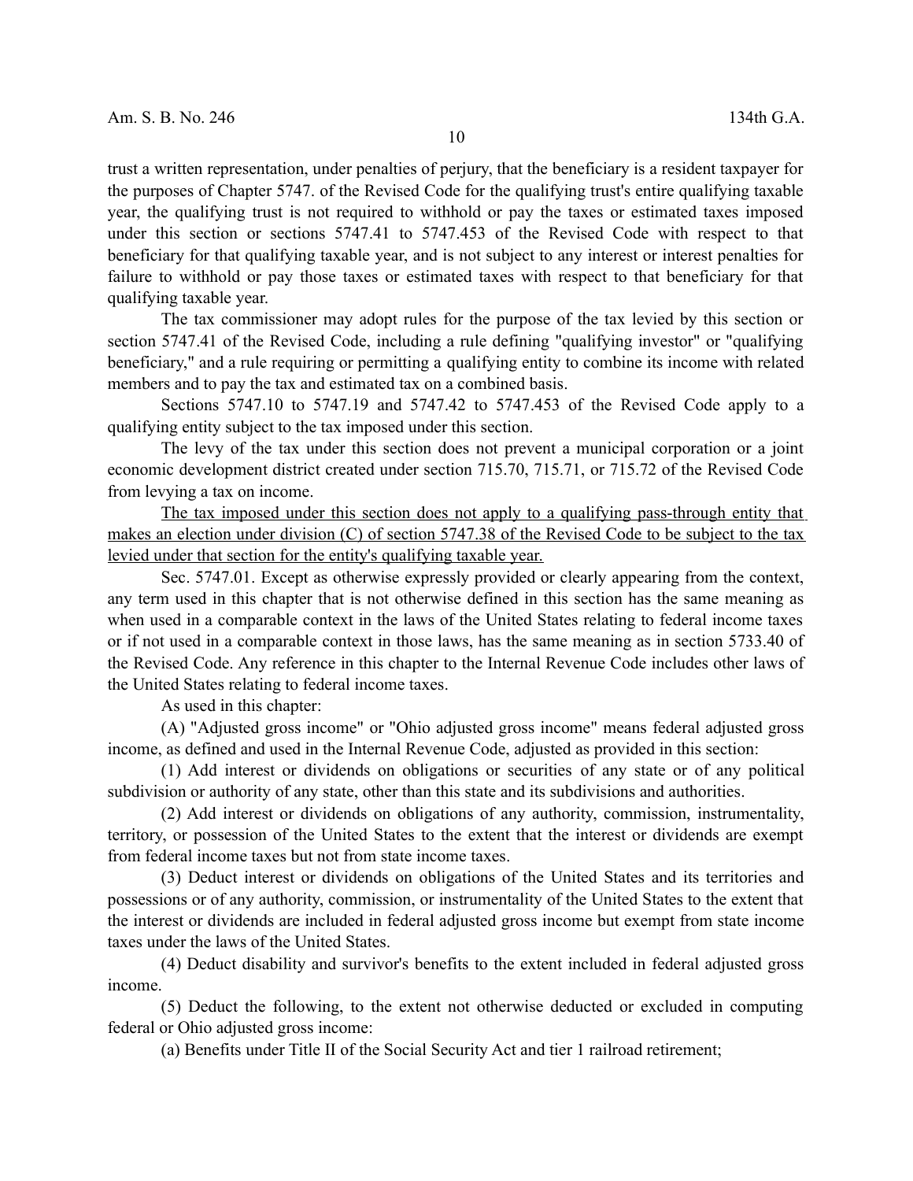trust a written representation, under penalties of perjury, that the beneficiary is a resident taxpayer for the purposes of Chapter 5747. of the Revised Code for the qualifying trust's entire qualifying taxable year, the qualifying trust is not required to withhold or pay the taxes or estimated taxes imposed under this section or sections 5747.41 to 5747.453 of the Revised Code with respect to that beneficiary for that qualifying taxable year, and is not subject to any interest or interest penalties for failure to withhold or pay those taxes or estimated taxes with respect to that beneficiary for that qualifying taxable year.

The tax commissioner may adopt rules for the purpose of the tax levied by this section or section 5747.41 of the Revised Code, including a rule defining "qualifying investor" or "qualifying beneficiary," and a rule requiring or permitting a qualifying entity to combine its income with related members and to pay the tax and estimated tax on a combined basis.

Sections 5747.10 to 5747.19 and 5747.42 to 5747.453 of the Revised Code apply to a qualifying entity subject to the tax imposed under this section.

The levy of the tax under this section does not prevent a municipal corporation or a joint economic development district created under section 715.70, 715.71, or 715.72 of the Revised Code from levying a tax on income.

<u>The tax imposed under this section does not apply to a qualifying pass-through entity that makes an election under division (C) of section 5747.38 of the Revised Code to be subject to the tax levied under that section for the entity's qualifying taxable year.</u>

Sec. 5747.01. Except as otherwise expressly provided or clearly appearing from the context, any term used in this chapter that is not otherwise defined in this section has the same meaning as when used in a comparable context in the laws of the United States relating to federal income taxes or if not used in a comparable context in those laws, has the same meaning as in section 5733.40 of the Revised Code. Any reference in this chapter to the Internal Revenue Code includes other laws of the United States relating to federal income taxes.

As used in this chapter:

(A) "Adjusted gross income" or "Ohio adjusted gross income" means federal adjusted gross income, as defined and used in the Internal Revenue Code, adjusted as provided in this section:

(1) Add interest or dividends on obligations or securities of any state or of any political subdivision or authority of any state, other than this state and its subdivisions and authorities.

(2) Add interest or dividends on obligations of any authority, commission, instrumentality, territory, or possession of the United States to the extent that the interest or dividends are exempt from federal income taxes but not from state income taxes.

(3) Deduct interest or dividends on obligations of the United States and its territories and possessions or of any authority, commission, or instrumentality of the United States to the extent that the interest or dividends are included in federal adjusted gross income but exempt from state income taxes under the laws of the United States.

(4) Deduct disability and survivor's benefits to the extent included in federal adjusted gross income.

(5) Deduct the following, to the extent not otherwise deducted or excluded in computing federal or Ohio adjusted gross income:

(a) Benefits under Title II of the Social Security Act and tier 1 railroad retirement;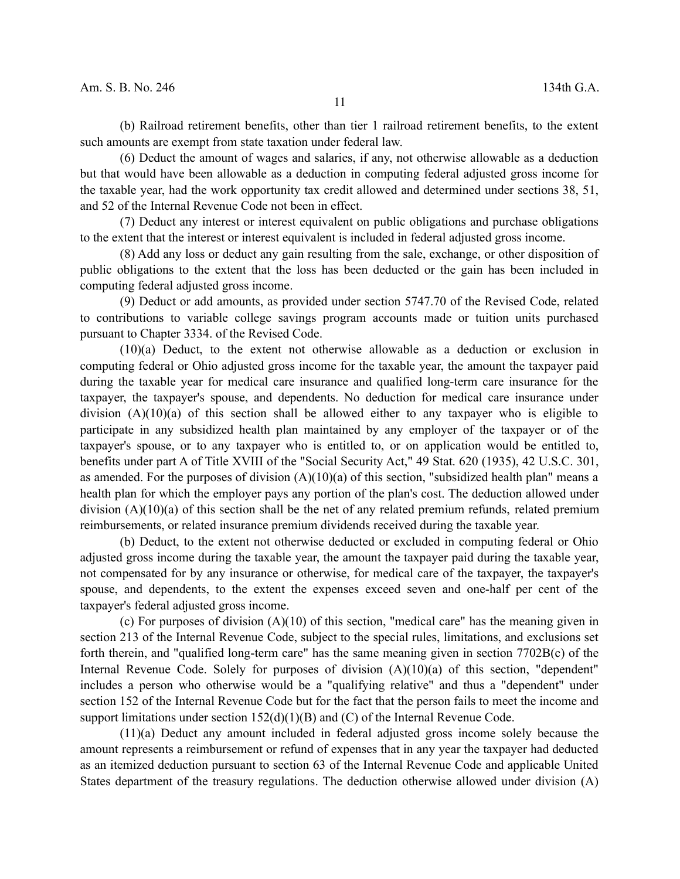(b) Railroad retirement benefits, other than tier 1 railroad retirement benefits, to the extent such amounts are exempt from state taxation under federal law.

(6) Deduct the amount of wages and salaries, if any, not otherwise allowable as a deduction but that would have been allowable as a deduction in computing federal adjusted gross income for the taxable year, had the work opportunity tax credit allowed and determined under sections 38, 51, and 52 of the Internal Revenue Code not been in effect.

(7) Deduct any interest or interest equivalent on public obligations and purchase obligations to the extent that the interest or interest equivalent is included in federal adjusted gross income.

(8) Add any loss or deduct any gain resulting from the sale, exchange, or other disposition of public obligations to the extent that the loss has been deducted or the gain has been included in computing federal adjusted gross income.

(9) Deduct or add amounts, as provided under section 5747.70 of the Revised Code, related to contributions to variable college savings program accounts made or tuition units purchased pursuant to Chapter 3334. of the Revised Code.

(10)(a) Deduct, to the extent not otherwise allowable as a deduction or exclusion in computing federal or Ohio adjusted gross income for the taxable year, the amount the taxpayer paid during the taxable year for medical care insurance and qualified long-term care insurance for the taxpayer, the taxpayer's spouse, and dependents. No deduction for medical care insurance under division (A)(10)(a) of this section shall be allowed either to any taxpayer who is eligible to participate in any subsidized health plan maintained by any employer of the taxpayer or of the taxpayer's spouse, or to any taxpayer who is entitled to, or on application would be entitled to, benefits under part A of Title XVIII of the "Social Security Act," 49 Stat. 620 (1935), 42 U.S.C. 301, as amended. For the purposes of division (A)(10)(a) of this section, "subsidized health plan" means a health plan for which the employer pays any portion of the plan's cost. The deduction allowed under division (A)(10)(a) of this section shall be the net of any related premium refunds, related premium reimbursements, or related insurance premium dividends received during the taxable year.

(b) Deduct, to the extent not otherwise deducted or excluded in computing federal or Ohio adjusted gross income during the taxable year, the amount the taxpayer paid during the taxable year, not compensated for by any insurance or otherwise, for medical care of the taxpayer, the taxpayer's spouse, and dependents, to the extent the expenses exceed seven and one-half per cent of the taxpayer's federal adjusted gross income.

(c) For purposes of division (A)(10) of this section, "medical care" has the meaning given in section 213 of the Internal Revenue Code, subject to the special rules, limitations, and exclusions set forth therein, and "qualified long-term care" has the same meaning given in section 7702B(c) of the Internal Revenue Code. Solely for purposes of division (A)(10)(a) of this section, "dependent" includes a person who otherwise would be a "qualifying relative" and thus a "dependent" under section 152 of the Internal Revenue Code but for the fact that the person fails to meet the income and support limitations under section 152(d)(1)(B) and (C) of the Internal Revenue Code.

(11)(a) Deduct any amount included in federal adjusted gross income solely because the amount represents a reimbursement or refund of expenses that in any year the taxpayer had deducted as an itemized deduction pursuant to section 63 of the Internal Revenue Code and applicable United States department of the treasury regulations. The deduction otherwise allowed under division (A)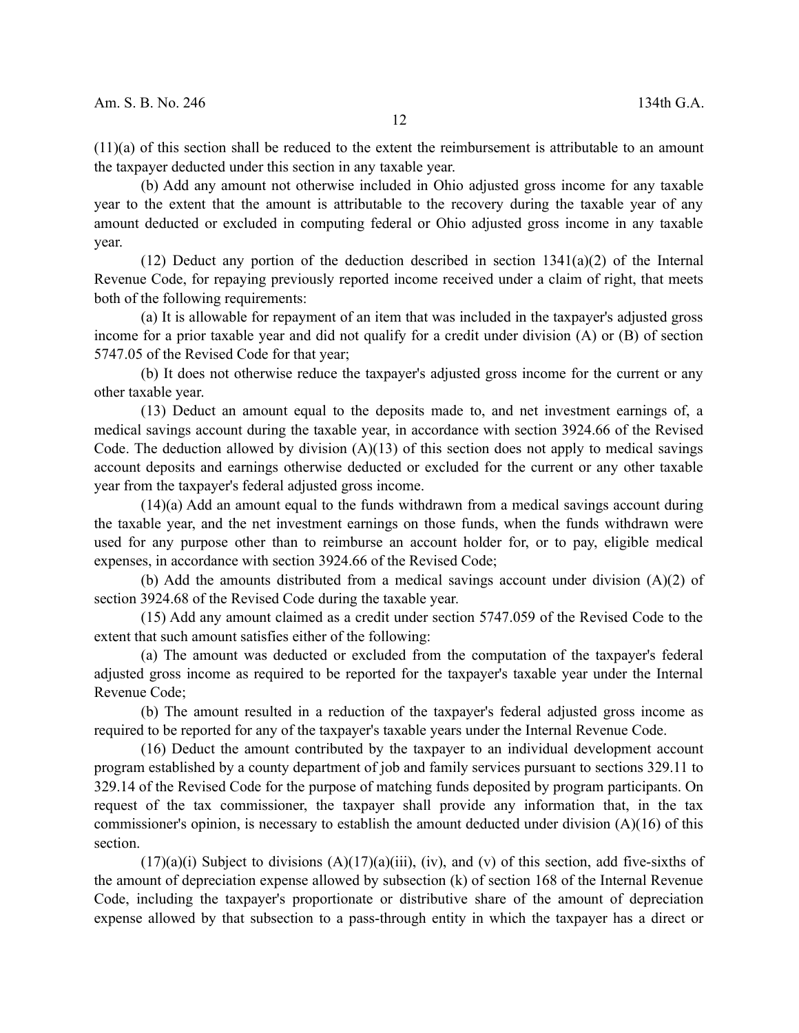(11)(a) of this section shall be reduced to the extent the reimbursement is attributable to an amount the taxpayer deducted under this section in any taxable year.

(b) Add any amount not otherwise included in Ohio adjusted gross income for any taxable year to the extent that the amount is attributable to the recovery during the taxable year of any amount deducted or excluded in computing federal or Ohio adjusted gross income in any taxable year.

(12) Deduct any portion of the deduction described in section 1341(a)(2) of the Internal Revenue Code, for repaying previously reported income received under a claim of right, that meets both of the following requirements:

(a) It is allowable for repayment of an item that was included in the taxpayer's adjusted gross income for a prior taxable year and did not qualify for a credit under division (A) or (B) of section 5747.05 of the Revised Code for that year;

(b) It does not otherwise reduce the taxpayer's adjusted gross income for the current or any other taxable year.

(13) Deduct an amount equal to the deposits made to, and net investment earnings of, a medical savings account during the taxable year, in accordance with section 3924.66 of the Revised Code. The deduction allowed by division (A)(13) of this section does not apply to medical savings account deposits and earnings otherwise deducted or excluded for the current or any other taxable year from the taxpayer's federal adjusted gross income.

(14)(a) Add an amount equal to the funds withdrawn from a medical savings account during the taxable year, and the net investment earnings on those funds, when the funds withdrawn were used for any purpose other than to reimburse an account holder for, or to pay, eligible medical expenses, in accordance with section 3924.66 of the Revised Code;

(b) Add the amounts distributed from a medical savings account under division (A)(2) of section 3924.68 of the Revised Code during the taxable year.

(15) Add any amount claimed as a credit under section 5747.059 of the Revised Code to the extent that such amount satisfies either of the following:

(a) The amount was deducted or excluded from the computation of the taxpayer's federal adjusted gross income as required to be reported for the taxpayer's taxable year under the Internal Revenue Code;

(b) The amount resulted in a reduction of the taxpayer's federal adjusted gross income as required to be reported for any of the taxpayer's taxable years under the Internal Revenue Code.

(16) Deduct the amount contributed by the taxpayer to an individual development account program established by a county department of job and family services pursuant to sections 329.11 to 329.14 of the Revised Code for the purpose of matching funds deposited by program participants. On request of the tax commissioner, the taxpayer shall provide any information that, in the tax commissioner's opinion, is necessary to establish the amount deducted under division (A)(16) of this section.

(17)(a)(i) Subject to divisions (A)(17)(a)(iii), (iv), and (v) of this section, add five-sixths of the amount of depreciation expense allowed by subsection (k) of section 168 of the Internal Revenue Code, including the taxpayer's proportionate or distributive share of the amount of depreciation expense allowed by that subsection to a pass-through entity in which the taxpayer has a direct or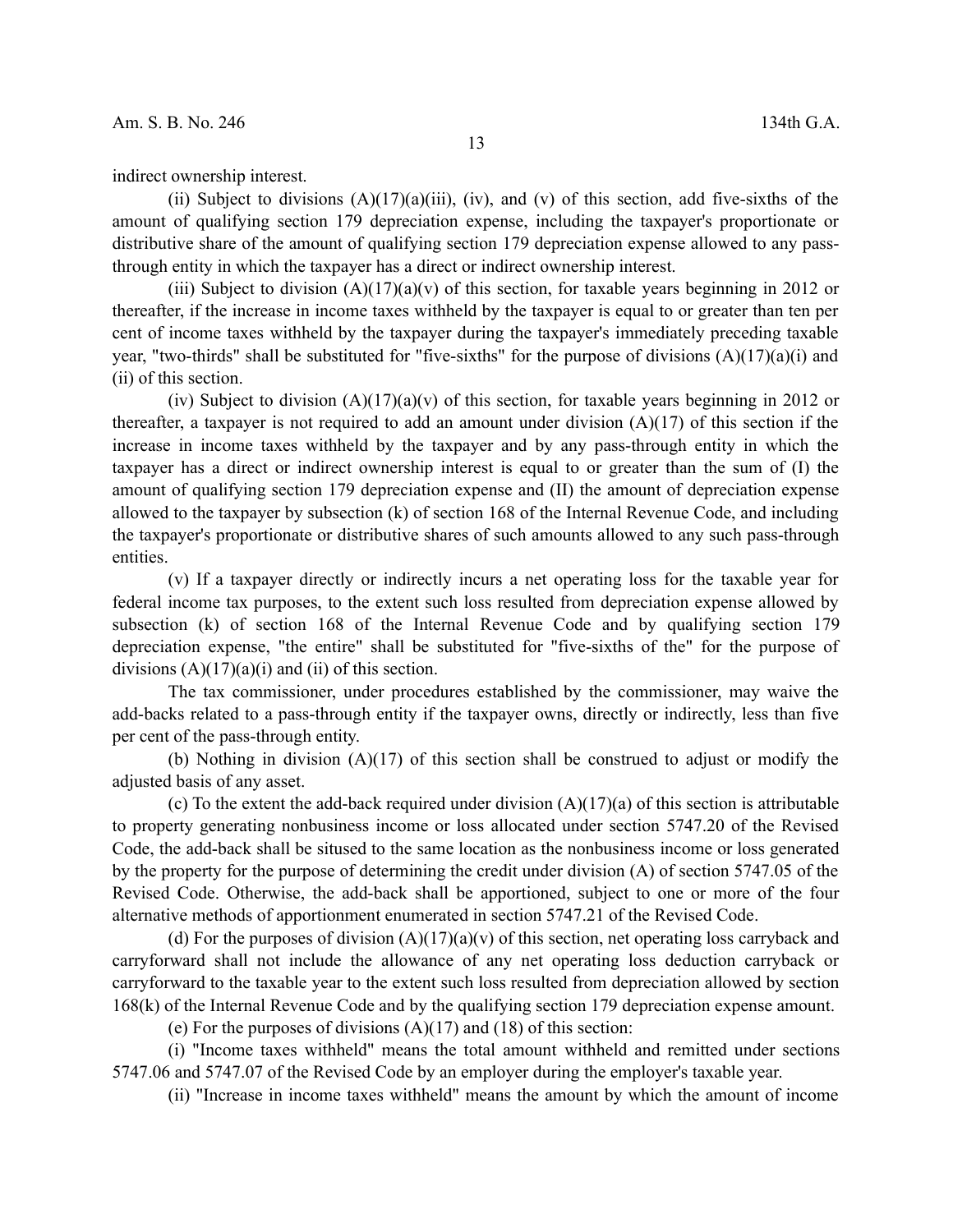indirect ownership interest.

(ii) Subject to divisions (A)(17)(a)(iii), (iv), and (v) of this section, add five-sixths of the amount of qualifying section 179 depreciation expense, including the taxpayer's proportionate or distributive share of the amount of qualifying section 179 depreciation expense allowed to any pass-through entity in which the taxpayer has a direct or indirect ownership interest.

(iii) Subject to division (A)(17)(a)(v) of this section, for taxable years beginning in 2012 or thereafter, if the increase in income taxes withheld by the taxpayer is equal to or greater than ten per cent of income taxes withheld by the taxpayer during the taxpayer's immediately preceding taxable year, "two-thirds" shall be substituted for "five-sixths" for the purpose of divisions (A)(17)(a)(i) and (ii) of this section.

(iv) Subject to division (A)(17)(a)(v) of this section, for taxable years beginning in 2012 or thereafter, a taxpayer is not required to add an amount under division (A)(17) of this section if the increase in income taxes withheld by the taxpayer and by any pass-through entity in which the taxpayer has a direct or indirect ownership interest is equal to or greater than the sum of (I) the amount of qualifying section 179 depreciation expense and (II) the amount of depreciation expense allowed to the taxpayer by subsection (k) of section 168 of the Internal Revenue Code, and including the taxpayer's proportionate or distributive shares of such amounts allowed to any such pass-through entities.

(v) If a taxpayer directly or indirectly incurs a net operating loss for the taxable year for federal income tax purposes, to the extent such loss resulted from depreciation expense allowed by subsection (k) of section 168 of the Internal Revenue Code and by qualifying section 179 depreciation expense, "the entire" shall be substituted for "five-sixths of the" for the purpose of divisions (A)(17)(a)(i) and (ii) of this section.

The tax commissioner, under procedures established by the commissioner, may waive the add-backs related to a pass-through entity if the taxpayer owns, directly or indirectly, less than five per cent of the pass-through entity.

(b) Nothing in division (A)(17) of this section shall be construed to adjust or modify the adjusted basis of any asset.

(c) To the extent the add-back required under division (A)(17)(a) of this section is attributable to property generating nonbusiness income or loss allocated under section 5747.20 of the Revised Code, the add-back shall be sitused to the same location as the nonbusiness income or loss generated by the property for the purpose of determining the credit under division (A) of section 5747.05 of the Revised Code. Otherwise, the add-back shall be apportioned, subject to one or more of the four alternative methods of apportionment enumerated in section 5747.21 of the Revised Code.

(d) For the purposes of division (A)(17)(a)(v) of this section, net operating loss carryback and carryforward shall not include the allowance of any net operating loss deduction carryback or carryforward to the taxable year to the extent such loss resulted from depreciation allowed by section 168(k) of the Internal Revenue Code and by the qualifying section 179 depreciation expense amount.

(e) For the purposes of divisions (A)(17) and (18) of this section:

(i) "Income taxes withheld" means the total amount withheld and remitted under sections 5747.06 and 5747.07 of the Revised Code by an employer during the employer's taxable year.

(ii) "Increase in income taxes withheld" means the amount by which the amount of income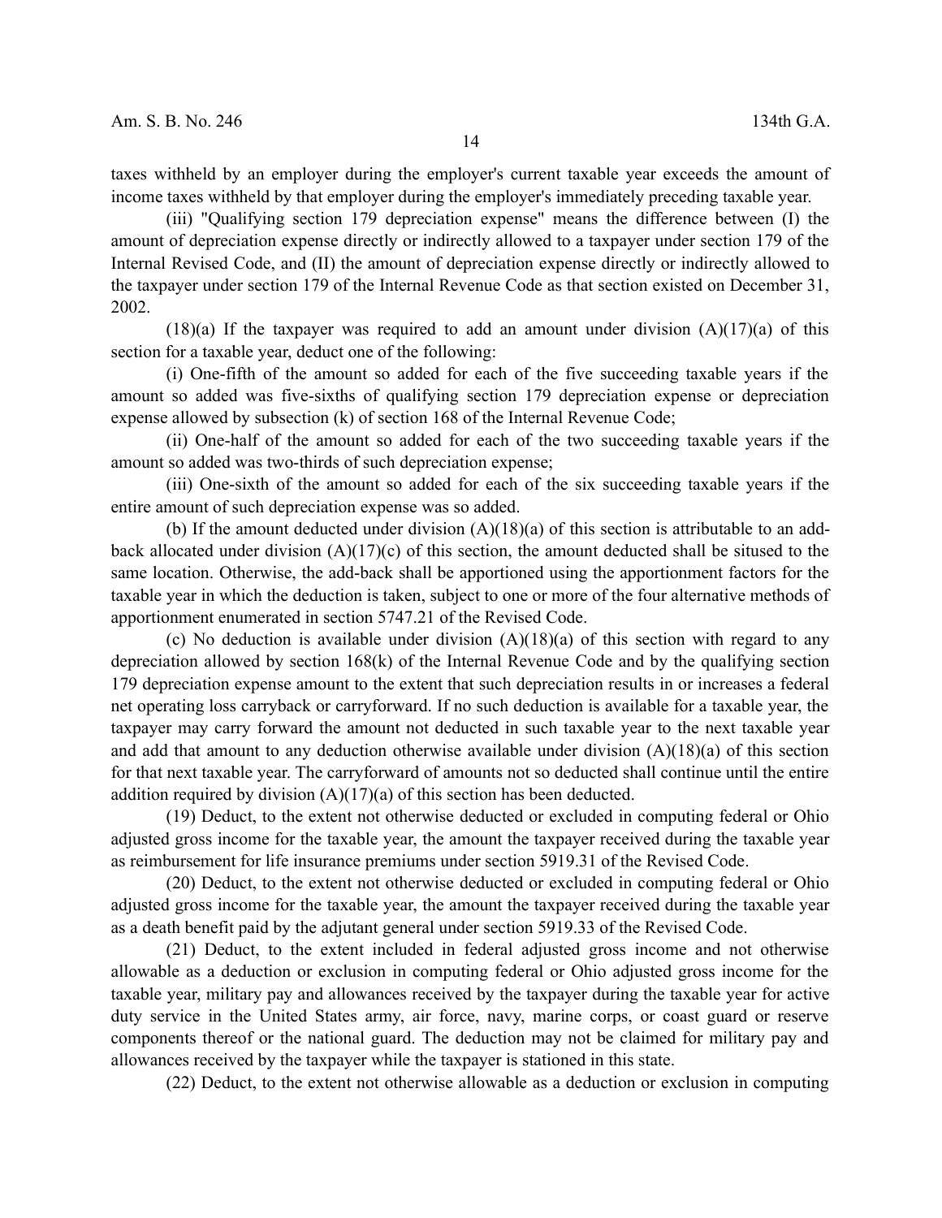taxes withheld by an employer during the employer's current taxable year exceeds the amount of income taxes withheld by that employer during the employer's immediately preceding taxable year.

(iii) "Qualifying section 179 depreciation expense" means the difference between (I) the amount of depreciation expense directly or indirectly allowed to a taxpayer under section 179 of the Internal Revised Code, and (II) the amount of depreciation expense directly or indirectly allowed to the taxpayer under section 179 of the Internal Revenue Code as that section existed on December 31, 2002.

(18)(a) If the taxpayer was required to add an amount under division (A)(17)(a) of this section for a taxable year, deduct one of the following:

(i) One-fifth of the amount so added for each of the five succeeding taxable years if the amount so added was five-sixths of qualifying section 179 depreciation expense or depreciation expense allowed by subsection (k) of section 168 of the Internal Revenue Code;

(ii) One-half of the amount so added for each of the two succeeding taxable years if the amount so added was two-thirds of such depreciation expense;

(iii) One-sixth of the amount so added for each of the six succeeding taxable years if the entire amount of such depreciation expense was so added.

(b) If the amount deducted under division (A)(18)(a) of this section is attributable to an add-back allocated under division (A)(17)(c) of this section, the amount deducted shall be sitused to the same location. Otherwise, the add-back shall be apportioned using the apportionment factors for the taxable year in which the deduction is taken, subject to one or more of the four alternative methods of apportionment enumerated in section 5747.21 of the Revised Code.

(c) No deduction is available under division (A)(18)(a) of this section with regard to any depreciation allowed by section 168(k) of the Internal Revenue Code and by the qualifying section 179 depreciation expense amount to the extent that such depreciation results in or increases a federal net operating loss carryback or carryforward. If no such deduction is available for a taxable year, the taxpayer may carry forward the amount not deducted in such taxable year to the next taxable year and add that amount to any deduction otherwise available under division (A)(18)(a) of this section for that next taxable year. The carryforward of amounts not so deducted shall continue until the entire addition required by division (A)(17)(a) of this section has been deducted.

(19) Deduct, to the extent not otherwise deducted or excluded in computing federal or Ohio adjusted gross income for the taxable year, the amount the taxpayer received during the taxable year as reimbursement for life insurance premiums under section 5919.31 of the Revised Code.

(20) Deduct, to the extent not otherwise deducted or excluded in computing federal or Ohio adjusted gross income for the taxable year, the amount the taxpayer received during the taxable year as a death benefit paid by the adjutant general under section 5919.33 of the Revised Code.

(21) Deduct, to the extent included in federal adjusted gross income and not otherwise allowable as a deduction or exclusion in computing federal or Ohio adjusted gross income for the taxable year, military pay and allowances received by the taxpayer during the taxable year for active duty service in the United States army, air force, navy, marine corps, or coast guard or reserve components thereof or the national guard. The deduction may not be claimed for military pay and allowances received by the taxpayer while the taxpayer is stationed in this state.

(22) Deduct, to the extent not otherwise allowable as a deduction or exclusion in computing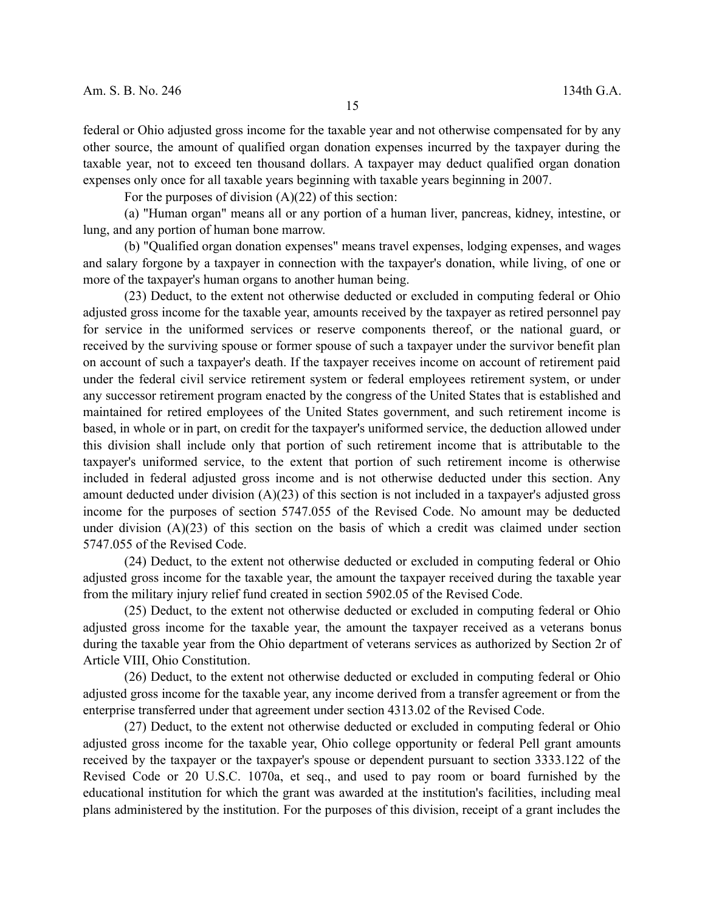federal or Ohio adjusted gross income for the taxable year and not otherwise compensated for by any other source, the amount of qualified organ donation expenses incurred by the taxpayer during the taxable year, not to exceed ten thousand dollars. A taxpayer may deduct qualified organ donation expenses only once for all taxable years beginning with taxable years beginning in 2007.

For the purposes of division (A)(22) of this section:

(a) "Human organ" means all or any portion of a human liver, pancreas, kidney, intestine, or lung, and any portion of human bone marrow.

(b) "Qualified organ donation expenses" means travel expenses, lodging expenses, and wages and salary forgone by a taxpayer in connection with the taxpayer's donation, while living, of one or more of the taxpayer's human organs to another human being.

(23) Deduct, to the extent not otherwise deducted or excluded in computing federal or Ohio adjusted gross income for the taxable year, amounts received by the taxpayer as retired personnel pay for service in the uniformed services or reserve components thereof, or the national guard, or received by the surviving spouse or former spouse of such a taxpayer under the survivor benefit plan on account of such a taxpayer's death. If the taxpayer receives income on account of retirement paid under the federal civil service retirement system or federal employees retirement system, or under any successor retirement program enacted by the congress of the United States that is established and maintained for retired employees of the United States government, and such retirement income is based, in whole or in part, on credit for the taxpayer's uniformed service, the deduction allowed under this division shall include only that portion of such retirement income that is attributable to the taxpayer's uniformed service, to the extent that portion of such retirement income is otherwise included in federal adjusted gross income and is not otherwise deducted under this section. Any amount deducted under division (A)(23) of this section is not included in a taxpayer's adjusted gross income for the purposes of section 5747.055 of the Revised Code. No amount may be deducted under division (A)(23) of this section on the basis of which a credit was claimed under section 5747.055 of the Revised Code.

(24) Deduct, to the extent not otherwise deducted or excluded in computing federal or Ohio adjusted gross income for the taxable year, the amount the taxpayer received during the taxable year from the military injury relief fund created in section 5902.05 of the Revised Code.

(25) Deduct, to the extent not otherwise deducted or excluded in computing federal or Ohio adjusted gross income for the taxable year, the amount the taxpayer received as a veterans bonus during the taxable year from the Ohio department of veterans services as authorized by Section 2r of Article VIII, Ohio Constitution.

(26) Deduct, to the extent not otherwise deducted or excluded in computing federal or Ohio adjusted gross income for the taxable year, any income derived from a transfer agreement or from the enterprise transferred under that agreement under section 4313.02 of the Revised Code.

(27) Deduct, to the extent not otherwise deducted or excluded in computing federal or Ohio adjusted gross income for the taxable year, Ohio college opportunity or federal Pell grant amounts received by the taxpayer or the taxpayer's spouse or dependent pursuant to section 3333.122 of the Revised Code or 20 U.S.C. 1070a, et seq., and used to pay room or board furnished by the educational institution for which the grant was awarded at the institution's facilities, including meal plans administered by the institution. For the purposes of this division, receipt of a grant includes the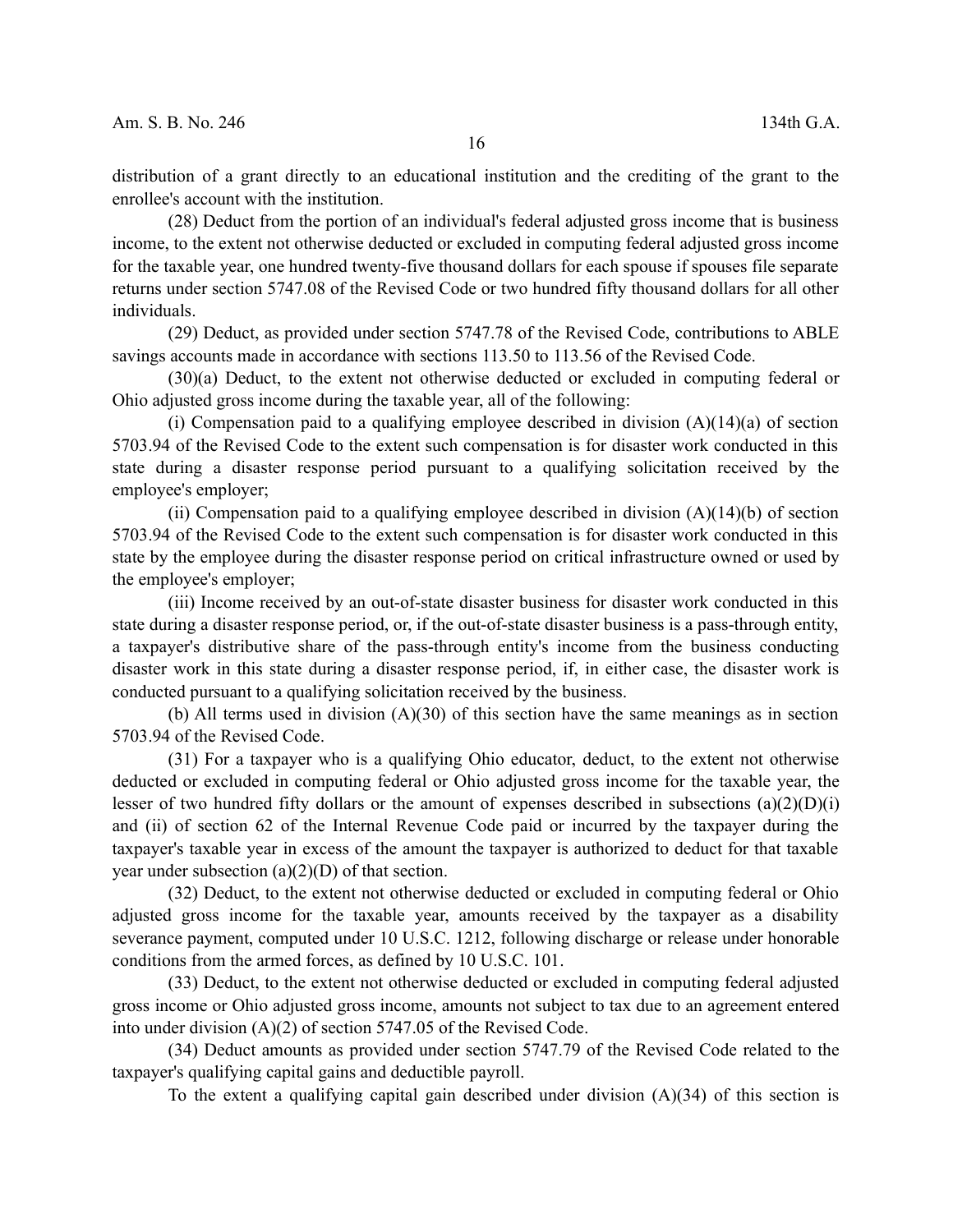distribution of a grant directly to an educational institution and the crediting of the grant to the enrollee's account with the institution.

(28) Deduct from the portion of an individual's federal adjusted gross income that is business income, to the extent not otherwise deducted or excluded in computing federal adjusted gross income for the taxable year, one hundred twenty-five thousand dollars for each spouse if spouses file separate returns under section 5747.08 of the Revised Code or two hundred fifty thousand dollars for all other individuals.

(29) Deduct, as provided under section 5747.78 of the Revised Code, contributions to ABLE savings accounts made in accordance with sections 113.50 to 113.56 of the Revised Code.

(30)(a) Deduct, to the extent not otherwise deducted or excluded in computing federal or Ohio adjusted gross income during the taxable year, all of the following:

(i) Compensation paid to a qualifying employee described in division (A)(14)(a) of section 5703.94 of the Revised Code to the extent such compensation is for disaster work conducted in this state during a disaster response period pursuant to a qualifying solicitation received by the employee's employer;

(ii) Compensation paid to a qualifying employee described in division (A)(14)(b) of section 5703.94 of the Revised Code to the extent such compensation is for disaster work conducted in this state by the employee during the disaster response period on critical infrastructure owned or used by the employee's employer;

(iii) Income received by an out-of-state disaster business for disaster work conducted in this state during a disaster response period, or, if the out-of-state disaster business is a pass-through entity, a taxpayer's distributive share of the pass-through entity's income from the business conducting disaster work in this state during a disaster response period, if, in either case, the disaster work is conducted pursuant to a qualifying solicitation received by the business.

(b) All terms used in division (A)(30) of this section have the same meanings as in section 5703.94 of the Revised Code.

(31) For a taxpayer who is a qualifying Ohio educator, deduct, to the extent not otherwise deducted or excluded in computing federal or Ohio adjusted gross income for the taxable year, the lesser of two hundred fifty dollars or the amount of expenses described in subsections (a)(2)(D)(i) and (ii) of section 62 of the Internal Revenue Code paid or incurred by the taxpayer during the taxpayer's taxable year in excess of the amount the taxpayer is authorized to deduct for that taxable year under subsection (a)(2)(D) of that section.

(32) Deduct, to the extent not otherwise deducted or excluded in computing federal or Ohio adjusted gross income for the taxable year, amounts received by the taxpayer as a disability severance payment, computed under 10 U.S.C. 1212, following discharge or release under honorable conditions from the armed forces, as defined by 10 U.S.C. 101.

(33) Deduct, to the extent not otherwise deducted or excluded in computing federal adjusted gross income or Ohio adjusted gross income, amounts not subject to tax due to an agreement entered into under division (A)(2) of section 5747.05 of the Revised Code.

(34) Deduct amounts as provided under section 5747.79 of the Revised Code related to the taxpayer's qualifying capital gains and deductible payroll.

To the extent a qualifying capital gain described under division (A)(34) of this section is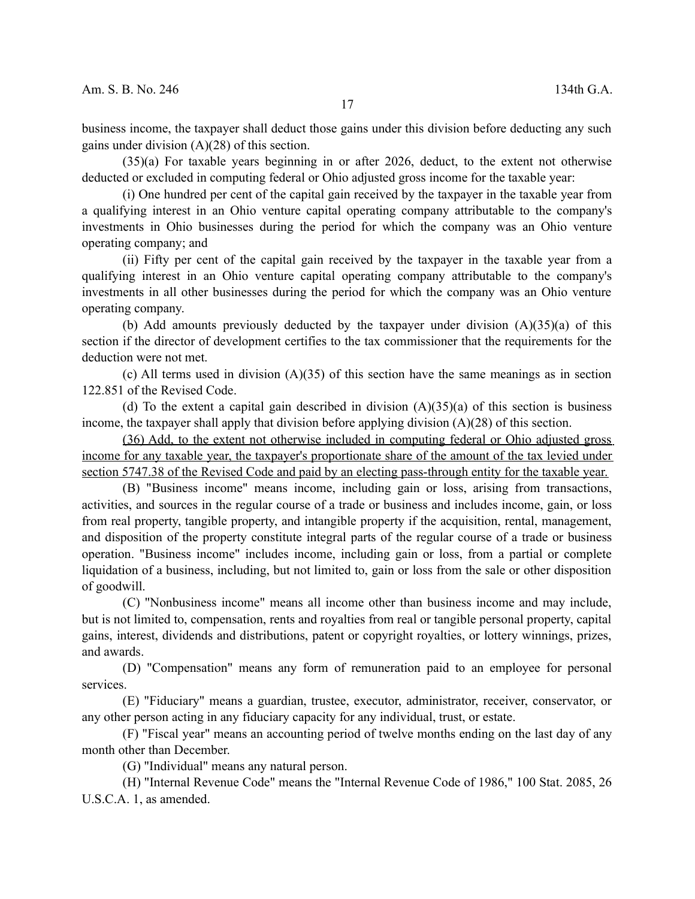business income, the taxpayer shall deduct those gains under this division before deducting any such gains under division (A)(28) of this section.

(35)(a) For taxable years beginning in or after 2026, deduct, to the extent not otherwise deducted or excluded in computing federal or Ohio adjusted gross income for the taxable year:

(i) One hundred per cent of the capital gain received by the taxpayer in the taxable year from a qualifying interest in an Ohio venture capital operating company attributable to the company's investments in Ohio businesses during the period for which the company was an Ohio venture operating company; and

(ii) Fifty per cent of the capital gain received by the taxpayer in the taxable year from a qualifying interest in an Ohio venture capital operating company attributable to the company's investments in all other businesses during the period for which the company was an Ohio venture operating company.

(b) Add amounts previously deducted by the taxpayer under division (A)(35)(a) of this section if the director of development certifies to the tax commissioner that the requirements for the deduction were not met.

(c) All terms used in division (A)(35) of this section have the same meanings as in section 122.851 of the Revised Code.

(d) To the extent a capital gain described in division (A)(35)(a) of this section is business income, the taxpayer shall apply that division before applying division (A)(28) of this section.

<u>(36) Add, to the extent not otherwise included in computing federal or Ohio adjusted gross income for any taxable year, the taxpayer's proportionate share of the amount of the tax levied under section 5747.38 of the Revised Code and paid by an electing pass-through entity for the taxable year.</u>

(B) "Business income" means income, including gain or loss, arising from transactions, activities, and sources in the regular course of a trade or business and includes income, gain, or loss from real property, tangible property, and intangible property if the acquisition, rental, management, and disposition of the property constitute integral parts of the regular course of a trade or business operation. "Business income" includes income, including gain or loss, from a partial or complete liquidation of a business, including, but not limited to, gain or loss from the sale or other disposition of goodwill.

(C) "Nonbusiness income" means all income other than business income and may include, but is not limited to, compensation, rents and royalties from real or tangible personal property, capital gains, interest, dividends and distributions, patent or copyright royalties, or lottery winnings, prizes, and awards.

(D) "Compensation" means any form of remuneration paid to an employee for personal services.

(E) "Fiduciary" means a guardian, trustee, executor, administrator, receiver, conservator, or any other person acting in any fiduciary capacity for any individual, trust, or estate.

(F) "Fiscal year" means an accounting period of twelve months ending on the last day of any month other than December.

(G) "Individual" means any natural person.

(H) "Internal Revenue Code" means the "Internal Revenue Code of 1986," 100 Stat. 2085, 26 U.S.C.A. 1, as amended.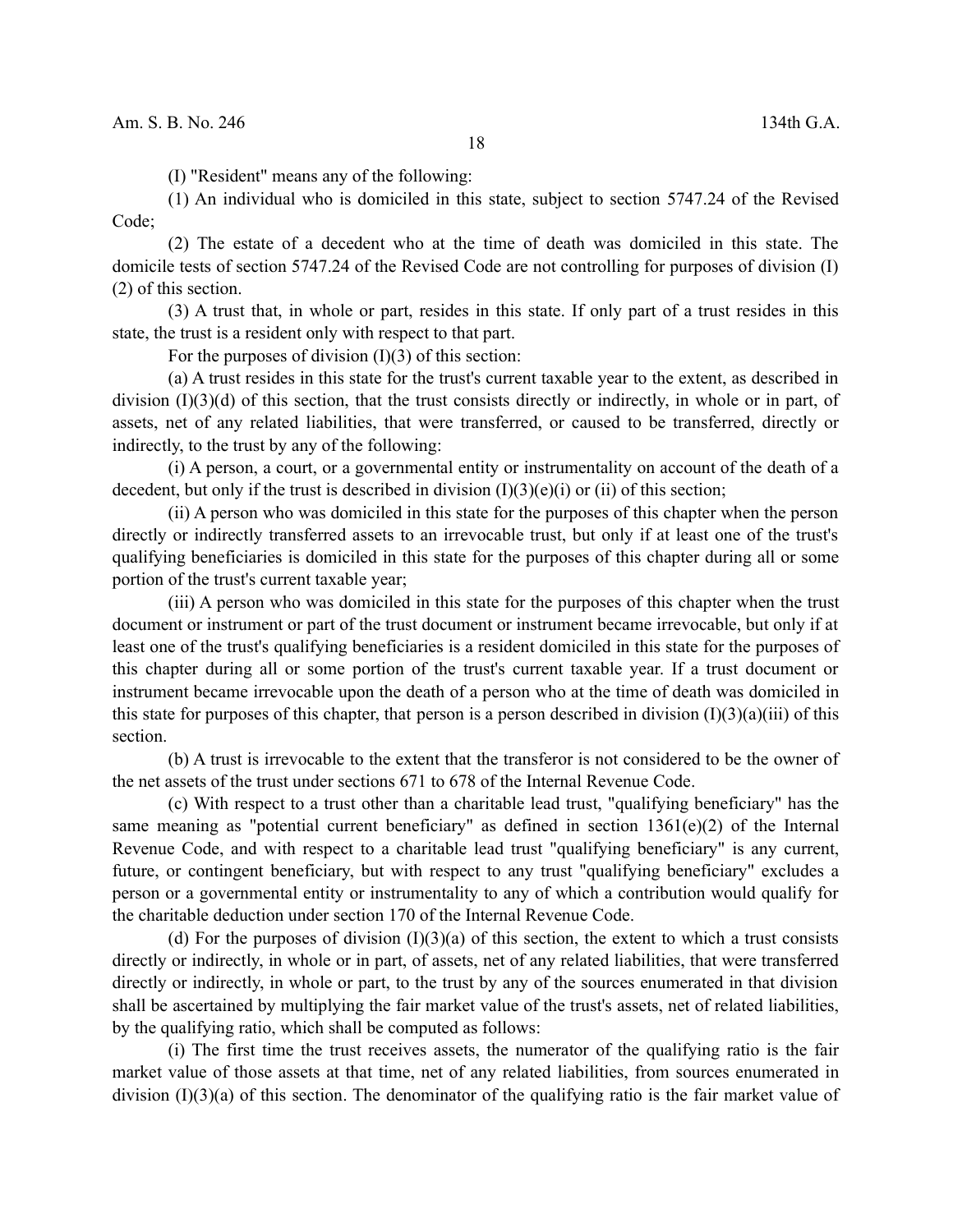(I) "Resident" means any of the following:

(1) An individual who is domiciled in this state, subject to section 5747.24 of the Revised Code;

(2) The estate of a decedent who at the time of death was domiciled in this state. The domicile tests of section 5747.24 of the Revised Code are not controlling for purposes of division (I)(2) of this section.

(3) A trust that, in whole or part, resides in this state. If only part of a trust resides in this state, the trust is a resident only with respect to that part.

For the purposes of division (I)(3) of this section:

(a) A trust resides in this state for the trust's current taxable year to the extent, as described in division (I)(3)(d) of this section, that the trust consists directly or indirectly, in whole or in part, of assets, net of any related liabilities, that were transferred, or caused to be transferred, directly or indirectly, to the trust by any of the following:

(i) A person, a court, or a governmental entity or instrumentality on account of the death of a decedent, but only if the trust is described in division (I)(3)(e)(i) or (ii) of this section;

(ii) A person who was domiciled in this state for the purposes of this chapter when the person directly or indirectly transferred assets to an irrevocable trust, but only if at least one of the trust's qualifying beneficiaries is domiciled in this state for the purposes of this chapter during all or some portion of the trust's current taxable year;

(iii) A person who was domiciled in this state for the purposes of this chapter when the trust document or instrument or part of the trust document or instrument became irrevocable, but only if at least one of the trust's qualifying beneficiaries is a resident domiciled in this state for the purposes of this chapter during all or some portion of the trust's current taxable year. If a trust document or instrument became irrevocable upon the death of a person who at the time of death was domiciled in this state for purposes of this chapter, that person is a person described in division (I)(3)(a)(iii) of this section.

(b) A trust is irrevocable to the extent that the transferor is not considered to be the owner of the net assets of the trust under sections 671 to 678 of the Internal Revenue Code.

(c) With respect to a trust other than a charitable lead trust, "qualifying beneficiary" has the same meaning as "potential current beneficiary" as defined in section 1361(e)(2) of the Internal Revenue Code, and with respect to a charitable lead trust "qualifying beneficiary" is any current, future, or contingent beneficiary, but with respect to any trust "qualifying beneficiary" excludes a person or a governmental entity or instrumentality to any of which a contribution would qualify for the charitable deduction under section 170 of the Internal Revenue Code.

(d) For the purposes of division (I)(3)(a) of this section, the extent to which a trust consists directly or indirectly, in whole or in part, of assets, net of any related liabilities, that were transferred directly or indirectly, in whole or part, to the trust by any of the sources enumerated in that division shall be ascertained by multiplying the fair market value of the trust's assets, net of related liabilities, by the qualifying ratio, which shall be computed as follows:

(i) The first time the trust receives assets, the numerator of the qualifying ratio is the fair market value of those assets at that time, net of any related liabilities, from sources enumerated in division (I)(3)(a) of this section. The denominator of the qualifying ratio is the fair market value of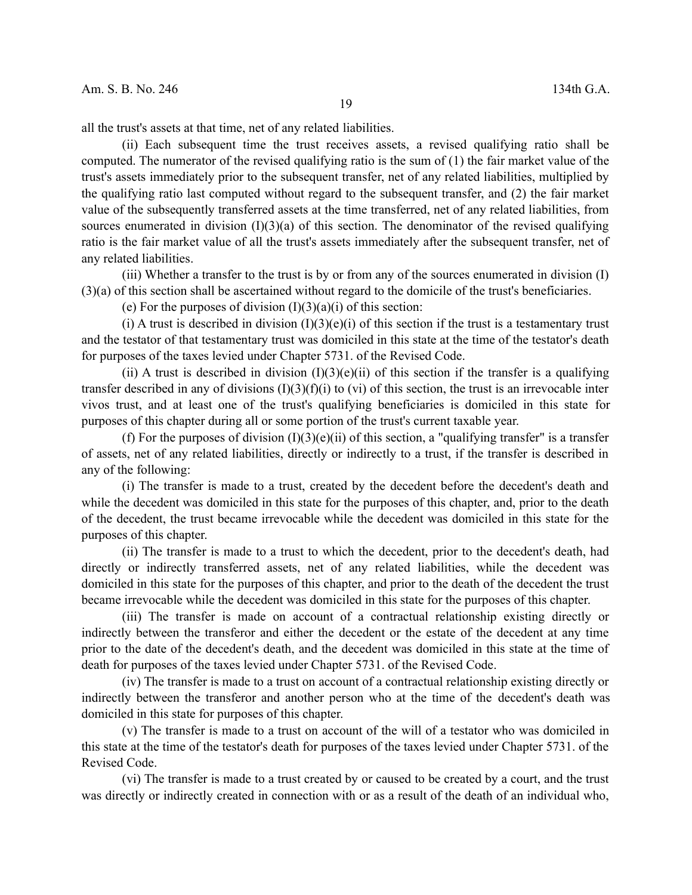all the trust's assets at that time, net of any related liabilities.

(ii) Each subsequent time the trust receives assets, a revised qualifying ratio shall be computed. The numerator of the revised qualifying ratio is the sum of (1) the fair market value of the trust's assets immediately prior to the subsequent transfer, net of any related liabilities, multiplied by the qualifying ratio last computed without regard to the subsequent transfer, and (2) the fair market value of the subsequently transferred assets at the time transferred, net of any related liabilities, from sources enumerated in division (I)(3)(a) of this section. The denominator of the revised qualifying ratio is the fair market value of all the trust's assets immediately after the subsequent transfer, net of any related liabilities.

(iii) Whether a transfer to the trust is by or from any of the sources enumerated in division (I)(3)(a) of this section shall be ascertained without regard to the domicile of the trust's beneficiaries.

(e) For the purposes of division (I)(3)(a)(i) of this section:

(i) A trust is described in division (I)(3)(e)(i) of this section if the trust is a testamentary trust and the testator of that testamentary trust was domiciled in this state at the time of the testator's death for purposes of the taxes levied under Chapter 5731. of the Revised Code.

(ii) A trust is described in division (I)(3)(e)(ii) of this section if the transfer is a qualifying transfer described in any of divisions (I)(3)(f)(i) to (vi) of this section, the trust is an irrevocable inter vivos trust, and at least one of the trust's qualifying beneficiaries is domiciled in this state for purposes of this chapter during all or some portion of the trust's current taxable year.

(f) For the purposes of division (I)(3)(e)(ii) of this section, a "qualifying transfer" is a transfer of assets, net of any related liabilities, directly or indirectly to a trust, if the transfer is described in any of the following:

(i) The transfer is made to a trust, created by the decedent before the decedent's death and while the decedent was domiciled in this state for the purposes of this chapter, and, prior to the death of the decedent, the trust became irrevocable while the decedent was domiciled in this state for the purposes of this chapter.

(ii) The transfer is made to a trust to which the decedent, prior to the decedent's death, had directly or indirectly transferred assets, net of any related liabilities, while the decedent was domiciled in this state for the purposes of this chapter, and prior to the death of the decedent the trust became irrevocable while the decedent was domiciled in this state for the purposes of this chapter.

(iii) The transfer is made on account of a contractual relationship existing directly or indirectly between the transferor and either the decedent or the estate of the decedent at any time prior to the date of the decedent's death, and the decedent was domiciled in this state at the time of death for purposes of the taxes levied under Chapter 5731. of the Revised Code.

(iv) The transfer is made to a trust on account of a contractual relationship existing directly or indirectly between the transferor and another person who at the time of the decedent's death was domiciled in this state for purposes of this chapter.

(v) The transfer is made to a trust on account of the will of a testator who was domiciled in this state at the time of the testator's death for purposes of the taxes levied under Chapter 5731. of the Revised Code.

(vi) The transfer is made to a trust created by or caused to be created by a court, and the trust was directly or indirectly created in connection with or as a result of the death of an individual who,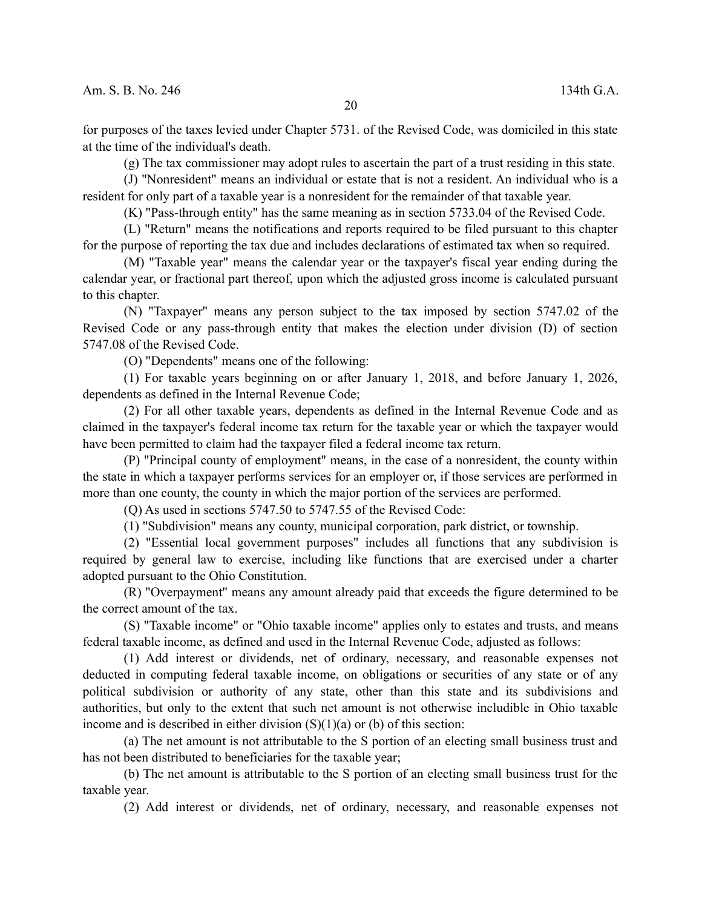for purposes of the taxes levied under Chapter 5731. of the Revised Code, was domiciled in this state at the time of the individual's death.

(g) The tax commissioner may adopt rules to ascertain the part of a trust residing in this state.

(J) "Nonresident" means an individual or estate that is not a resident. An individual who is a resident for only part of a taxable year is a nonresident for the remainder of that taxable year.

(K) "Pass-through entity" has the same meaning as in section 5733.04 of the Revised Code.

(L) "Return" means the notifications and reports required to be filed pursuant to this chapter for the purpose of reporting the tax due and includes declarations of estimated tax when so required.

(M) "Taxable year" means the calendar year or the taxpayer's fiscal year ending during the calendar year, or fractional part thereof, upon which the adjusted gross income is calculated pursuant to this chapter.

(N) "Taxpayer" means any person subject to the tax imposed by section 5747.02 of the Revised Code or any pass-through entity that makes the election under division (D) of section 5747.08 of the Revised Code.

(O) "Dependents" means one of the following:

(1) For taxable years beginning on or after January 1, 2018, and before January 1, 2026, dependents as defined in the Internal Revenue Code;

(2) For all other taxable years, dependents as defined in the Internal Revenue Code and as claimed in the taxpayer's federal income tax return for the taxable year or which the taxpayer would have been permitted to claim had the taxpayer filed a federal income tax return.

(P) "Principal county of employment" means, in the case of a nonresident, the county within the state in which a taxpayer performs services for an employer or, if those services are performed in more than one county, the county in which the major portion of the services are performed.

(Q) As used in sections 5747.50 to 5747.55 of the Revised Code:

(1) "Subdivision" means any county, municipal corporation, park district, or township.

(2) "Essential local government purposes" includes all functions that any subdivision is required by general law to exercise, including like functions that are exercised under a charter adopted pursuant to the Ohio Constitution.

(R) "Overpayment" means any amount already paid that exceeds the figure determined to be the correct amount of the tax.

(S) "Taxable income" or "Ohio taxable income" applies only to estates and trusts, and means federal taxable income, as defined and used in the Internal Revenue Code, adjusted as follows:

(1) Add interest or dividends, net of ordinary, necessary, and reasonable expenses not deducted in computing federal taxable income, on obligations or securities of any state or of any political subdivision or authority of any state, other than this state and its subdivisions and authorities, but only to the extent that such net amount is not otherwise includible in Ohio taxable income and is described in either division (S)(1)(a) or (b) of this section:

(a) The net amount is not attributable to the S portion of an electing small business trust and has not been distributed to beneficiaries for the taxable year;

(b) The net amount is attributable to the S portion of an electing small business trust for the taxable year.

(2) Add interest or dividends, net of ordinary, necessary, and reasonable expenses not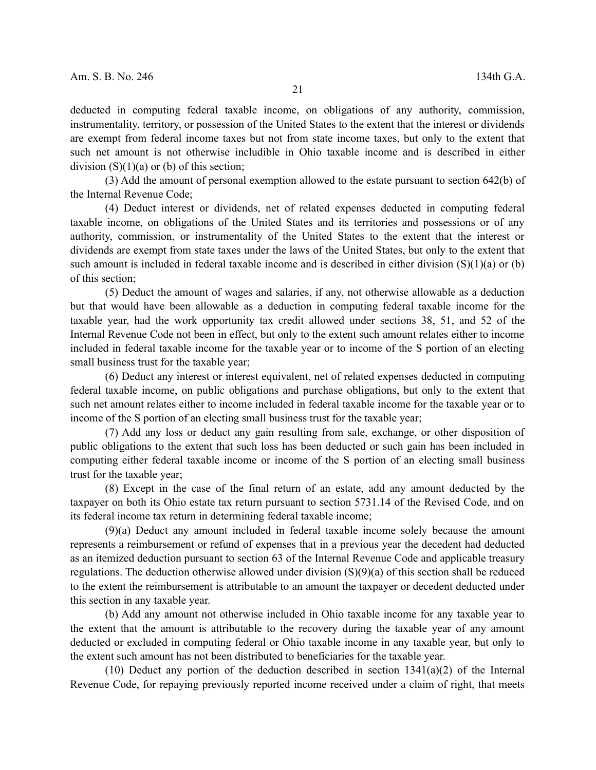deducted in computing federal taxable income, on obligations of any authority, commission, instrumentality, territory, or possession of the United States to the extent that the interest or dividends are exempt from federal income taxes but not from state income taxes, but only to the extent that such net amount is not otherwise includible in Ohio taxable income and is described in either division (S)(1)(a) or (b) of this section;

(3) Add the amount of personal exemption allowed to the estate pursuant to section 642(b) of the Internal Revenue Code;

(4) Deduct interest or dividends, net of related expenses deducted in computing federal taxable income, on obligations of the United States and its territories and possessions or of any authority, commission, or instrumentality of the United States to the extent that the interest or dividends are exempt from state taxes under the laws of the United States, but only to the extent that such amount is included in federal taxable income and is described in either division (S)(1)(a) or (b) of this section;

(5) Deduct the amount of wages and salaries, if any, not otherwise allowable as a deduction but that would have been allowable as a deduction in computing federal taxable income for the taxable year, had the work opportunity tax credit allowed under sections 38, 51, and 52 of the Internal Revenue Code not been in effect, but only to the extent such amount relates either to income included in federal taxable income for the taxable year or to income of the S portion of an electing small business trust for the taxable year;

(6) Deduct any interest or interest equivalent, net of related expenses deducted in computing federal taxable income, on public obligations and purchase obligations, but only to the extent that such net amount relates either to income included in federal taxable income for the taxable year or to income of the S portion of an electing small business trust for the taxable year;

(7) Add any loss or deduct any gain resulting from sale, exchange, or other disposition of public obligations to the extent that such loss has been deducted or such gain has been included in computing either federal taxable income or income of the S portion of an electing small business trust for the taxable year;

(8) Except in the case of the final return of an estate, add any amount deducted by the taxpayer on both its Ohio estate tax return pursuant to section 5731.14 of the Revised Code, and on its federal income tax return in determining federal taxable income;

(9)(a) Deduct any amount included in federal taxable income solely because the amount represents a reimbursement or refund of expenses that in a previous year the decedent had deducted as an itemized deduction pursuant to section 63 of the Internal Revenue Code and applicable treasury regulations. The deduction otherwise allowed under division (S)(9)(a) of this section shall be reduced to the extent the reimbursement is attributable to an amount the taxpayer or decedent deducted under this section in any taxable year.

(b) Add any amount not otherwise included in Ohio taxable income for any taxable year to the extent that the amount is attributable to the recovery during the taxable year of any amount deducted or excluded in computing federal or Ohio taxable income in any taxable year, but only to the extent such amount has not been distributed to beneficiaries for the taxable year.

(10) Deduct any portion of the deduction described in section 1341(a)(2) of the Internal Revenue Code, for repaying previously reported income received under a claim of right, that meets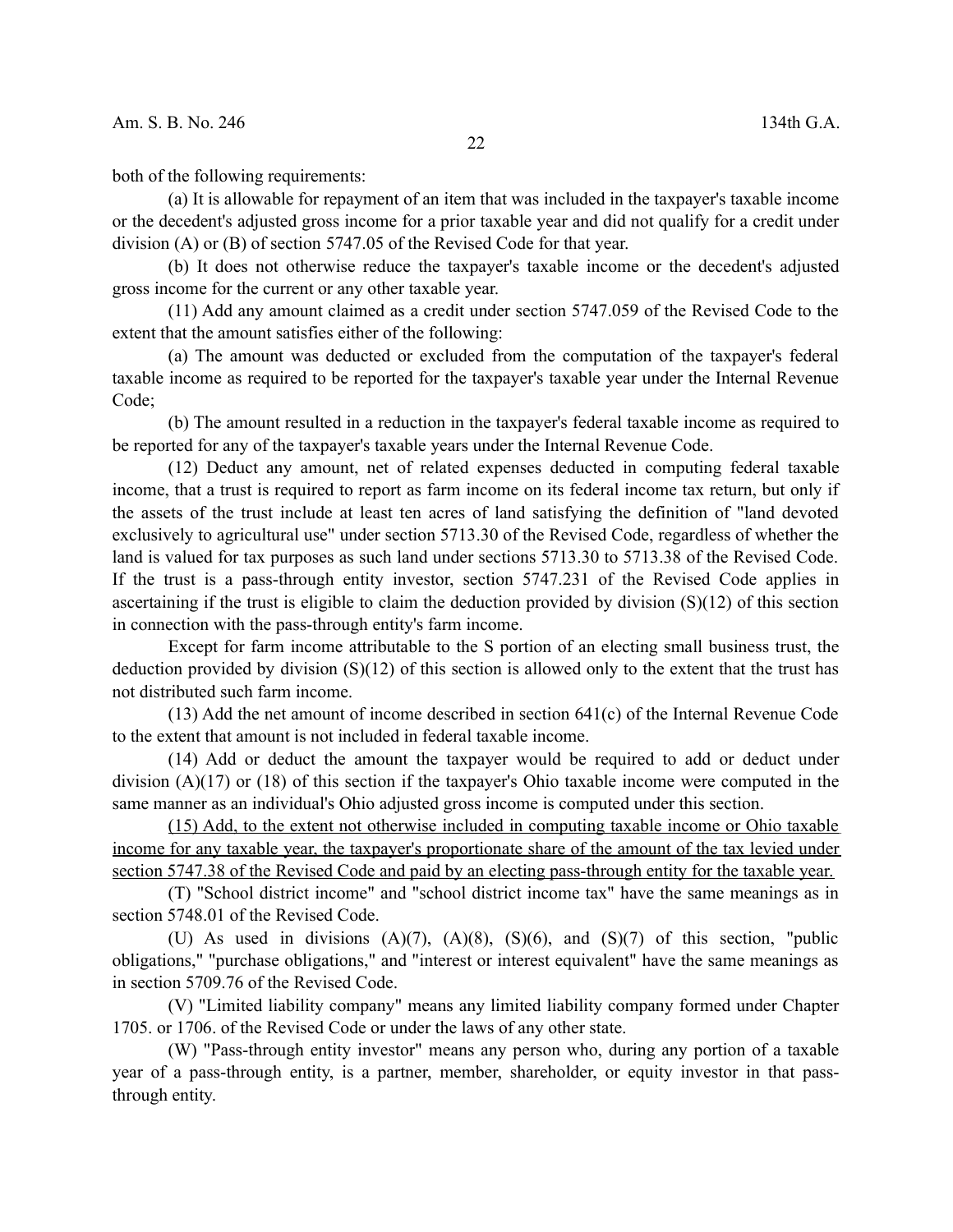both of the following requirements:

(a) It is allowable for repayment of an item that was included in the taxpayer's taxable income or the decedent's adjusted gross income for a prior taxable year and did not qualify for a credit under division (A) or (B) of section 5747.05 of the Revised Code for that year.

(b) It does not otherwise reduce the taxpayer's taxable income or the decedent's adjusted gross income for the current or any other taxable year.

(11) Add any amount claimed as a credit under section 5747.059 of the Revised Code to the extent that the amount satisfies either of the following:

(a) The amount was deducted or excluded from the computation of the taxpayer's federal taxable income as required to be reported for the taxpayer's taxable year under the Internal Revenue Code;

(b) The amount resulted in a reduction in the taxpayer's federal taxable income as required to be reported for any of the taxpayer's taxable years under the Internal Revenue Code.

(12) Deduct any amount, net of related expenses deducted in computing federal taxable income, that a trust is required to report as farm income on its federal income tax return, but only if the assets of the trust include at least ten acres of land satisfying the definition of "land devoted exclusively to agricultural use" under section 5713.30 of the Revised Code, regardless of whether the land is valued for tax purposes as such land under sections 5713.30 to 5713.38 of the Revised Code. If the trust is a pass-through entity investor, section 5747.231 of the Revised Code applies in ascertaining if the trust is eligible to claim the deduction provided by division (S)(12) of this section in connection with the pass-through entity's farm income.

Except for farm income attributable to the S portion of an electing small business trust, the deduction provided by division (S)(12) of this section is allowed only to the extent that the trust has not distributed such farm income.

(13) Add the net amount of income described in section 641(c) of the Internal Revenue Code to the extent that amount is not included in federal taxable income.

(14) Add or deduct the amount the taxpayer would be required to add or deduct under division (A)(17) or (18) of this section if the taxpayer's Ohio taxable income were computed in the same manner as an individual's Ohio adjusted gross income is computed under this section.

<u>(15) Add, to the extent not otherwise included in computing taxable income or Ohio taxable income for any taxable year, the taxpayer's proportionate share of the amount of the tax levied under section 5747.38 of the Revised Code and paid by an electing pass-through entity for the taxable year.</u>

(T) "School district income" and "school district income tax" have the same meanings as in section 5748.01 of the Revised Code.

(U) As used in divisions (A)(7), (A)(8), (S)(6), and (S)(7) of this section, "public obligations," "purchase obligations," and "interest or interest equivalent" have the same meanings as in section 5709.76 of the Revised Code.

(V) "Limited liability company" means any limited liability company formed under Chapter 1705. or 1706. of the Revised Code or under the laws of any other state.

(W) "Pass-through entity investor" means any person who, during any portion of a taxable year of a pass-through entity, is a partner, member, shareholder, or equity investor in that pass-through entity.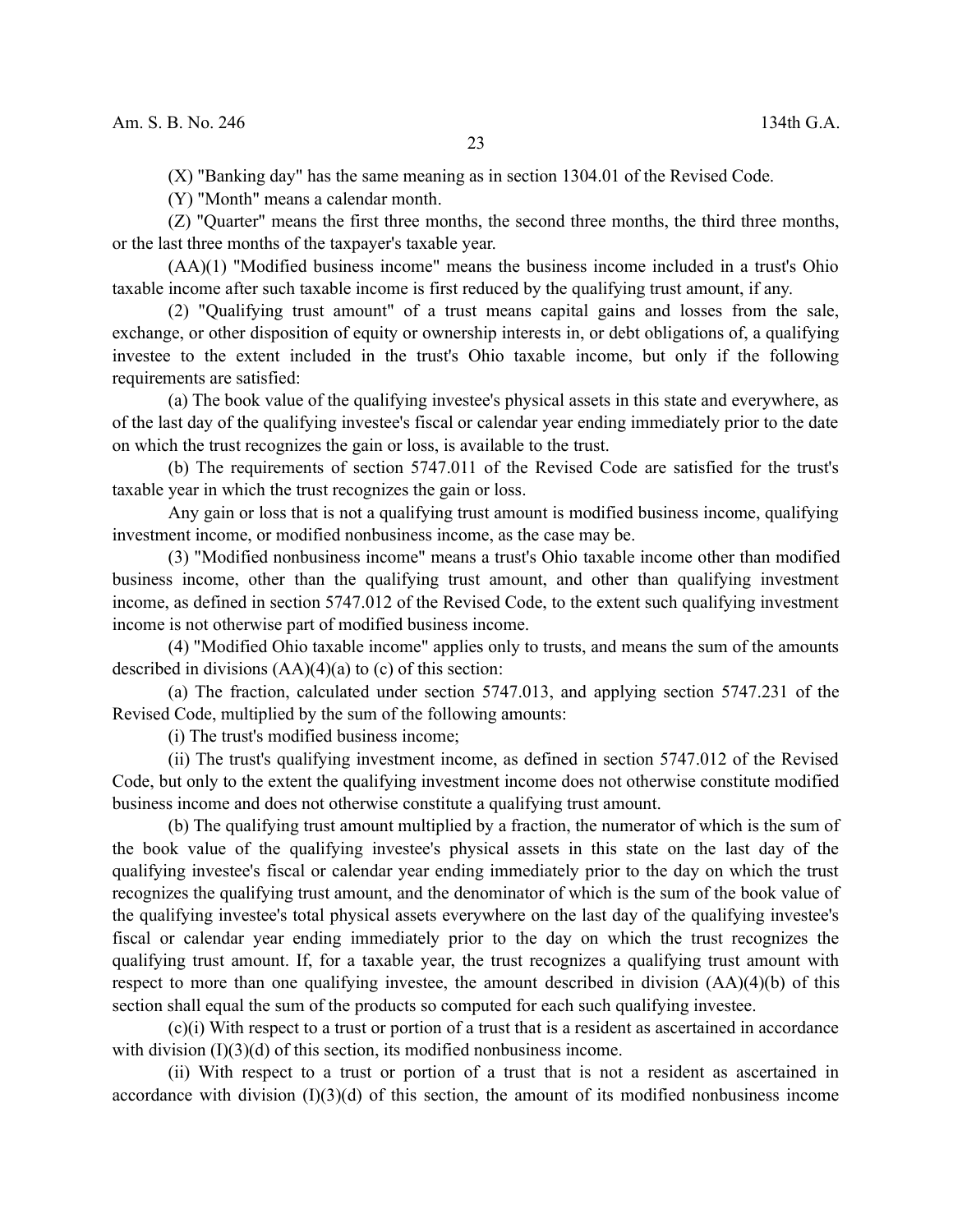(X) "Banking day" has the same meaning as in section 1304.01 of the Revised Code.

(Y) "Month" means a calendar month.

(Z) "Quarter" means the first three months, the second three months, the third three months, or the last three months of the taxpayer's taxable year.

(AA)(1) "Modified business income" means the business income included in a trust's Ohio taxable income after such taxable income is first reduced by the qualifying trust amount, if any.

(2) "Qualifying trust amount" of a trust means capital gains and losses from the sale, exchange, or other disposition of equity or ownership interests in, or debt obligations of, a qualifying investee to the extent included in the trust's Ohio taxable income, but only if the following requirements are satisfied:

(a) The book value of the qualifying investee's physical assets in this state and everywhere, as of the last day of the qualifying investee's fiscal or calendar year ending immediately prior to the date on which the trust recognizes the gain or loss, is available to the trust.

(b) The requirements of section 5747.011 of the Revised Code are satisfied for the trust's taxable year in which the trust recognizes the gain or loss.

Any gain or loss that is not a qualifying trust amount is modified business income, qualifying investment income, or modified nonbusiness income, as the case may be.

(3) "Modified nonbusiness income" means a trust's Ohio taxable income other than modified business income, other than the qualifying trust amount, and other than qualifying investment income, as defined in section 5747.012 of the Revised Code, to the extent such qualifying investment income is not otherwise part of modified business income.

(4) "Modified Ohio taxable income" applies only to trusts, and means the sum of the amounts described in divisions (AA)(4)(a) to (c) of this section:

(a) The fraction, calculated under section 5747.013, and applying section 5747.231 of the Revised Code, multiplied by the sum of the following amounts:

(i) The trust's modified business income;

(ii) The trust's qualifying investment income, as defined in section 5747.012 of the Revised Code, but only to the extent the qualifying investment income does not otherwise constitute modified business income and does not otherwise constitute a qualifying trust amount.

(b) The qualifying trust amount multiplied by a fraction, the numerator of which is the sum of the book value of the qualifying investee's physical assets in this state on the last day of the qualifying investee's fiscal or calendar year ending immediately prior to the day on which the trust recognizes the qualifying trust amount, and the denominator of which is the sum of the book value of the qualifying investee's total physical assets everywhere on the last day of the qualifying investee's fiscal or calendar year ending immediately prior to the day on which the trust recognizes the qualifying trust amount. If, for a taxable year, the trust recognizes a qualifying trust amount with respect to more than one qualifying investee, the amount described in division (AA)(4)(b) of this section shall equal the sum of the products so computed for each such qualifying investee.

(c)(i) With respect to a trust or portion of a trust that is a resident as ascertained in accordance with division (I)(3)(d) of this section, its modified nonbusiness income.

(ii) With respect to a trust or portion of a trust that is not a resident as ascertained in accordance with division (I)(3)(d) of this section, the amount of its modified nonbusiness income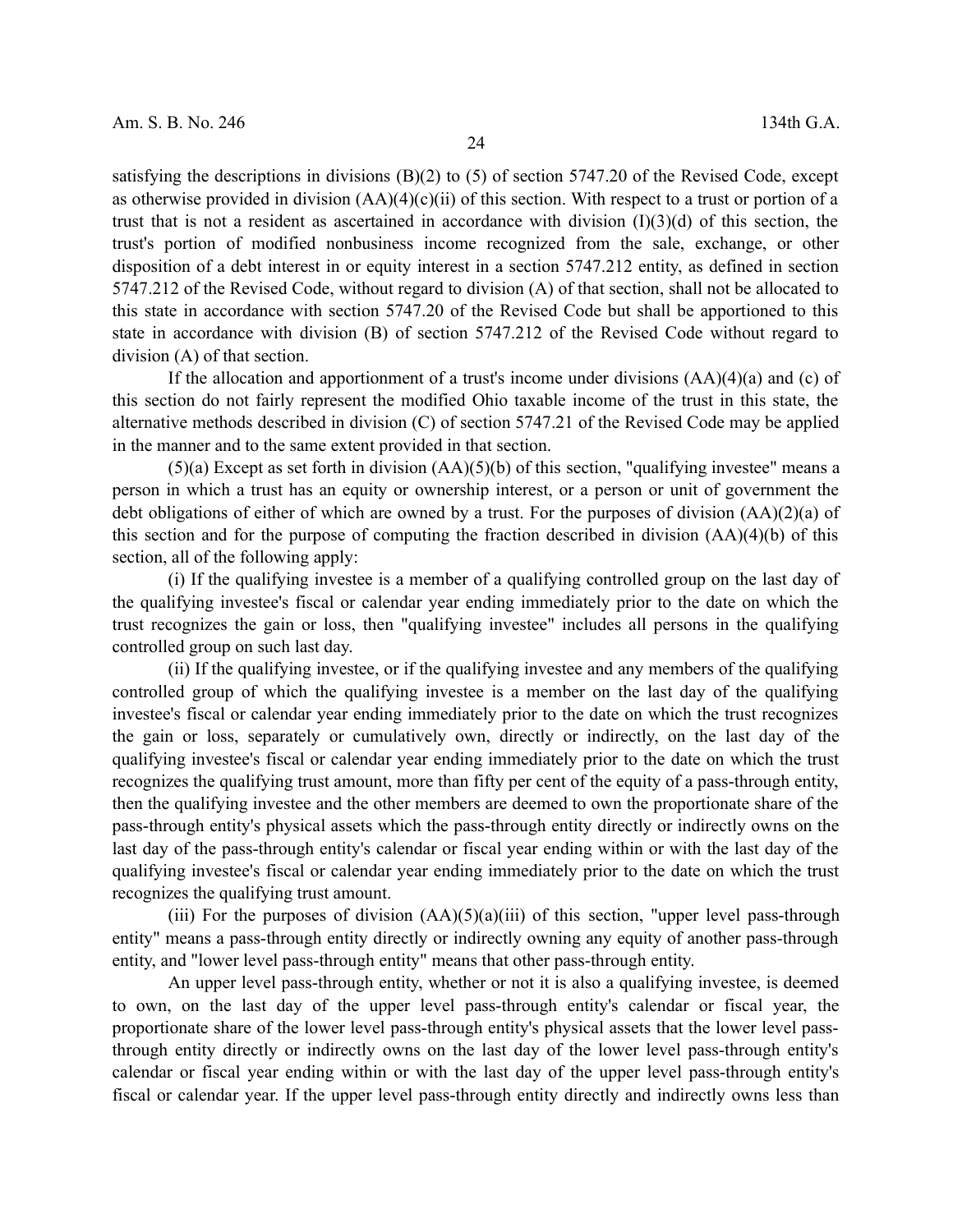satisfying the descriptions in divisions (B)(2) to (5) of section 5747.20 of the Revised Code, except as otherwise provided in division (AA)(4)(c)(ii) of this section. With respect to a trust or portion of a trust that is not a resident as ascertained in accordance with division (I)(3)(d) of this section, the trust's portion of modified nonbusiness income recognized from the sale, exchange, or other disposition of a debt interest in or equity interest in a section 5747.212 entity, as defined in section 5747.212 of the Revised Code, without regard to division (A) of that section, shall not be allocated to this state in accordance with section 5747.20 of the Revised Code but shall be apportioned to this state in accordance with division (B) of section 5747.212 of the Revised Code without regard to division (A) of that section.

If the allocation and apportionment of a trust's income under divisions (AA)(4)(a) and (c) of this section do not fairly represent the modified Ohio taxable income of the trust in this state, the alternative methods described in division (C) of section 5747.21 of the Revised Code may be applied in the manner and to the same extent provided in that section.

(5)(a) Except as set forth in division (AA)(5)(b) of this section, "qualifying investee" means a person in which a trust has an equity or ownership interest, or a person or unit of government the debt obligations of either of which are owned by a trust. For the purposes of division (AA)(2)(a) of this section and for the purpose of computing the fraction described in division (AA)(4)(b) of this section, all of the following apply:

(i) If the qualifying investee is a member of a qualifying controlled group on the last day of the qualifying investee's fiscal or calendar year ending immediately prior to the date on which the trust recognizes the gain or loss, then "qualifying investee" includes all persons in the qualifying controlled group on such last day.

(ii) If the qualifying investee, or if the qualifying investee and any members of the qualifying controlled group of which the qualifying investee is a member on the last day of the qualifying investee's fiscal or calendar year ending immediately prior to the date on which the trust recognizes the gain or loss, separately or cumulatively own, directly or indirectly, on the last day of the qualifying investee's fiscal or calendar year ending immediately prior to the date on which the trust recognizes the qualifying trust amount, more than fifty per cent of the equity of a pass-through entity, then the qualifying investee and the other members are deemed to own the proportionate share of the pass-through entity's physical assets which the pass-through entity directly or indirectly owns on the last day of the pass-through entity's calendar or fiscal year ending within or with the last day of the qualifying investee's fiscal or calendar year ending immediately prior to the date on which the trust recognizes the qualifying trust amount.

(iii) For the purposes of division (AA)(5)(a)(iii) of this section, "upper level pass-through entity" means a pass-through entity directly or indirectly owning any equity of another pass-through entity, and "lower level pass-through entity" means that other pass-through entity.

An upper level pass-through entity, whether or not it is also a qualifying investee, is deemed to own, on the last day of the upper level pass-through entity's calendar or fiscal year, the proportionate share of the lower level pass-through entity's physical assets that the lower level pass-through entity directly or indirectly owns on the last day of the lower level pass-through entity's calendar or fiscal year ending within or with the last day of the upper level pass-through entity's fiscal or calendar year. If the upper level pass-through entity directly and indirectly owns less than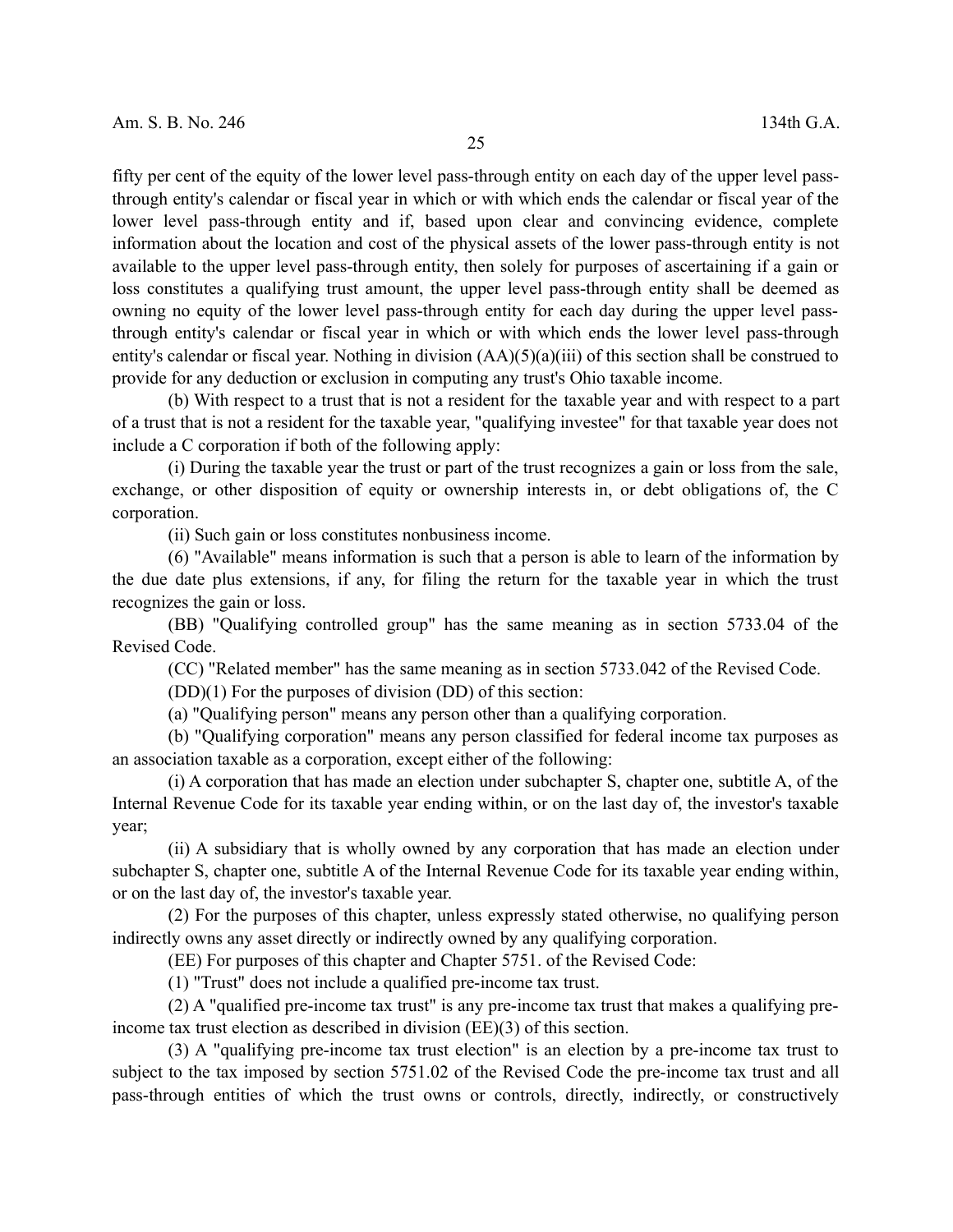fifty per cent of the equity of the lower level pass-through entity on each day of the upper level pass-through entity's calendar or fiscal year in which or with which ends the calendar or fiscal year of the lower level pass-through entity and if, based upon clear and convincing evidence, complete information about the location and cost of the physical assets of the lower pass-through entity is not available to the upper level pass-through entity, then solely for purposes of ascertaining if a gain or loss constitutes a qualifying trust amount, the upper level pass-through entity shall be deemed as owning no equity of the lower level pass-through entity for each day during the upper level pass-through entity's calendar or fiscal year in which or with which ends the lower level pass-through entity's calendar or fiscal year. Nothing in division (AA)(5)(a)(iii) of this section shall be construed to provide for any deduction or exclusion in computing any trust's Ohio taxable income.

(b) With respect to a trust that is not a resident for the taxable year and with respect to a part of a trust that is not a resident for the taxable year, "qualifying investee" for that taxable year does not include a C corporation if both of the following apply:

(i) During the taxable year the trust or part of the trust recognizes a gain or loss from the sale, exchange, or other disposition of equity or ownership interests in, or debt obligations of, the C corporation.

(ii) Such gain or loss constitutes nonbusiness income.

(6) "Available" means information is such that a person is able to learn of the information by the due date plus extensions, if any, for filing the return for the taxable year in which the trust recognizes the gain or loss.

(BB) "Qualifying controlled group" has the same meaning as in section 5733.04 of the Revised Code.

(CC) "Related member" has the same meaning as in section 5733.042 of the Revised Code.

(DD)(1) For the purposes of division (DD) of this section:

(a) "Qualifying person" means any person other than a qualifying corporation.

(b) "Qualifying corporation" means any person classified for federal income tax purposes as an association taxable as a corporation, except either of the following:

(i) A corporation that has made an election under subchapter S, chapter one, subtitle A, of the Internal Revenue Code for its taxable year ending within, or on the last day of, the investor's taxable year;

(ii) A subsidiary that is wholly owned by any corporation that has made an election under subchapter S, chapter one, subtitle A of the Internal Revenue Code for its taxable year ending within, or on the last day of, the investor's taxable year.

(2) For the purposes of this chapter, unless expressly stated otherwise, no qualifying person indirectly owns any asset directly or indirectly owned by any qualifying corporation.

(EE) For purposes of this chapter and Chapter 5751. of the Revised Code:

(1) "Trust" does not include a qualified pre-income tax trust.

(2) A "qualified pre-income tax trust" is any pre-income tax trust that makes a qualifying pre-income tax trust election as described in division (EE)(3) of this section.

(3) A "qualifying pre-income tax trust election" is an election by a pre-income tax trust to subject to the tax imposed by section 5751.02 of the Revised Code the pre-income tax trust and all pass-through entities of which the trust owns or controls, directly, indirectly, or constructively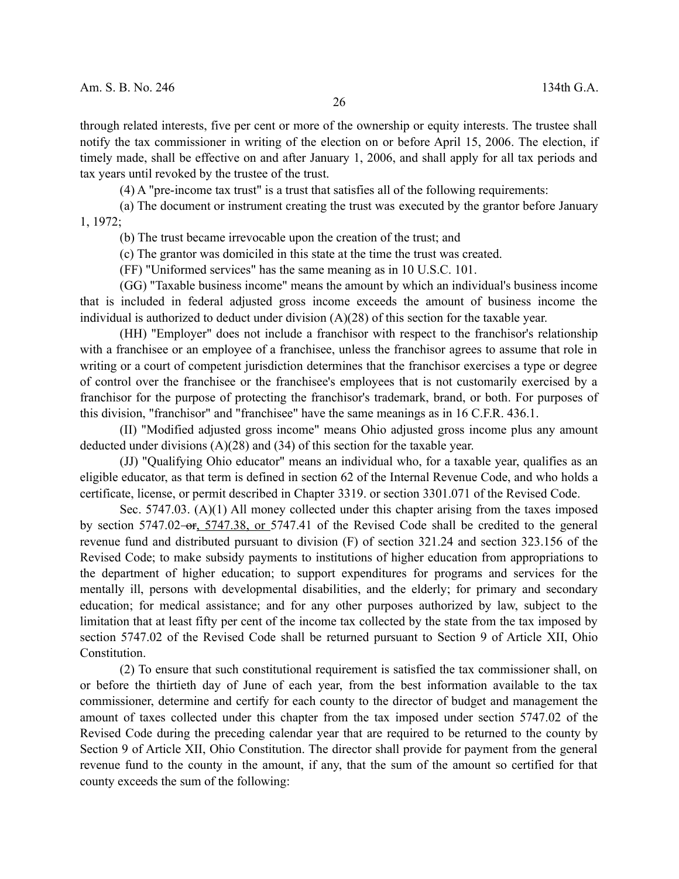through related interests, five per cent or more of the ownership or equity interests. The trustee shall notify the tax commissioner in writing of the election on or before April 15, 2006. The election, if timely made, shall be effective on and after January 1, 2006, and shall apply for all tax periods and tax years until revoked by the trustee of the trust.

(4) A "pre-income tax trust" is a trust that satisfies all of the following requirements:

(a) The document or instrument creating the trust was executed by the grantor before January 1, 1972;

(b) The trust became irrevocable upon the creation of the trust; and

(c) The grantor was domiciled in this state at the time the trust was created.

(FF) "Uniformed services" has the same meaning as in 10 U.S.C. 101.

(GG) "Taxable business income" means the amount by which an individual's business income that is included in federal adjusted gross income exceeds the amount of business income the individual is authorized to deduct under division (A)(28) of this section for the taxable year.

(HH) "Employer" does not include a franchisor with respect to the franchisor's relationship with a franchisee or an employee of a franchisee, unless the franchisor agrees to assume that role in writing or a court of competent jurisdiction determines that the franchisor exercises a type or degree of control over the franchisee or the franchisee's employees that is not customarily exercised by a franchisor for the purpose of protecting the franchisor's trademark, brand, or both. For purposes of this division, "franchisor" and "franchisee" have the same meanings as in 16 C.F.R. 436.1.

(II) "Modified adjusted gross income" means Ohio adjusted gross income plus any amount deducted under divisions (A)(28) and (34) of this section for the taxable year.

(JJ) "Qualifying Ohio educator" means an individual who, for a taxable year, qualifies as an eligible educator, as that term is defined in section 62 of the Internal Revenue Code, and who holds a certificate, license, or permit described in Chapter 3319. or section 3301.071 of the Revised Code.

Sec. 5747.03. (A)(1) All money collected under this chapter arising from the taxes imposed by section 5747.02 ~~or~~, 5747.38, or 5747.41 of the Revised Code shall be credited to the general revenue fund and distributed pursuant to division (F) of section 321.24 and section 323.156 of the Revised Code; to make subsidy payments to institutions of higher education from appropriations to the department of higher education; to support expenditures for programs and services for the mentally ill, persons with developmental disabilities, and the elderly; for primary and secondary education; for medical assistance; and for any other purposes authorized by law, subject to the limitation that at least fifty per cent of the income tax collected by the state from the tax imposed by section 5747.02 of the Revised Code shall be returned pursuant to Section 9 of Article XII, Ohio Constitution.

(2) To ensure that such constitutional requirement is satisfied the tax commissioner shall, on or before the thirtieth day of June of each year, from the best information available to the tax commissioner, determine and certify for each county to the director of budget and management the amount of taxes collected under this chapter from the tax imposed under section 5747.02 of the Revised Code during the preceding calendar year that are required to be returned to the county by Section 9 of Article XII, Ohio Constitution. The director shall provide for payment from the general revenue fund to the county in the amount, if any, that the sum of the amount so certified for that county exceeds the sum of the following: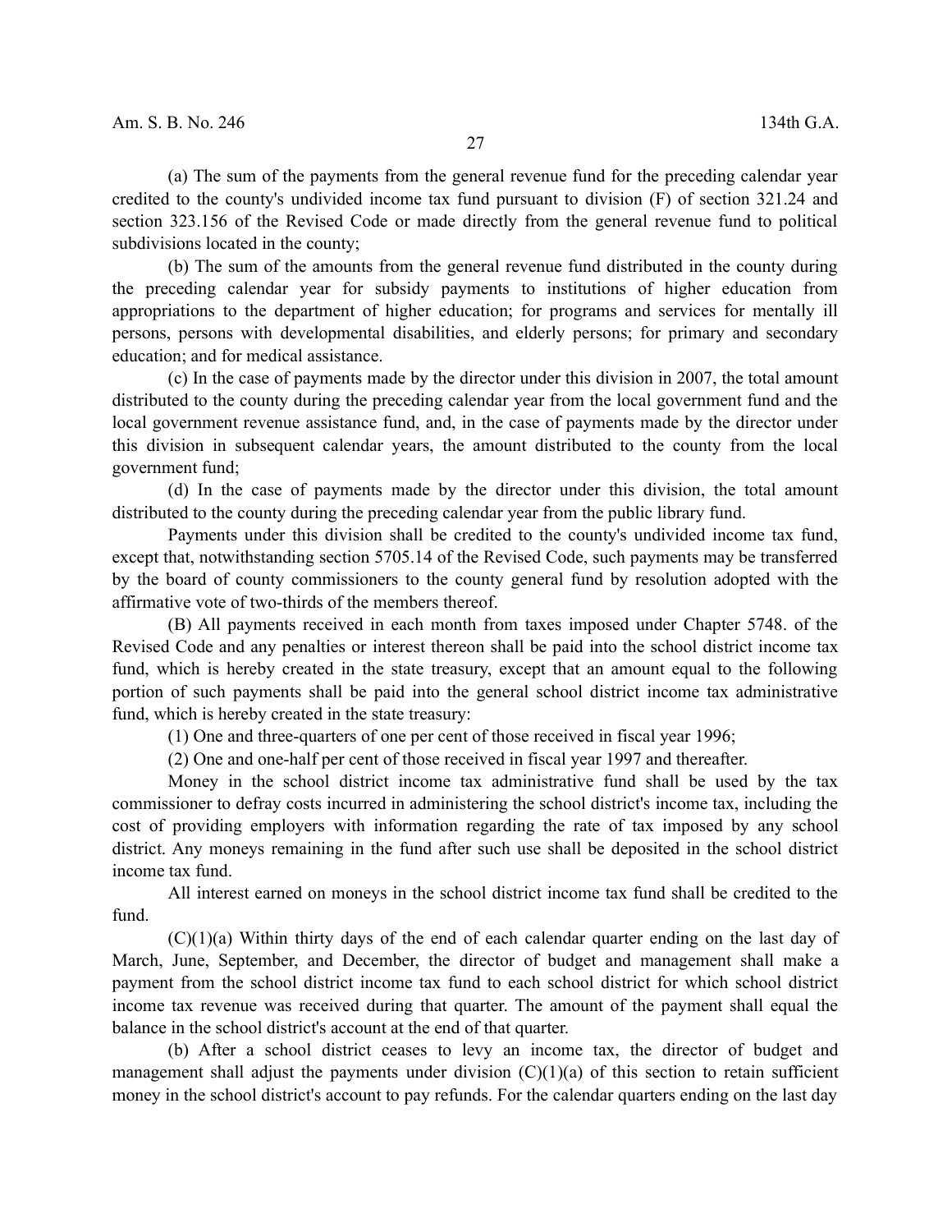(a) The sum of the payments from the general revenue fund for the preceding calendar year credited to the county's undivided income tax fund pursuant to division (F) of section 321.24 and section 323.156 of the Revised Code or made directly from the general revenue fund to political subdivisions located in the county;

(b) The sum of the amounts from the general revenue fund distributed in the county during the preceding calendar year for subsidy payments to institutions of higher education from appropriations to the department of higher education; for programs and services for mentally ill persons, persons with developmental disabilities, and elderly persons; for primary and secondary education; and for medical assistance.

(c) In the case of payments made by the director under this division in 2007, the total amount distributed to the county during the preceding calendar year from the local government fund and the local government revenue assistance fund, and, in the case of payments made by the director under this division in subsequent calendar years, the amount distributed to the county from the local government fund;

(d) In the case of payments made by the director under this division, the total amount distributed to the county during the preceding calendar year from the public library fund.

Payments under this division shall be credited to the county's undivided income tax fund, except that, notwithstanding section 5705.14 of the Revised Code, such payments may be transferred by the board of county commissioners to the county general fund by resolution adopted with the affirmative vote of two-thirds of the members thereof.

(B) All payments received in each month from taxes imposed under Chapter 5748. of the Revised Code and any penalties or interest thereon shall be paid into the school district income tax fund, which is hereby created in the state treasury, except that an amount equal to the following portion of such payments shall be paid into the general school district income tax administrative fund, which is hereby created in the state treasury:

(1) One and three-quarters of one per cent of those received in fiscal year 1996;

(2) One and one-half per cent of those received in fiscal year 1997 and thereafter.

Money in the school district income tax administrative fund shall be used by the tax commissioner to defray costs incurred in administering the school district's income tax, including the cost of providing employers with information regarding the rate of tax imposed by any school district. Any moneys remaining in the fund after such use shall be deposited in the school district income tax fund.

All interest earned on moneys in the school district income tax fund shall be credited to the fund.

(C)(1)(a) Within thirty days of the end of each calendar quarter ending on the last day of March, June, September, and December, the director of budget and management shall make a payment from the school district income tax fund to each school district for which school district income tax revenue was received during that quarter. The amount of the payment shall equal the balance in the school district's account at the end of that quarter.

(b) After a school district ceases to levy an income tax, the director of budget and management shall adjust the payments under division (C)(1)(a) of this section to retain sufficient money in the school district's account to pay refunds. For the calendar quarters ending on the last day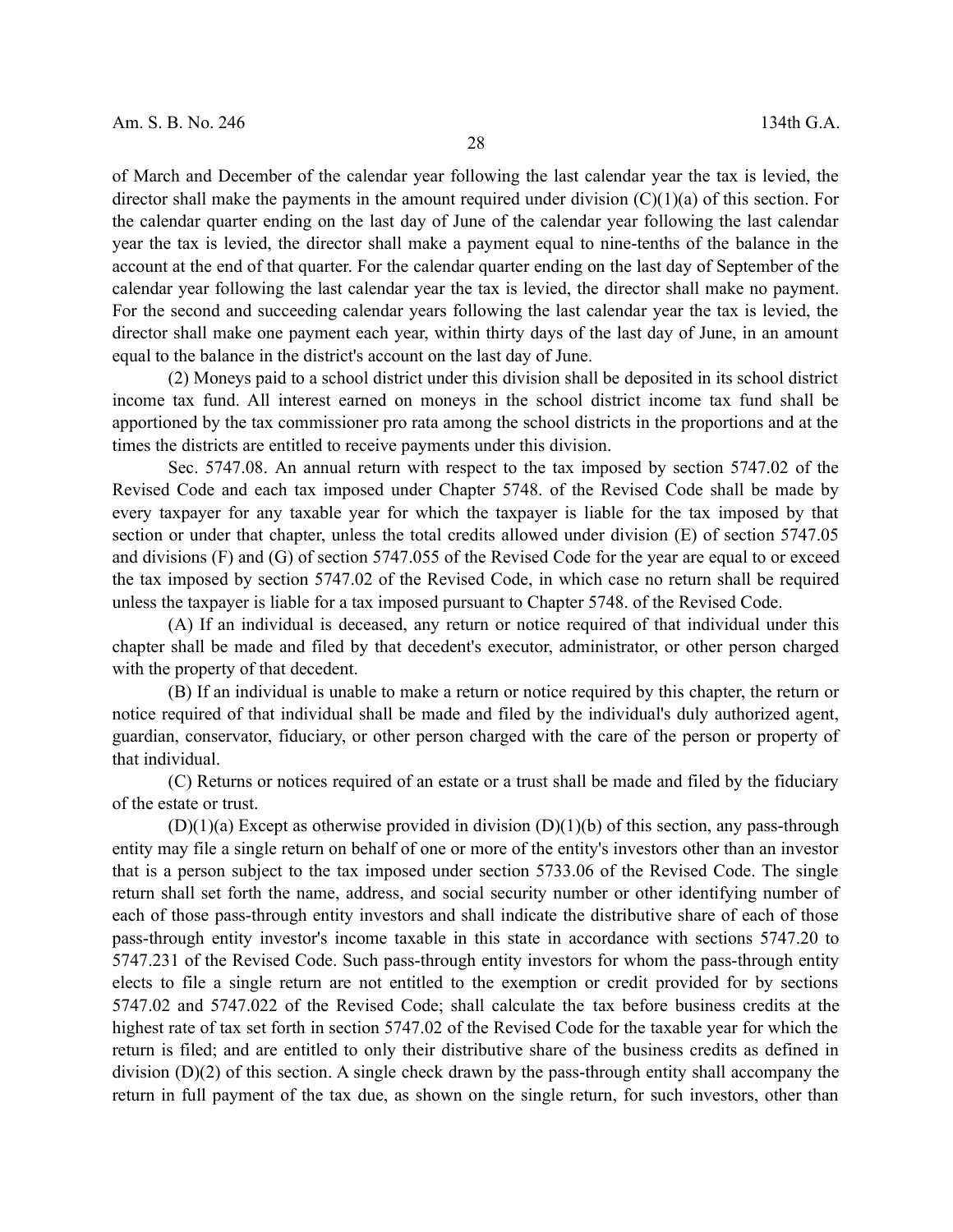of March and December of the calendar year following the last calendar year the tax is levied, the director shall make the payments in the amount required under division (C)(1)(a) of this section. For the calendar quarter ending on the last day of June of the calendar year following the last calendar year the tax is levied, the director shall make a payment equal to nine-tenths of the balance in the account at the end of that quarter. For the calendar quarter ending on the last day of September of the calendar year following the last calendar year the tax is levied, the director shall make no payment. For the second and succeeding calendar years following the last calendar year the tax is levied, the director shall make one payment each year, within thirty days of the last day of June, in an amount equal to the balance in the district's account on the last day of June.

(2) Moneys paid to a school district under this division shall be deposited in its school district income tax fund. All interest earned on moneys in the school district income tax fund shall be apportioned by the tax commissioner pro rata among the school districts in the proportions and at the times the districts are entitled to receive payments under this division.

Sec. 5747.08. An annual return with respect to the tax imposed by section 5747.02 of the Revised Code and each tax imposed under Chapter 5748. of the Revised Code shall be made by every taxpayer for any taxable year for which the taxpayer is liable for the tax imposed by that section or under that chapter, unless the total credits allowed under division (E) of section 5747.05 and divisions (F) and (G) of section 5747.055 of the Revised Code for the year are equal to or exceed the tax imposed by section 5747.02 of the Revised Code, in which case no return shall be required unless the taxpayer is liable for a tax imposed pursuant to Chapter 5748. of the Revised Code.

(A) If an individual is deceased, any return or notice required of that individual under this chapter shall be made and filed by that decedent's executor, administrator, or other person charged with the property of that decedent.

(B) If an individual is unable to make a return or notice required by this chapter, the return or notice required of that individual shall be made and filed by the individual's duly authorized agent, guardian, conservator, fiduciary, or other person charged with the care of the person or property of that individual.

(C) Returns or notices required of an estate or a trust shall be made and filed by the fiduciary of the estate or trust.

(D)(1)(a) Except as otherwise provided in division (D)(1)(b) of this section, any pass-through entity may file a single return on behalf of one or more of the entity's investors other than an investor that is a person subject to the tax imposed under section 5733.06 of the Revised Code. The single return shall set forth the name, address, and social security number or other identifying number of each of those pass-through entity investors and shall indicate the distributive share of each of those pass-through entity investor's income taxable in this state in accordance with sections 5747.20 to 5747.231 of the Revised Code. Such pass-through entity investors for whom the pass-through entity elects to file a single return are not entitled to the exemption or credit provided for by sections 5747.02 and 5747.022 of the Revised Code; shall calculate the tax before business credits at the highest rate of tax set forth in section 5747.02 of the Revised Code for the taxable year for which the return is filed; and are entitled to only their distributive share of the business credits as defined in division (D)(2) of this section. A single check drawn by the pass-through entity shall accompany the return in full payment of the tax due, as shown on the single return, for such investors, other than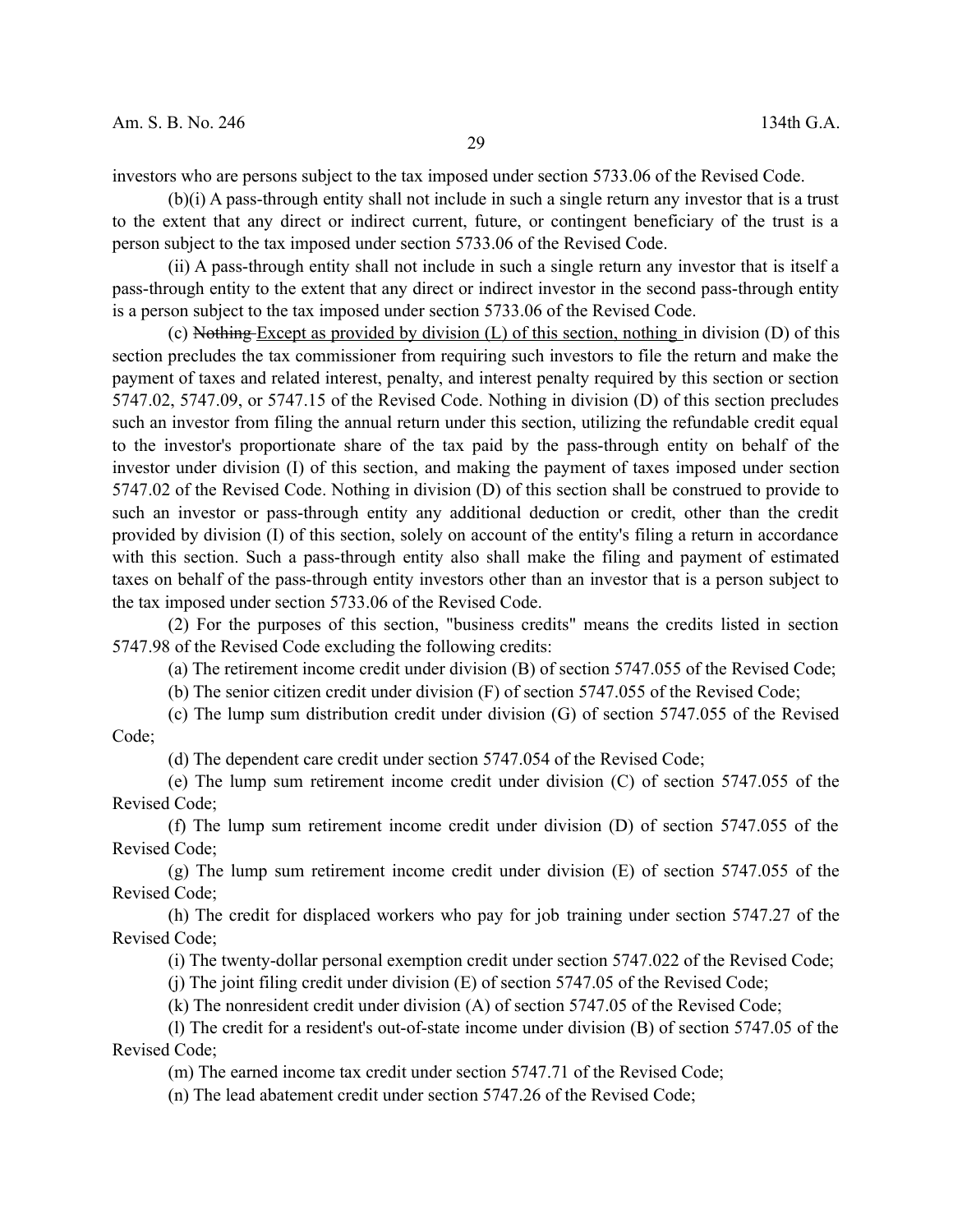investors who are persons subject to the tax imposed under section 5733.06 of the Revised Code.

(b)(i) A pass-through entity shall not include in such a single return any investor that is a trust to the extent that any direct or indirect current, future, or contingent beneficiary of the trust is a person subject to the tax imposed under section 5733.06 of the Revised Code.

(ii) A pass-through entity shall not include in such a single return any investor that is itself a pass-through entity to the extent that any direct or indirect investor in the second pass-through entity is a person subject to the tax imposed under section 5733.06 of the Revised Code.

(c) ~~Nothing~~ <u>Except as provided by division (L) of this section, nothing</u> in division (D) of this section precludes the tax commissioner from requiring such investors to file the return and make the payment of taxes and related interest, penalty, and interest penalty required by this section or section 5747.02, 5747.09, or 5747.15 of the Revised Code. Nothing in division (D) of this section precludes such an investor from filing the annual return under this section, utilizing the refundable credit equal to the investor's proportionate share of the tax paid by the pass-through entity on behalf of the investor under division (I) of this section, and making the payment of taxes imposed under section 5747.02 of the Revised Code. Nothing in division (D) of this section shall be construed to provide to such an investor or pass-through entity any additional deduction or credit, other than the credit provided by division (I) of this section, solely on account of the entity's filing a return in accordance with this section. Such a pass-through entity also shall make the filing and payment of estimated taxes on behalf of the pass-through entity investors other than an investor that is a person subject to the tax imposed under section 5733.06 of the Revised Code.

(2) For the purposes of this section, "business credits" means the credits listed in section 5747.98 of the Revised Code excluding the following credits:

(a) The retirement income credit under division (B) of section 5747.055 of the Revised Code;

(b) The senior citizen credit under division (F) of section 5747.055 of the Revised Code;

(c) The lump sum distribution credit under division (G) of section 5747.055 of the Revised Code;

(d) The dependent care credit under section 5747.054 of the Revised Code;

(e) The lump sum retirement income credit under division (C) of section 5747.055 of the Revised Code;

(f) The lump sum retirement income credit under division (D) of section 5747.055 of the Revised Code;

(g) The lump sum retirement income credit under division (E) of section 5747.055 of the Revised Code;

(h) The credit for displaced workers who pay for job training under section 5747.27 of the Revised Code;

(i) The twenty-dollar personal exemption credit under section 5747.022 of the Revised Code;

(j) The joint filing credit under division (E) of section 5747.05 of the Revised Code;

(k) The nonresident credit under division (A) of section 5747.05 of the Revised Code;

(l) The credit for a resident's out-of-state income under division (B) of section 5747.05 of the Revised Code;

(m) The earned income tax credit under section 5747.71 of the Revised Code;

(n) The lead abatement credit under section 5747.26 of the Revised Code;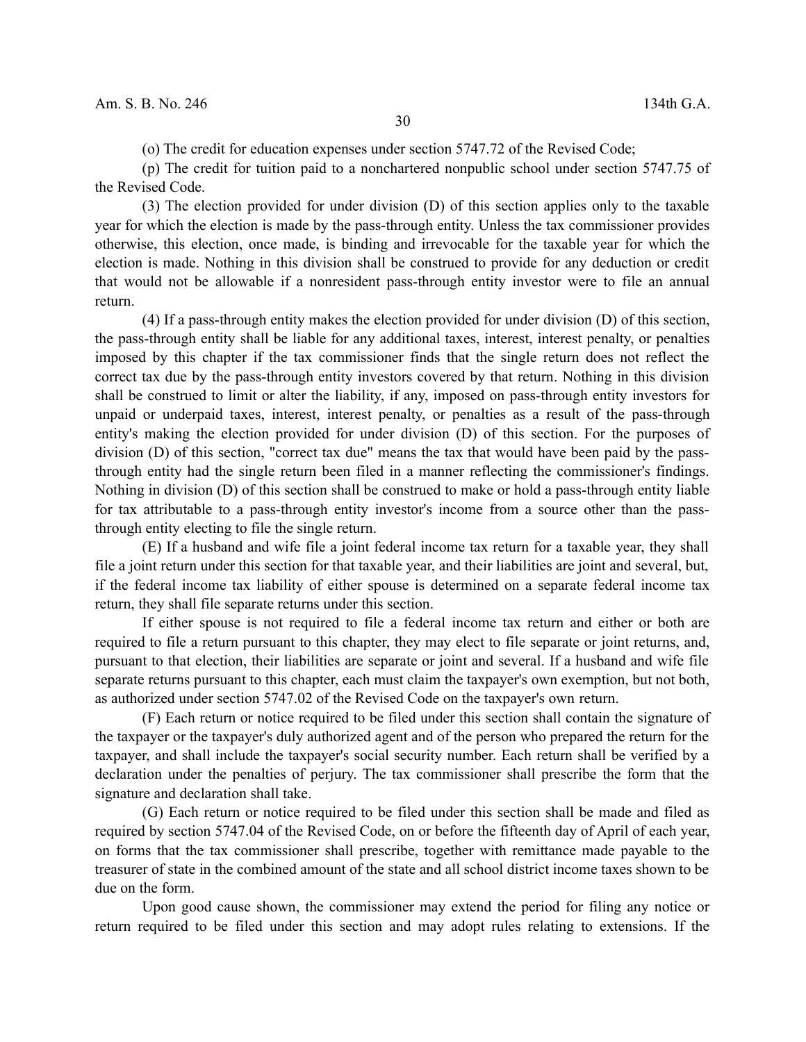(o) The credit for education expenses under section 5747.72 of the Revised Code;

(p) The credit for tuition paid to a nonchartered nonpublic school under section 5747.75 of the Revised Code.

(3) The election provided for under division (D) of this section applies only to the taxable year for which the election is made by the pass-through entity. Unless the tax commissioner provides otherwise, this election, once made, is binding and irrevocable for the taxable year for which the election is made. Nothing in this division shall be construed to provide for any deduction or credit that would not be allowable if a nonresident pass-through entity investor were to file an annual return.

(4) If a pass-through entity makes the election provided for under division (D) of this section, the pass-through entity shall be liable for any additional taxes, interest, interest penalty, or penalties imposed by this chapter if the tax commissioner finds that the single return does not reflect the correct tax due by the pass-through entity investors covered by that return. Nothing in this division shall be construed to limit or alter the liability, if any, imposed on pass-through entity investors for unpaid or underpaid taxes, interest, interest penalty, or penalties as a result of the pass-through entity's making the election provided for under division (D) of this section. For the purposes of division (D) of this section, "correct tax due" means the tax that would have been paid by the pass-through entity had the single return been filed in a manner reflecting the commissioner's findings. Nothing in division (D) of this section shall be construed to make or hold a pass-through entity liable for tax attributable to a pass-through entity investor's income from a source other than the pass-through entity electing to file the single return.

(E) If a husband and wife file a joint federal income tax return for a taxable year, they shall file a joint return under this section for that taxable year, and their liabilities are joint and several, but, if the federal income tax liability of either spouse is determined on a separate federal income tax return, they shall file separate returns under this section.

If either spouse is not required to file a federal income tax return and either or both are required to file a return pursuant to this chapter, they may elect to file separate or joint returns, and, pursuant to that election, their liabilities are separate or joint and several. If a husband and wife file separate returns pursuant to this chapter, each must claim the taxpayer's own exemption, but not both, as authorized under section 5747.02 of the Revised Code on the taxpayer's own return.

(F) Each return or notice required to be filed under this section shall contain the signature of the taxpayer or the taxpayer's duly authorized agent and of the person who prepared the return for the taxpayer, and shall include the taxpayer's social security number. Each return shall be verified by a declaration under the penalties of perjury. The tax commissioner shall prescribe the form that the signature and declaration shall take.

(G) Each return or notice required to be filed under this section shall be made and filed as required by section 5747.04 of the Revised Code, on or before the fifteenth day of April of each year, on forms that the tax commissioner shall prescribe, together with remittance made payable to the treasurer of state in the combined amount of the state and all school district income taxes shown to be due on the form.

Upon good cause shown, the commissioner may extend the period for filing any notice or return required to be filed under this section and may adopt rules relating to extensions. If the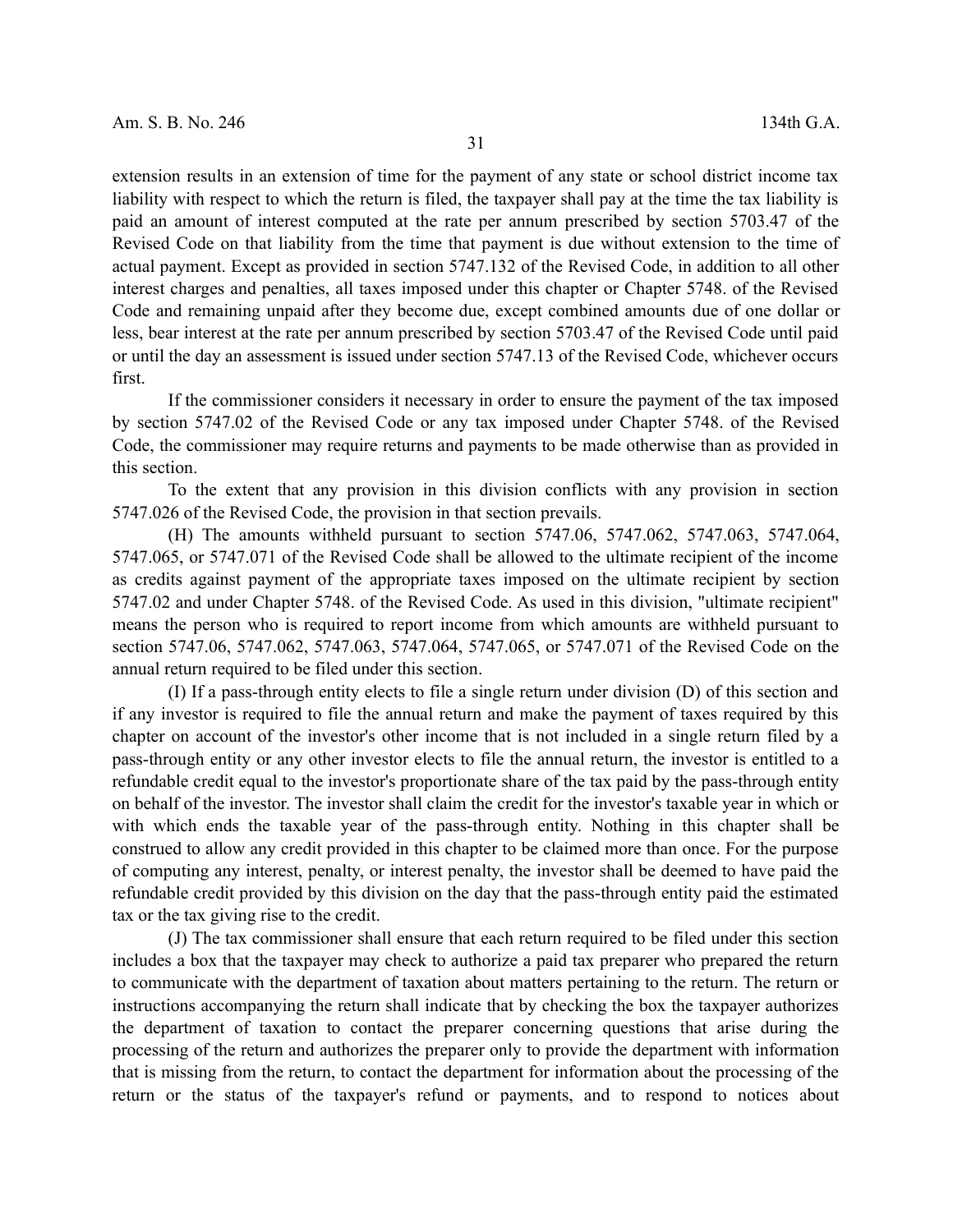extension results in an extension of time for the payment of any state or school district income tax liability with respect to which the return is filed, the taxpayer shall pay at the time the tax liability is paid an amount of interest computed at the rate per annum prescribed by section 5703.47 of the Revised Code on that liability from the time that payment is due without extension to the time of actual payment. Except as provided in section 5747.132 of the Revised Code, in addition to all other interest charges and penalties, all taxes imposed under this chapter or Chapter 5748. of the Revised Code and remaining unpaid after they become due, except combined amounts due of one dollar or less, bear interest at the rate per annum prescribed by section 5703.47 of the Revised Code until paid or until the day an assessment is issued under section 5747.13 of the Revised Code, whichever occurs first.

If the commissioner considers it necessary in order to ensure the payment of the tax imposed by section 5747.02 of the Revised Code or any tax imposed under Chapter 5748. of the Revised Code, the commissioner may require returns and payments to be made otherwise than as provided in this section.

To the extent that any provision in this division conflicts with any provision in section 5747.026 of the Revised Code, the provision in that section prevails.

(H) The amounts withheld pursuant to section 5747.06, 5747.062, 5747.063, 5747.064, 5747.065, or 5747.071 of the Revised Code shall be allowed to the ultimate recipient of the income as credits against payment of the appropriate taxes imposed on the ultimate recipient by section 5747.02 and under Chapter 5748. of the Revised Code. As used in this division, "ultimate recipient" means the person who is required to report income from which amounts are withheld pursuant to section 5747.06, 5747.062, 5747.063, 5747.064, 5747.065, or 5747.071 of the Revised Code on the annual return required to be filed under this section.

(I) If a pass-through entity elects to file a single return under division (D) of this section and if any investor is required to file the annual return and make the payment of taxes required by this chapter on account of the investor's other income that is not included in a single return filed by a pass-through entity or any other investor elects to file the annual return, the investor is entitled to a refundable credit equal to the investor's proportionate share of the tax paid by the pass-through entity on behalf of the investor. The investor shall claim the credit for the investor's taxable year in which or with which ends the taxable year of the pass-through entity. Nothing in this chapter shall be construed to allow any credit provided in this chapter to be claimed more than once. For the purpose of computing any interest, penalty, or interest penalty, the investor shall be deemed to have paid the refundable credit provided by this division on the day that the pass-through entity paid the estimated tax or the tax giving rise to the credit.

(J) The tax commissioner shall ensure that each return required to be filed under this section includes a box that the taxpayer may check to authorize a paid tax preparer who prepared the return to communicate with the department of taxation about matters pertaining to the return. The return or instructions accompanying the return shall indicate that by checking the box the taxpayer authorizes the department of taxation to contact the preparer concerning questions that arise during the processing of the return and authorizes the preparer only to provide the department with information that is missing from the return, to contact the department for information about the processing of the return or the status of the taxpayer's refund or payments, and to respond to notices about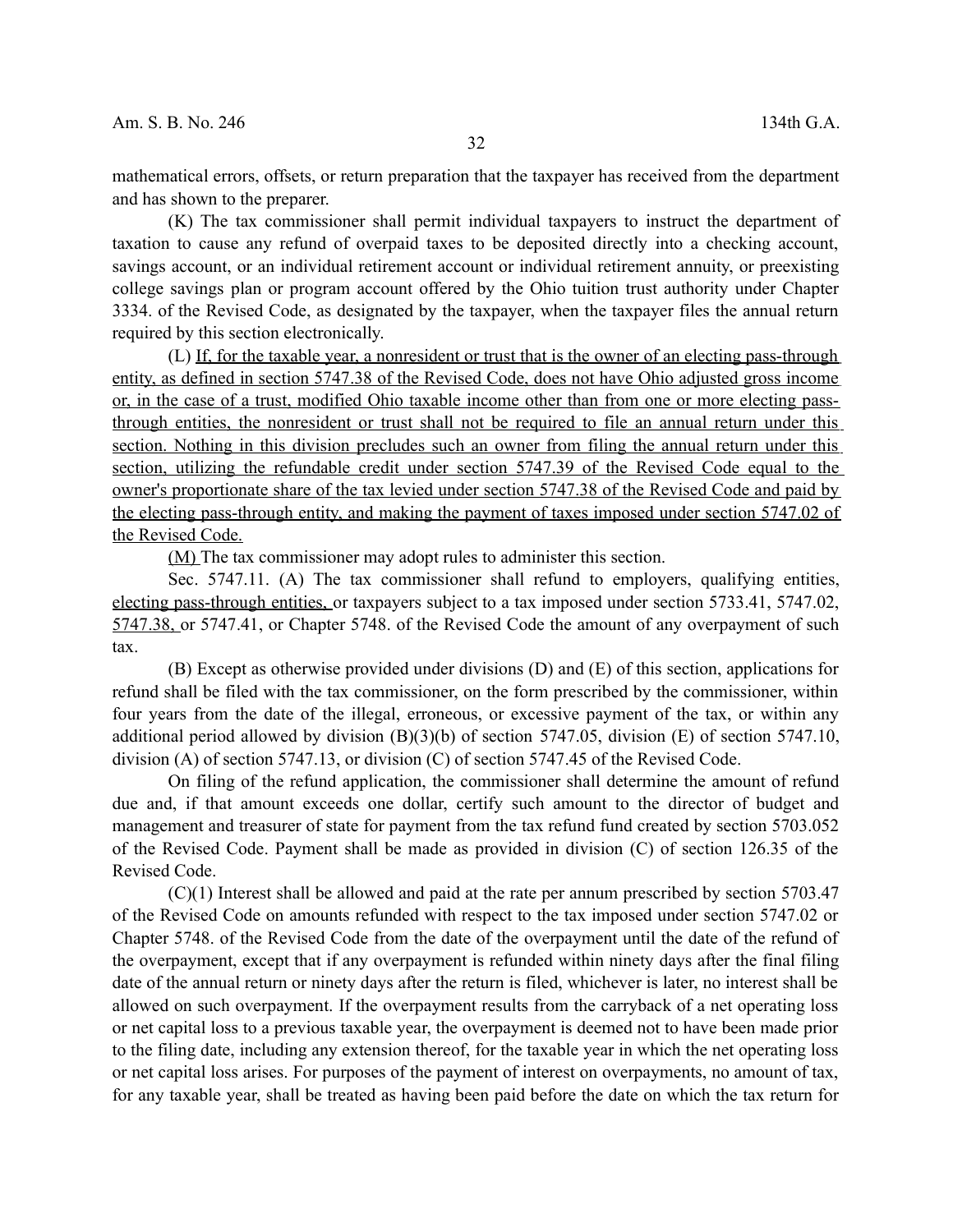mathematical errors, offsets, or return preparation that the taxpayer has received from the department and has shown to the preparer.

(K) The tax commissioner shall permit individual taxpayers to instruct the department of taxation to cause any refund of overpaid taxes to be deposited directly into a checking account, savings account, or an individual retirement account or individual retirement annuity, or preexisting college savings plan or program account offered by the Ohio tuition trust authority under Chapter 3334. of the Revised Code, as designated by the taxpayer, when the taxpayer files the annual return required by this section electronically.

(L) <u>If, for the taxable year, a nonresident or trust that is the owner of an electing pass-through entity, as defined in section 5747.38 of the Revised Code, does not have Ohio adjusted gross income or, in the case of a trust, modified Ohio taxable income other than from one or more electing pass-through entities, the nonresident or trust shall not be required to file an annual return under this section. Nothing in this division precludes such an owner from filing the annual return under this section, utilizing the refundable credit under section 5747.39 of the Revised Code equal to the owner's proportionate share of the tax levied under section 5747.38 of the Revised Code and paid by the electing pass-through entity, and making the payment of taxes imposed under section 5747.02 of the Revised Code.</u>

<u>(M)</u> The tax commissioner may adopt rules to administer this section.

Sec. 5747.11. (A) The tax commissioner shall refund to employers, qualifying entities, <u>electing pass-through entities,</u> or taxpayers subject to a tax imposed under section 5733.41, 5747.02, <u>5747.38,</u> or 5747.41, or Chapter 5748. of the Revised Code the amount of any overpayment of such tax.

(B) Except as otherwise provided under divisions (D) and (E) of this section, applications for refund shall be filed with the tax commissioner, on the form prescribed by the commissioner, within four years from the date of the illegal, erroneous, or excessive payment of the tax, or within any additional period allowed by division (B)(3)(b) of section 5747.05, division (E) of section 5747.10, division (A) of section 5747.13, or division (C) of section 5747.45 of the Revised Code.

On filing of the refund application, the commissioner shall determine the amount of refund due and, if that amount exceeds one dollar, certify such amount to the director of budget and management and treasurer of state for payment from the tax refund fund created by section 5703.052 of the Revised Code. Payment shall be made as provided in division (C) of section 126.35 of the Revised Code.

(C)(1) Interest shall be allowed and paid at the rate per annum prescribed by section 5703.47 of the Revised Code on amounts refunded with respect to the tax imposed under section 5747.02 or Chapter 5748. of the Revised Code from the date of the overpayment until the date of the refund of the overpayment, except that if any overpayment is refunded within ninety days after the final filing date of the annual return or ninety days after the return is filed, whichever is later, no interest shall be allowed on such overpayment. If the overpayment results from the carryback of a net operating loss or net capital loss to a previous taxable year, the overpayment is deemed not to have been made prior to the filing date, including any extension thereof, for the taxable year in which the net operating loss or net capital loss arises. For purposes of the payment of interest on overpayments, no amount of tax, for any taxable year, shall be treated as having been paid before the date on which the tax return for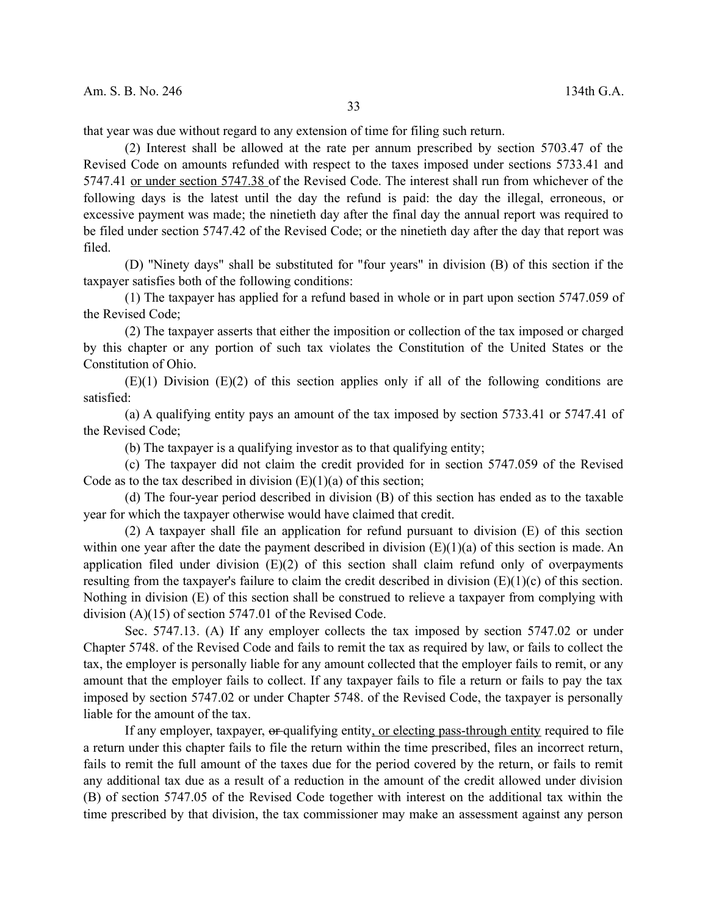that year was due without regard to any extension of time for filing such return.

(2) Interest shall be allowed at the rate per annum prescribed by section 5703.47 of the Revised Code on amounts refunded with respect to the taxes imposed under sections 5733.41 and 5747.41 <u>or under section 5747.38</u> of the Revised Code. The interest shall run from whichever of the following days is the latest until the day the refund is paid: the day the illegal, erroneous, or excessive payment was made; the ninetieth day after the final day the annual report was required to be filed under section 5747.42 of the Revised Code; or the ninetieth day after the day that report was filed.

(D) "Ninety days" shall be substituted for "four years" in division (B) of this section if the taxpayer satisfies both of the following conditions:

(1) The taxpayer has applied for a refund based in whole or in part upon section 5747.059 of the Revised Code;

(2) The taxpayer asserts that either the imposition or collection of the tax imposed or charged by this chapter or any portion of such tax violates the Constitution of the United States or the Constitution of Ohio.

(E)(1) Division (E)(2) of this section applies only if all of the following conditions are satisfied:

(a) A qualifying entity pays an amount of the tax imposed by section 5733.41 or 5747.41 of the Revised Code;

(b) The taxpayer is a qualifying investor as to that qualifying entity;

(c) The taxpayer did not claim the credit provided for in section 5747.059 of the Revised Code as to the tax described in division (E)(1)(a) of this section;

(d) The four-year period described in division (B) of this section has ended as to the taxable year for which the taxpayer otherwise would have claimed that credit.

(2) A taxpayer shall file an application for refund pursuant to division (E) of this section within one year after the date the payment described in division (E)(1)(a) of this section is made. An application filed under division (E)(2) of this section shall claim refund only of overpayments resulting from the taxpayer's failure to claim the credit described in division (E)(1)(c) of this section. Nothing in division (E) of this section shall be construed to relieve a taxpayer from complying with division (A)(15) of section 5747.01 of the Revised Code.

Sec. 5747.13. (A) If any employer collects the tax imposed by section 5747.02 or under Chapter 5748. of the Revised Code and fails to remit the tax as required by law, or fails to collect the tax, the employer is personally liable for any amount collected that the employer fails to remit, or any amount that the employer fails to collect. If any taxpayer fails to file a return or fails to pay the tax imposed by section 5747.02 or under Chapter 5748. of the Revised Code, the taxpayer is personally liable for the amount of the tax.

If any employer, taxpayer, ~~or~~ qualifying entity<u>, or electing pass-through entity</u> required to file a return under this chapter fails to file the return within the time prescribed, files an incorrect return, fails to remit the full amount of the taxes due for the period covered by the return, or fails to remit any additional tax due as a result of a reduction in the amount of the credit allowed under division (B) of section 5747.05 of the Revised Code together with interest on the additional tax within the time prescribed by that division, the tax commissioner may make an assessment against any person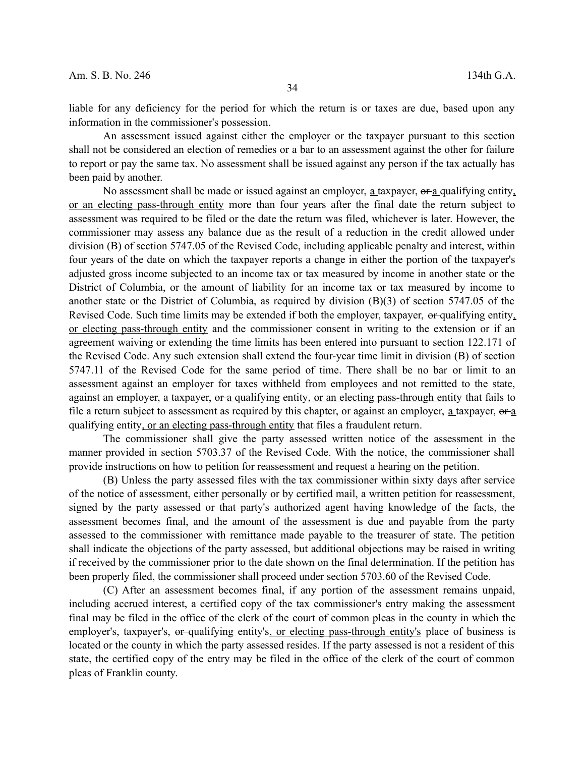liable for any deficiency for the period for which the return is or taxes are due, based upon any information in the commissioner's possession.

An assessment issued against either the employer or the taxpayer pursuant to this section shall not be considered an election of remedies or a bar to an assessment against the other for failure to report or pay the same tax. No assessment shall be issued against any person if the tax actually has been paid by another.

No assessment shall be made or issued against an employer, <u>a</u> taxpayer, ~~or~~ <u>a</u> qualifying entity<u>, or an electing pass-through entity</u> more than four years after the final date the return subject to assessment was required to be filed or the date the return was filed, whichever is later. However, the commissioner may assess any balance due as the result of a reduction in the credit allowed under division (B) of section 5747.05 of the Revised Code, including applicable penalty and interest, within four years of the date on which the taxpayer reports a change in either the portion of the taxpayer's adjusted gross income subjected to an income tax or tax measured by income in another state or the District of Columbia, or the amount of liability for an income tax or tax measured by income to another state or the District of Columbia, as required by division (B)(3) of section 5747.05 of the Revised Code. Such time limits may be extended if both the employer, taxpayer, ~~or~~ qualifying entity<u>, or electing pass-through entity</u> and the commissioner consent in writing to the extension or if an agreement waiving or extending the time limits has been entered into pursuant to section 122.171 of the Revised Code. Any such extension shall extend the four-year time limit in division (B) of section 5747.11 of the Revised Code for the same period of time. There shall be no bar or limit to an assessment against an employer for taxes withheld from employees and not remitted to the state, against an employer, <u>a</u> taxpayer, ~~or~~ <u>a</u> qualifying entity<u>, or an electing pass-through entity</u> that fails to file a return subject to assessment as required by this chapter, or against an employer, <u>a</u> taxpayer, ~~or~~ <u>a</u> qualifying entity<u>, or an electing pass-through entity</u> that files a fraudulent return.

The commissioner shall give the party assessed written notice of the assessment in the manner provided in section 5703.37 of the Revised Code. With the notice, the commissioner shall provide instructions on how to petition for reassessment and request a hearing on the petition.

(B) Unless the party assessed files with the tax commissioner within sixty days after service of the notice of assessment, either personally or by certified mail, a written petition for reassessment, signed by the party assessed or that party's authorized agent having knowledge of the facts, the assessment becomes final, and the amount of the assessment is due and payable from the party assessed to the commissioner with remittance made payable to the treasurer of state. The petition shall indicate the objections of the party assessed, but additional objections may be raised in writing if received by the commissioner prior to the date shown on the final determination. If the petition has been properly filed, the commissioner shall proceed under section 5703.60 of the Revised Code.

(C) After an assessment becomes final, if any portion of the assessment remains unpaid, including accrued interest, a certified copy of the tax commissioner's entry making the assessment final may be filed in the office of the clerk of the court of common pleas in the county in which the employer's, taxpayer's, ~~or~~ qualifying entity's<u>, or electing pass-through entity's</u> place of business is located or the county in which the party assessed resides. If the party assessed is not a resident of this state, the certified copy of the entry may be filed in the office of the clerk of the court of common pleas of Franklin county.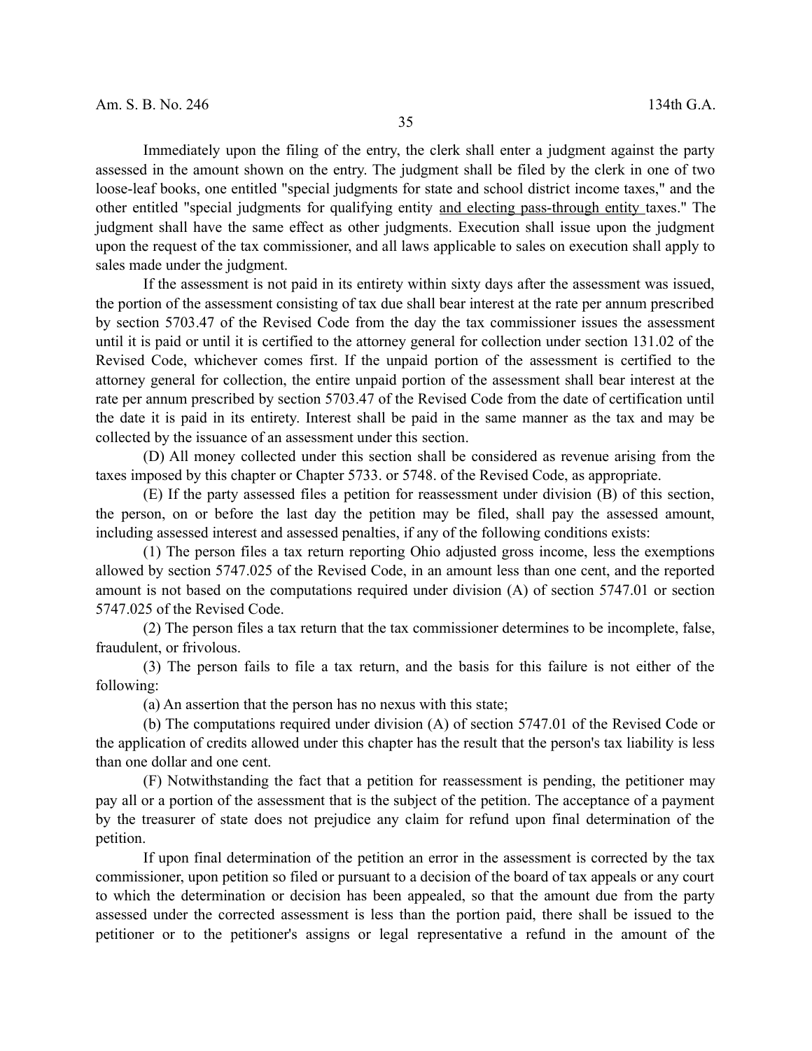Immediately upon the filing of the entry, the clerk shall enter a judgment against the party assessed in the amount shown on the entry. The judgment shall be filed by the clerk in one of two loose-leaf books, one entitled "special judgments for state and school district income taxes," and the other entitled "special judgments for qualifying entity <u>and electing pass-through entity</u> taxes." The judgment shall have the same effect as other judgments. Execution shall issue upon the judgment upon the request of the tax commissioner, and all laws applicable to sales on execution shall apply to sales made under the judgment.

If the assessment is not paid in its entirety within sixty days after the assessment was issued, the portion of the assessment consisting of tax due shall bear interest at the rate per annum prescribed by section 5703.47 of the Revised Code from the day the tax commissioner issues the assessment until it is paid or until it is certified to the attorney general for collection under section 131.02 of the Revised Code, whichever comes first. If the unpaid portion of the assessment is certified to the attorney general for collection, the entire unpaid portion of the assessment shall bear interest at the rate per annum prescribed by section 5703.47 of the Revised Code from the date of certification until the date it is paid in its entirety. Interest shall be paid in the same manner as the tax and may be collected by the issuance of an assessment under this section.

(D) All money collected under this section shall be considered as revenue arising from the taxes imposed by this chapter or Chapter 5733. or 5748. of the Revised Code, as appropriate.

(E) If the party assessed files a petition for reassessment under division (B) of this section, the person, on or before the last day the petition may be filed, shall pay the assessed amount, including assessed interest and assessed penalties, if any of the following conditions exists:

(1) The person files a tax return reporting Ohio adjusted gross income, less the exemptions allowed by section 5747.025 of the Revised Code, in an amount less than one cent, and the reported amount is not based on the computations required under division (A) of section 5747.01 or section 5747.025 of the Revised Code.

(2) The person files a tax return that the tax commissioner determines to be incomplete, false, fraudulent, or frivolous.

(3) The person fails to file a tax return, and the basis for this failure is not either of the following:

(a) An assertion that the person has no nexus with this state;

(b) The computations required under division (A) of section 5747.01 of the Revised Code or the application of credits allowed under this chapter has the result that the person's tax liability is less than one dollar and one cent.

(F) Notwithstanding the fact that a petition for reassessment is pending, the petitioner may pay all or a portion of the assessment that is the subject of the petition. The acceptance of a payment by the treasurer of state does not prejudice any claim for refund upon final determination of the petition.

If upon final determination of the petition an error in the assessment is corrected by the tax commissioner, upon petition so filed or pursuant to a decision of the board of tax appeals or any court to which the determination or decision has been appealed, so that the amount due from the party assessed under the corrected assessment is less than the portion paid, there shall be issued to the petitioner or to the petitioner's assigns or legal representative a refund in the amount of the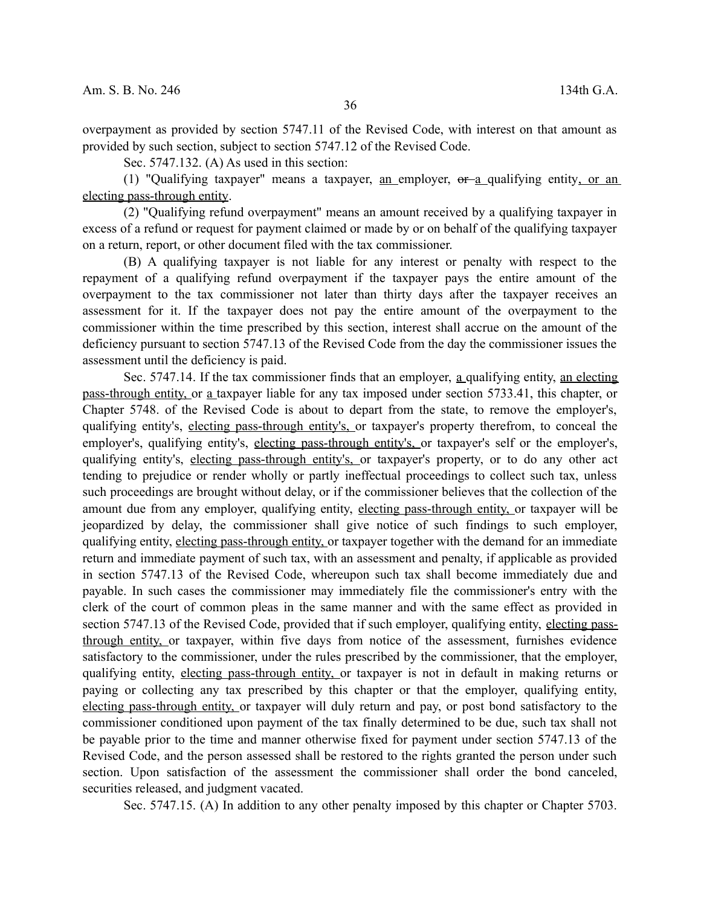overpayment as provided by section 5747.11 of the Revised Code, with interest on that amount as provided by such section, subject to section 5747.12 of the Revised Code.

Sec. 5747.132. (A) As used in this section:

(1) "Qualifying taxpayer" means a taxpayer, an employer, ~~or~~ a qualifying entity, or an electing pass-through entity.

(2) "Qualifying refund overpayment" means an amount received by a qualifying taxpayer in excess of a refund or request for payment claimed or made by or on behalf of the qualifying taxpayer on a return, report, or other document filed with the tax commissioner.

(B) A qualifying taxpayer is not liable for any interest or penalty with respect to the repayment of a qualifying refund overpayment if the taxpayer pays the entire amount of the overpayment to the tax commissioner not later than thirty days after the taxpayer receives an assessment for it. If the taxpayer does not pay the entire amount of the overpayment to the commissioner within the time prescribed by this section, interest shall accrue on the amount of the deficiency pursuant to section 5747.13 of the Revised Code from the day the commissioner issues the assessment until the deficiency is paid.

Sec. 5747.14. If the tax commissioner finds that an employer, a qualifying entity, an electing pass-through entity, or a taxpayer liable for any tax imposed under section 5733.41, this chapter, or Chapter 5748. of the Revised Code is about to depart from the state, to remove the employer's, qualifying entity's, electing pass-through entity's, or taxpayer's property therefrom, to conceal the employer's, qualifying entity's, electing pass-through entity's, or taxpayer's self or the employer's, qualifying entity's, electing pass-through entity's, or taxpayer's property, or to do any other act tending to prejudice or render wholly or partly ineffectual proceedings to collect such tax, unless such proceedings are brought without delay, or if the commissioner believes that the collection of the amount due from any employer, qualifying entity, electing pass-through entity, or taxpayer will be jeopardized by delay, the commissioner shall give notice of such findings to such employer, qualifying entity, electing pass-through entity, or taxpayer together with the demand for an immediate return and immediate payment of such tax, with an assessment and penalty, if applicable as provided in section 5747.13 of the Revised Code, whereupon such tax shall become immediately due and payable. In such cases the commissioner may immediately file the commissioner's entry with the clerk of the court of common pleas in the same manner and with the same effect as provided in section 5747.13 of the Revised Code, provided that if such employer, qualifying entity, electing pass-through entity, or taxpayer, within five days from notice of the assessment, furnishes evidence satisfactory to the commissioner, under the rules prescribed by the commissioner, that the employer, qualifying entity, electing pass-through entity, or taxpayer is not in default in making returns or paying or collecting any tax prescribed by this chapter or that the employer, qualifying entity, electing pass-through entity, or taxpayer will duly return and pay, or post bond satisfactory to the commissioner conditioned upon payment of the tax finally determined to be due, such tax shall not be payable prior to the time and manner otherwise fixed for payment under section 5747.13 of the Revised Code, and the person assessed shall be restored to the rights granted the person under such section. Upon satisfaction of the assessment the commissioner shall order the bond canceled, securities released, and judgment vacated.

Sec. 5747.15. (A) In addition to any other penalty imposed by this chapter or Chapter 5703.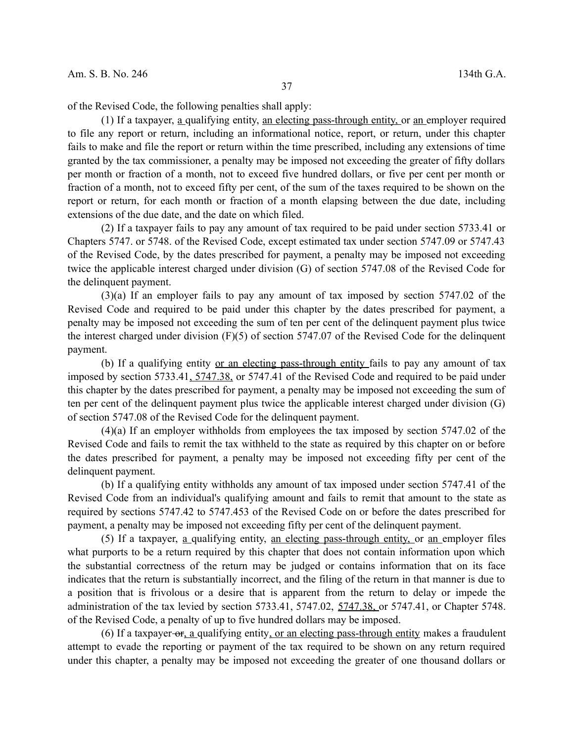of the Revised Code, the following penalties shall apply:

(1) If a taxpayer, a qualifying entity, an electing pass-through entity, or an employer required to file any report or return, including an informational notice, report, or return, under this chapter fails to make and file the report or return within the time prescribed, including any extensions of time granted by the tax commissioner, a penalty may be imposed not exceeding the greater of fifty dollars per month or fraction of a month, not to exceed five hundred dollars, or five per cent per month or fraction of a month, not to exceed fifty per cent, of the sum of the taxes required to be shown on the report or return, for each month or fraction of a month elapsing between the due date, including extensions of the due date, and the date on which filed.

(2) If a taxpayer fails to pay any amount of tax required to be paid under section 5733.41 or Chapters 5747. or 5748. of the Revised Code, except estimated tax under section 5747.09 or 5747.43 of the Revised Code, by the dates prescribed for payment, a penalty may be imposed not exceeding twice the applicable interest charged under division (G) of section 5747.08 of the Revised Code for the delinquent payment.

(3)(a) If an employer fails to pay any amount of tax imposed by section 5747.02 of the Revised Code and required to be paid under this chapter by the dates prescribed for payment, a penalty may be imposed not exceeding the sum of ten per cent of the delinquent payment plus twice the interest charged under division (F)(5) of section 5747.07 of the Revised Code for the delinquent payment.

(b) If a qualifying entity or an electing pass-through entity fails to pay any amount of tax imposed by section 5733.41, 5747.38, or 5747.41 of the Revised Code and required to be paid under this chapter by the dates prescribed for payment, a penalty may be imposed not exceeding the sum of ten per cent of the delinquent payment plus twice the applicable interest charged under division (G) of section 5747.08 of the Revised Code for the delinquent payment.

(4)(a) If an employer withholds from employees the tax imposed by section 5747.02 of the Revised Code and fails to remit the tax withheld to the state as required by this chapter on or before the dates prescribed for payment, a penalty may be imposed not exceeding fifty per cent of the delinquent payment.

(b) If a qualifying entity withholds any amount of tax imposed under section 5747.41 of the Revised Code from an individual's qualifying amount and fails to remit that amount to the state as required by sections 5747.42 to 5747.453 of the Revised Code on or before the dates prescribed for payment, a penalty may be imposed not exceeding fifty per cent of the delinquent payment.

(5) If a taxpayer, a qualifying entity, an electing pass-through entity, or an employer files what purports to be a return required by this chapter that does not contain information upon which the substantial correctness of the return may be judged or contains information that on its face indicates that the return is substantially incorrect, and the filing of the return in that manner is due to a position that is frivolous or a desire that is apparent from the return to delay or impede the administration of the tax levied by section 5733.41, 5747.02, 5747.38, or 5747.41, or Chapter 5748. of the Revised Code, a penalty of up to five hundred dollars may be imposed.

(6) If a taxpayer ~~or~~, a qualifying entity, or an electing pass-through entity makes a fraudulent attempt to evade the reporting or payment of the tax required to be shown on any return required under this chapter, a penalty may be imposed not exceeding the greater of one thousand dollars or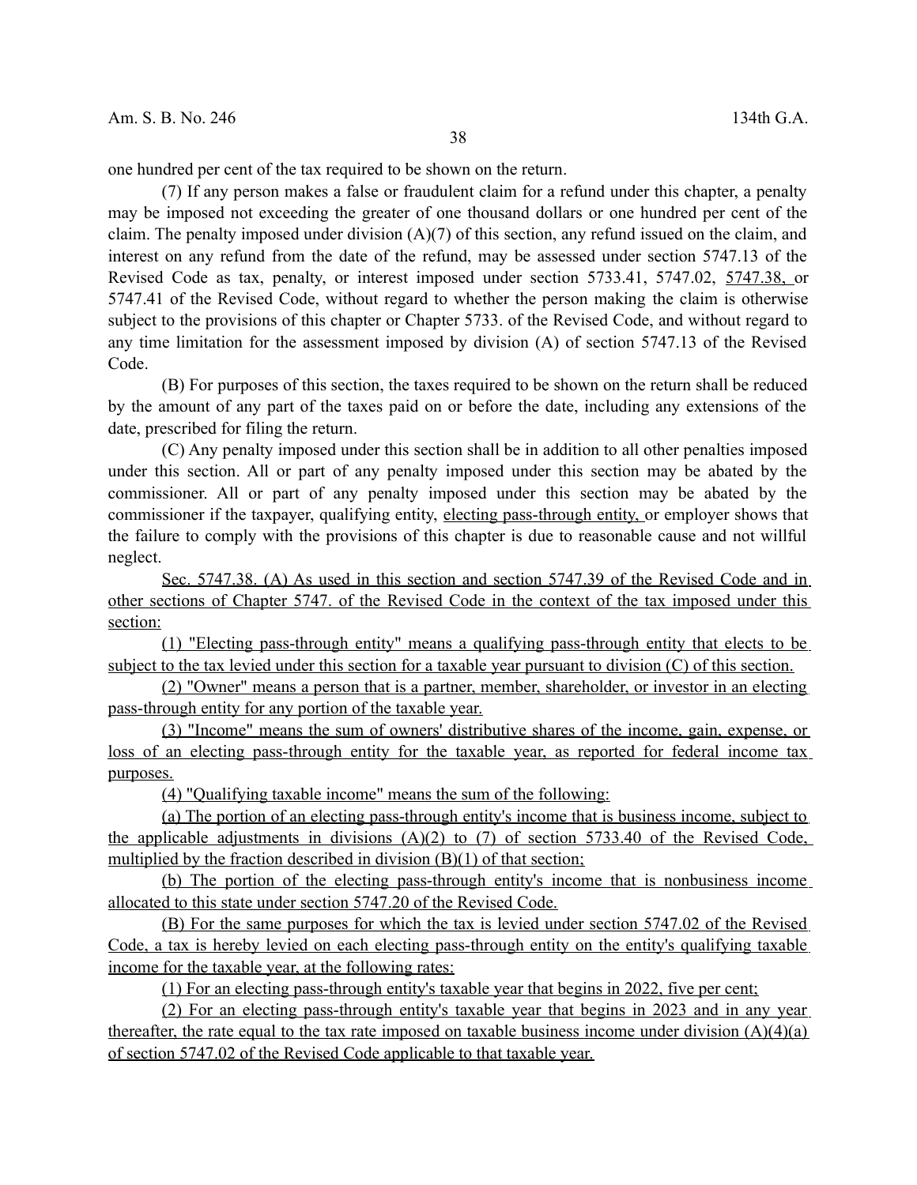one hundred per cent of the tax required to be shown on the return.

(7) If any person makes a false or fraudulent claim for a refund under this chapter, a penalty may be imposed not exceeding the greater of one thousand dollars or one hundred per cent of the claim. The penalty imposed under division (A)(7) of this section, any refund issued on the claim, and interest on any refund from the date of the refund, may be assessed under section 5747.13 of the Revised Code as tax, penalty, or interest imposed under section 5733.41, 5747.02, 5747.38, or 5747.41 of the Revised Code, without regard to whether the person making the claim is otherwise subject to the provisions of this chapter or Chapter 5733. of the Revised Code, and without regard to any time limitation for the assessment imposed by division (A) of section 5747.13 of the Revised Code.

(B) For purposes of this section, the taxes required to be shown on the return shall be reduced by the amount of any part of the taxes paid on or before the date, including any extensions of the date, prescribed for filing the return.

(C) Any penalty imposed under this section shall be in addition to all other penalties imposed under this section. All or part of any penalty imposed under this section may be abated by the commissioner. All or part of any penalty imposed under this section may be abated by the commissioner if the taxpayer, qualifying entity, electing pass-through entity, or employer shows that the failure to comply with the provisions of this chapter is due to reasonable cause and not willful neglect.

Sec. 5747.38. (A) As used in this section and section 5747.39 of the Revised Code and in other sections of Chapter 5747. of the Revised Code in the context of the tax imposed under this section:

(1) "Electing pass-through entity" means a qualifying pass-through entity that elects to be subject to the tax levied under this section for a taxable year pursuant to division (C) of this section.

(2) "Owner" means a person that is a partner, member, shareholder, or investor in an electing pass-through entity for any portion of the taxable year.

(3) "Income" means the sum of owners' distributive shares of the income, gain, expense, or loss of an electing pass-through entity for the taxable year, as reported for federal income tax purposes.

(4) "Qualifying taxable income" means the sum of the following:

(a) The portion of an electing pass-through entity's income that is business income, subject to the applicable adjustments in divisions (A)(2) to (7) of section 5733.40 of the Revised Code, multiplied by the fraction described in division (B)(1) of that section;

(b) The portion of the electing pass-through entity's income that is nonbusiness income allocated to this state under section 5747.20 of the Revised Code.

(B) For the same purposes for which the tax is levied under section 5747.02 of the Revised Code, a tax is hereby levied on each electing pass-through entity on the entity's qualifying taxable income for the taxable year, at the following rates:

(1) For an electing pass-through entity's taxable year that begins in 2022, five per cent;

(2) For an electing pass-through entity's taxable year that begins in 2023 and in any year thereafter, the rate equal to the tax rate imposed on taxable business income under division (A)(4)(a) of section 5747.02 of the Revised Code applicable to that taxable year.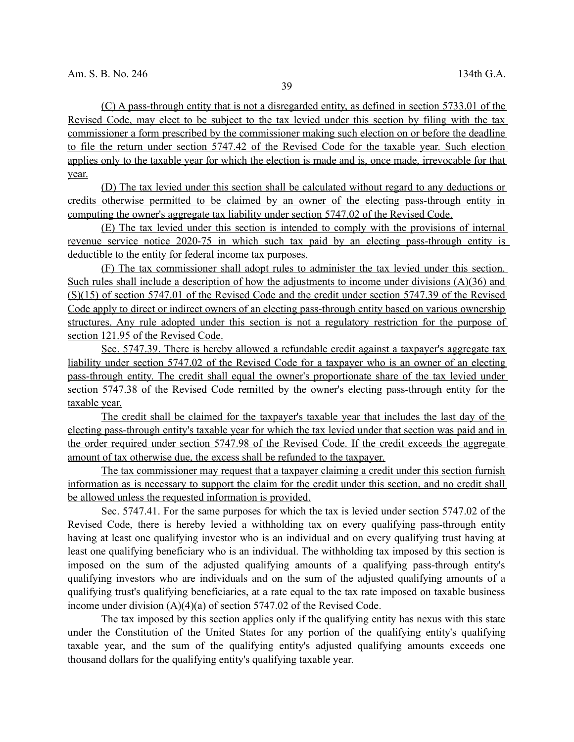(C) A pass-through entity that is not a disregarded entity, as defined in section 5733.01 of the Revised Code, may elect to be subject to the tax levied under this section by filing with the tax commissioner a form prescribed by the commissioner making such election on or before the deadline to file the return under section 5747.42 of the Revised Code for the taxable year. Such election applies only to the taxable year for which the election is made and is, once made, irrevocable for that year.

(D) The tax levied under this section shall be calculated without regard to any deductions or credits otherwise permitted to be claimed by an owner of the electing pass-through entity in computing the owner's aggregate tax liability under section 5747.02 of the Revised Code.

(E) The tax levied under this section is intended to comply with the provisions of internal revenue service notice 2020-75 in which such tax paid by an electing pass-through entity is deductible to the entity for federal income tax purposes.

(F) The tax commissioner shall adopt rules to administer the tax levied under this section. Such rules shall include a description of how the adjustments to income under divisions (A)(36) and (S)(15) of section 5747.01 of the Revised Code and the credit under section 5747.39 of the Revised Code apply to direct or indirect owners of an electing pass-through entity based on various ownership structures. Any rule adopted under this section is not a regulatory restriction for the purpose of section 121.95 of the Revised Code.

Sec. 5747.39. There is hereby allowed a refundable credit against a taxpayer's aggregate tax liability under section 5747.02 of the Revised Code for a taxpayer who is an owner of an electing pass-through entity. The credit shall equal the owner's proportionate share of the tax levied under section 5747.38 of the Revised Code remitted by the owner's electing pass-through entity for the taxable year.

The credit shall be claimed for the taxpayer's taxable year that includes the last day of the electing pass-through entity's taxable year for which the tax levied under that section was paid and in the order required under section 5747.98 of the Revised Code. If the credit exceeds the aggregate amount of tax otherwise due, the excess shall be refunded to the taxpayer.

The tax commissioner may request that a taxpayer claiming a credit under this section furnish information as is necessary to support the claim for the credit under this section, and no credit shall be allowed unless the requested information is provided.

Sec. 5747.41. For the same purposes for which the tax is levied under section 5747.02 of the Revised Code, there is hereby levied a withholding tax on every qualifying pass-through entity having at least one qualifying investor who is an individual and on every qualifying trust having at least one qualifying beneficiary who is an individual. The withholding tax imposed by this section is imposed on the sum of the adjusted qualifying amounts of a qualifying pass-through entity's qualifying investors who are individuals and on the sum of the adjusted qualifying amounts of a qualifying trust's qualifying beneficiaries, at a rate equal to the tax rate imposed on taxable business income under division (A)(4)(a) of section 5747.02 of the Revised Code.

The tax imposed by this section applies only if the qualifying entity has nexus with this state under the Constitution of the United States for any portion of the qualifying entity's qualifying taxable year, and the sum of the qualifying entity's adjusted qualifying amounts exceeds one thousand dollars for the qualifying entity's qualifying taxable year.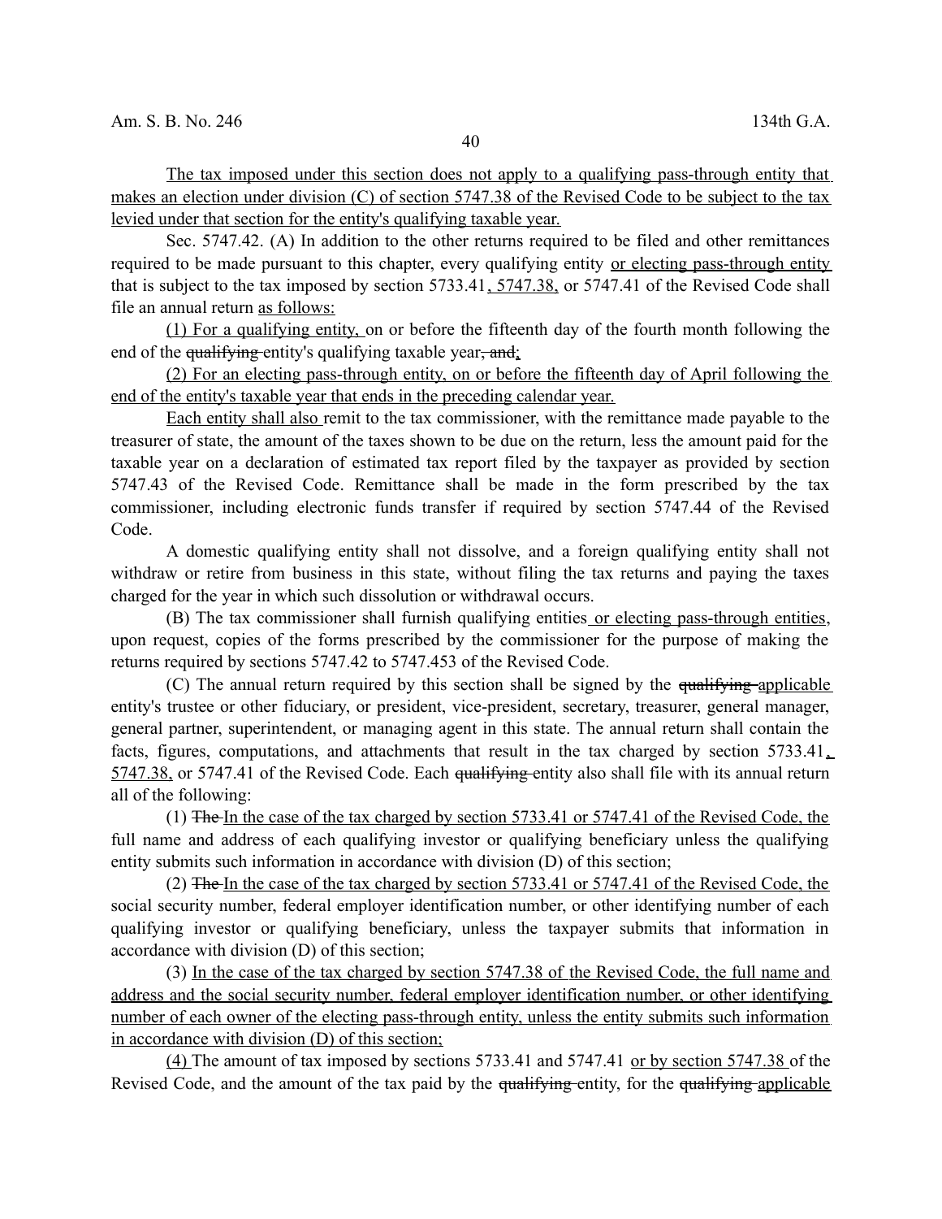The tax imposed under this section does not apply to a qualifying pass-through entity that makes an election under division (C) of section 5747.38 of the Revised Code to be subject to the tax levied under that section for the entity's qualifying taxable year.

Sec. 5747.42. (A) In addition to the other returns required to be filed and other remittances required to be made pursuant to this chapter, every qualifying entity or electing pass-through entity that is subject to the tax imposed by section 5733.41, 5747.38, or 5747.41 of the Revised Code shall file an annual return as follows:

(1) For a qualifying entity, on or before the fifteenth day of the fourth month following the end of the ~~qualifying~~ entity's qualifying taxable year~~, and~~;

(2) For an electing pass-through entity, on or before the fifteenth day of April following the end of the entity's taxable year that ends in the preceding calendar year.

Each entity shall also remit to the tax commissioner, with the remittance made payable to the treasurer of state, the amount of the taxes shown to be due on the return, less the amount paid for the taxable year on a declaration of estimated tax report filed by the taxpayer as provided by section 5747.43 of the Revised Code. Remittance shall be made in the form prescribed by the tax commissioner, including electronic funds transfer if required by section 5747.44 of the Revised Code.

A domestic qualifying entity shall not dissolve, and a foreign qualifying entity shall not withdraw or retire from business in this state, without filing the tax returns and paying the taxes charged for the year in which such dissolution or withdrawal occurs.

(B) The tax commissioner shall furnish qualifying entities or electing pass-through entities, upon request, copies of the forms prescribed by the commissioner for the purpose of making the returns required by sections 5747.42 to 5747.453 of the Revised Code.

(C) The annual return required by this section shall be signed by the ~~qualifying~~ applicable entity's trustee or other fiduciary, or president, vice-president, secretary, treasurer, general manager, general partner, superintendent, or managing agent in this state. The annual return shall contain the facts, figures, computations, and attachments that result in the tax charged by section 5733.41, 5747.38, or 5747.41 of the Revised Code. Each ~~qualifying~~ entity also shall file with its annual return all of the following:

(1) ~~The~~ In the case of the tax charged by section 5733.41 or 5747.41 of the Revised Code, the full name and address of each qualifying investor or qualifying beneficiary unless the qualifying entity submits such information in accordance with division (D) of this section;

(2) ~~The~~ In the case of the tax charged by section 5733.41 or 5747.41 of the Revised Code, the social security number, federal employer identification number, or other identifying number of each qualifying investor or qualifying beneficiary, unless the taxpayer submits that information in accordance with division (D) of this section;

(3) In the case of the tax charged by section 5747.38 of the Revised Code, the full name and address and the social security number, federal employer identification number, or other identifying number of each owner of the electing pass-through entity, unless the entity submits such information in accordance with division (D) of this section;

(4) The amount of tax imposed by sections 5733.41 and 5747.41 or by section 5747.38 of the Revised Code, and the amount of the tax paid by the ~~qualifying~~ entity, for the ~~qualifying~~ applicable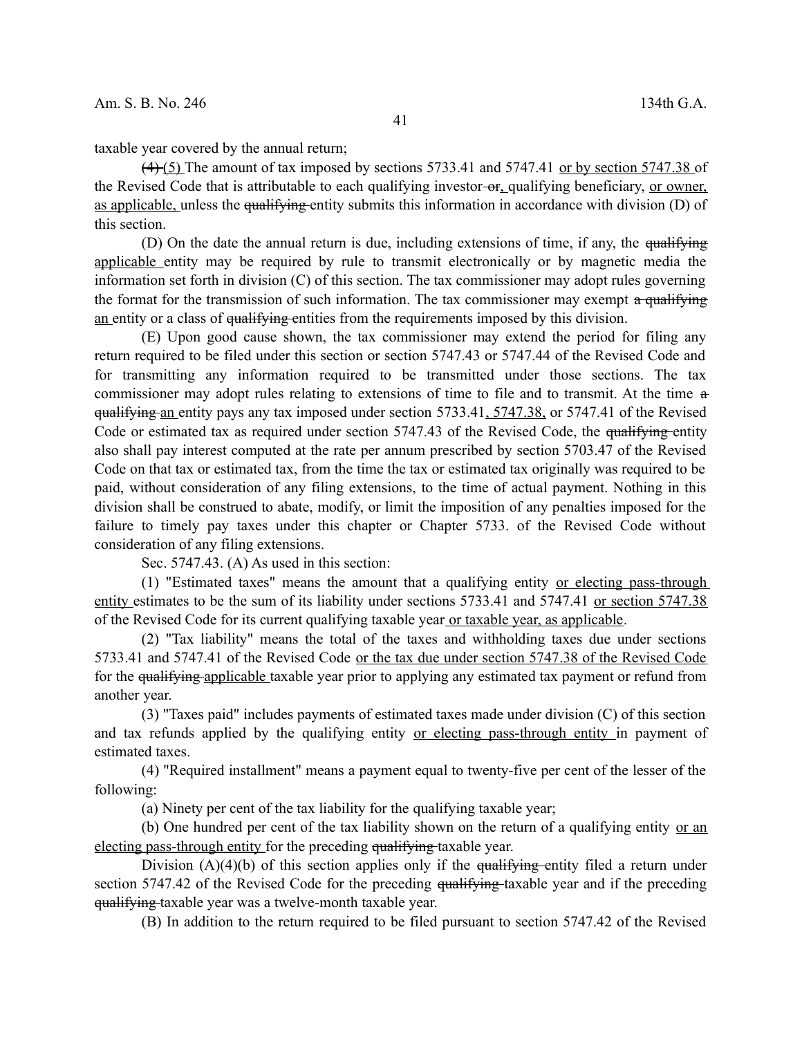taxable year covered by the annual return;

~~(4)~~ <u>(5)</u> The amount of tax imposed by sections 5733.41 and 5747.41 <u>or by section 5747.38</u> of the Revised Code that is attributable to each qualifying investor ~~or~~<u>,</u> qualifying beneficiary, <u>or owner, as applicable,</u> unless the ~~qualifying~~ entity submits this information in accordance with division (D) of this section.

(D) On the date the annual return is due, including extensions of time, if any, the ~~qualifying~~ <u>applicable</u> entity may be required by rule to transmit electronically or by magnetic media the information set forth in division (C) of this section. The tax commissioner may adopt rules governing the format for the transmission of such information. The tax commissioner may exempt ~~a qualifying~~ <u>an</u> entity or a class of ~~qualifying~~ entities from the requirements imposed by this division.

(E) Upon good cause shown, the tax commissioner may extend the period for filing any return required to be filed under this section or section 5747.43 or 5747.44 of the Revised Code and for transmitting any information required to be transmitted under those sections. The tax commissioner may adopt rules relating to extensions of time to file and to transmit. At the time ~~a qualifying~~ <u>an</u> entity pays any tax imposed under section 5733.41<u>, 5747.38,</u> or 5747.41 of the Revised Code or estimated tax as required under section 5747.43 of the Revised Code, the ~~qualifying~~ entity also shall pay interest computed at the rate per annum prescribed by section 5703.47 of the Revised Code on that tax or estimated tax, from the time the tax or estimated tax originally was required to be paid, without consideration of any filing extensions, to the time of actual payment. Nothing in this division shall be construed to abate, modify, or limit the imposition of any penalties imposed for the failure to timely pay taxes under this chapter or Chapter 5733. of the Revised Code without consideration of any filing extensions.

Sec. 5747.43. (A) As used in this section:

(1) "Estimated taxes" means the amount that a qualifying entity <u>or electing pass-through entity</u> estimates to be the sum of its liability under sections 5733.41 and 5747.41 <u>or section 5747.38</u> of the Revised Code for its current qualifying taxable year<u> or taxable year, as applicable</u>.

(2) "Tax liability" means the total of the taxes and withholding taxes due under sections 5733.41 and 5747.41 of the Revised Code <u>or the tax due under section 5747.38 of the Revised Code</u> for the ~~qualifying~~ <u>applicable</u> taxable year prior to applying any estimated tax payment or refund from another year.

(3) "Taxes paid" includes payments of estimated taxes made under division (C) of this section and tax refunds applied by the qualifying entity <u>or electing pass-through entity</u> in payment of estimated taxes.

(4) "Required installment" means a payment equal to twenty-five per cent of the lesser of the following:

(a) Ninety per cent of the tax liability for the qualifying taxable year;

(b) One hundred per cent of the tax liability shown on the return of a qualifying entity <u>or an electing pass-through entity</u> for the preceding ~~qualifying~~ taxable year.

Division (A)(4)(b) of this section applies only if the ~~qualifying~~ entity filed a return under section 5747.42 of the Revised Code for the preceding ~~qualifying~~ taxable year and if the preceding ~~qualifying~~ taxable year was a twelve-month taxable year.

(B) In addition to the return required to be filed pursuant to section 5747.42 of the Revised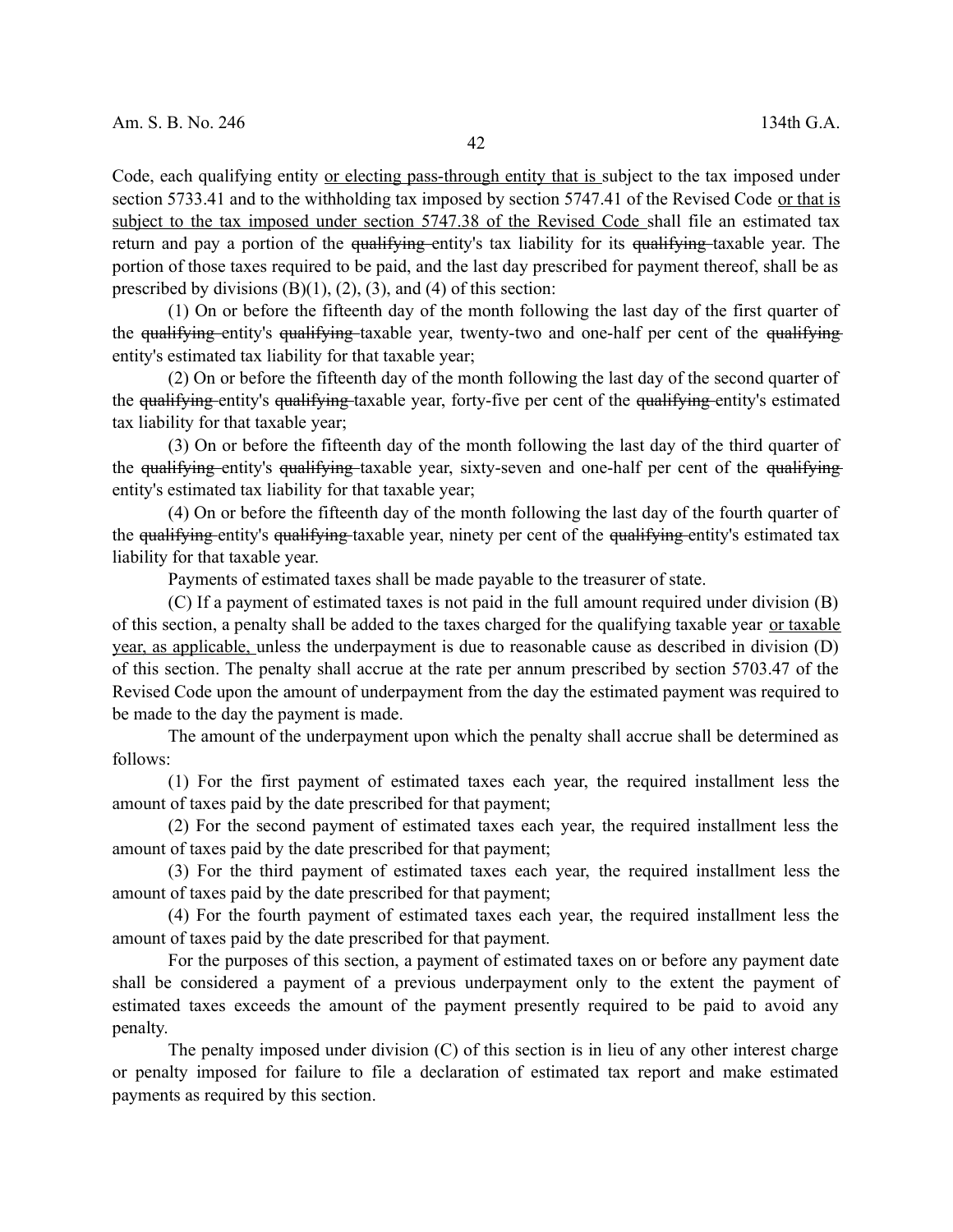Code, each qualifying entity <u>or electing pass-through entity that is</u> subject to the tax imposed under section 5733.41 and to the withholding tax imposed by section 5747.41 of the Revised Code <u>or that is subject to the tax imposed under section 5747.38 of the Revised Code</u> shall file an estimated tax return and pay a portion of the ~~qualifying~~ entity's tax liability for its ~~qualifying~~ taxable year. The portion of those taxes required to be paid, and the last day prescribed for payment thereof, shall be as prescribed by divisions (B)(1), (2), (3), and (4) of this section:

(1) On or before the fifteenth day of the month following the last day of the first quarter of the ~~qualifying~~ entity's ~~qualifying~~ taxable year, twenty-two and one-half per cent of the ~~qualifying~~ entity's estimated tax liability for that taxable year;

(2) On or before the fifteenth day of the month following the last day of the second quarter of the ~~qualifying~~ entity's ~~qualifying~~ taxable year, forty-five per cent of the ~~qualifying~~ entity's estimated tax liability for that taxable year;

(3) On or before the fifteenth day of the month following the last day of the third quarter of the ~~qualifying~~ entity's ~~qualifying~~ taxable year, sixty-seven and one-half per cent of the ~~qualifying~~ entity's estimated tax liability for that taxable year;

(4) On or before the fifteenth day of the month following the last day of the fourth quarter of the ~~qualifying~~ entity's ~~qualifying~~ taxable year, ninety per cent of the ~~qualifying~~ entity's estimated tax liability for that taxable year.

Payments of estimated taxes shall be made payable to the treasurer of state.

(C) If a payment of estimated taxes is not paid in the full amount required under division (B) of this section, a penalty shall be added to the taxes charged for the qualifying taxable year <u>or taxable year, as applicable,</u> unless the underpayment is due to reasonable cause as described in division (D) of this section. The penalty shall accrue at the rate per annum prescribed by section 5703.47 of the Revised Code upon the amount of underpayment from the day the estimated payment was required to be made to the day the payment is made.

The amount of the underpayment upon which the penalty shall accrue shall be determined as follows:

(1) For the first payment of estimated taxes each year, the required installment less the amount of taxes paid by the date prescribed for that payment;

(2) For the second payment of estimated taxes each year, the required installment less the amount of taxes paid by the date prescribed for that payment;

(3) For the third payment of estimated taxes each year, the required installment less the amount of taxes paid by the date prescribed for that payment;

(4) For the fourth payment of estimated taxes each year, the required installment less the amount of taxes paid by the date prescribed for that payment.

For the purposes of this section, a payment of estimated taxes on or before any payment date shall be considered a payment of a previous underpayment only to the extent the payment of estimated taxes exceeds the amount of the payment presently required to be paid to avoid any penalty.

The penalty imposed under division (C) of this section is in lieu of any other interest charge or penalty imposed for failure to file a declaration of estimated tax report and make estimated payments as required by this section.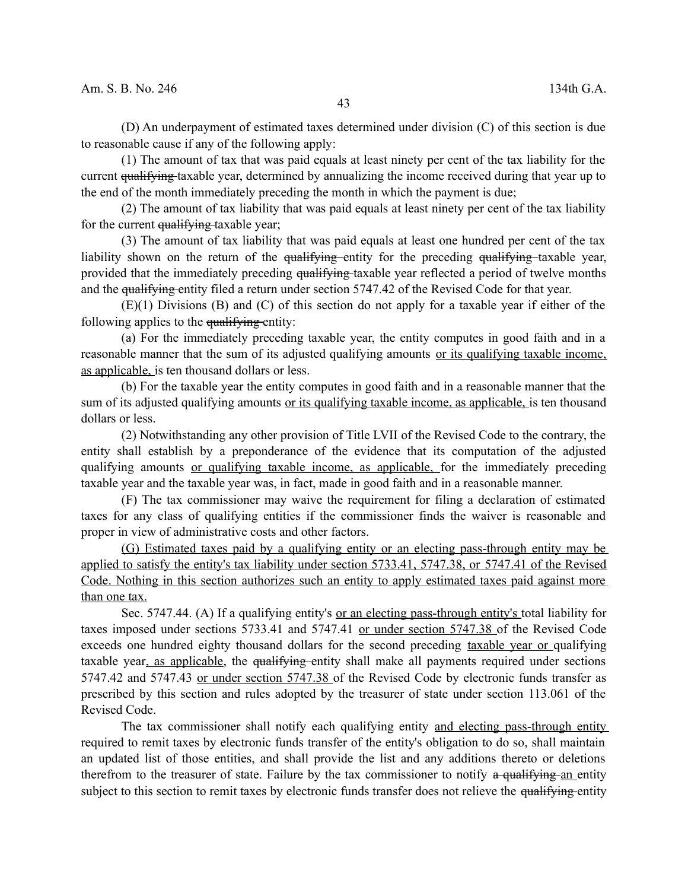(D) An underpayment of estimated taxes determined under division (C) of this section is due to reasonable cause if any of the following apply:

(1) The amount of tax that was paid equals at least ninety per cent of the tax liability for the current ~~qualifying~~ taxable year, determined by annualizing the income received during that year up to the end of the month immediately preceding the month in which the payment is due;

(2) The amount of tax liability that was paid equals at least ninety per cent of the tax liability for the current ~~qualifying~~ taxable year;

(3) The amount of tax liability that was paid equals at least one hundred per cent of the tax liability shown on the return of the ~~qualifying~~ entity for the preceding ~~qualifying~~ taxable year, provided that the immediately preceding ~~qualifying~~ taxable year reflected a period of twelve months and the ~~qualifying~~ entity filed a return under section 5747.42 of the Revised Code for that year.

(E)(1) Divisions (B) and (C) of this section do not apply for a taxable year if either of the following applies to the ~~qualifying~~ entity:

(a) For the immediately preceding taxable year, the entity computes in good faith and in a reasonable manner that the sum of its adjusted qualifying amounts <u>or its qualifying taxable income, as applicable,</u> is ten thousand dollars or less.

(b) For the taxable year the entity computes in good faith and in a reasonable manner that the sum of its adjusted qualifying amounts <u>or its qualifying taxable income, as applicable,</u> is ten thousand dollars or less.

(2) Notwithstanding any other provision of Title LVII of the Revised Code to the contrary, the entity shall establish by a preponderance of the evidence that its computation of the adjusted qualifying amounts <u>or qualifying taxable income, as applicable,</u> for the immediately preceding taxable year and the taxable year was, in fact, made in good faith and in a reasonable manner.

(F) The tax commissioner may waive the requirement for filing a declaration of estimated taxes for any class of qualifying entities if the commissioner finds the waiver is reasonable and proper in view of administrative costs and other factors.

<u>(G) Estimated taxes paid by a qualifying entity or an electing pass-through entity may be applied to satisfy the entity's tax liability under section 5733.41, 5747.38, or 5747.41 of the Revised Code. Nothing in this section authorizes such an entity to apply estimated taxes paid against more than one tax.</u>

Sec. 5747.44. (A) If a qualifying entity's <u>or an electing pass-through entity's</u> total liability for taxes imposed under sections 5733.41 and 5747.41 <u>or under section 5747.38</u> of the Revised Code exceeds one hundred eighty thousand dollars for the second preceding <u>taxable year or</u> qualifying taxable year<u>, as applicable</u>, the ~~qualifying~~ entity shall make all payments required under sections 5747.42 and 5747.43 <u>or under section 5747.38</u> of the Revised Code by electronic funds transfer as prescribed by this section and rules adopted by the treasurer of state under section 113.061 of the Revised Code.

The tax commissioner shall notify each qualifying entity <u>and electing pass-through entity</u> required to remit taxes by electronic funds transfer of the entity's obligation to do so, shall maintain an updated list of those entities, and shall provide the list and any additions thereto or deletions therefrom to the treasurer of state. Failure by the tax commissioner to notify ~~a qualifying~~ <u>an</u> entity subject to this section to remit taxes by electronic funds transfer does not relieve the ~~qualifying~~ entity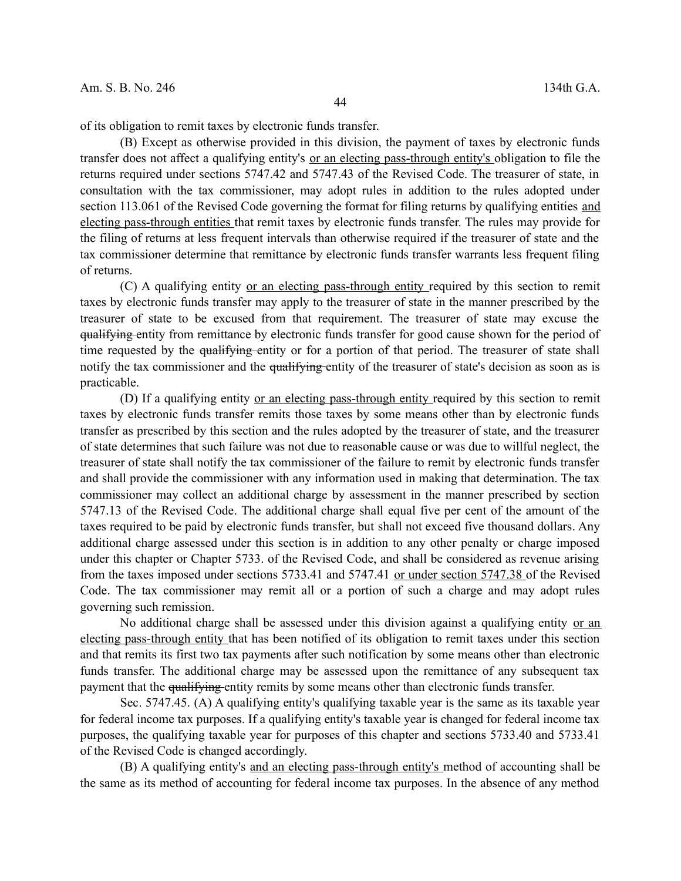of its obligation to remit taxes by electronic funds transfer.

(B) Except as otherwise provided in this division, the payment of taxes by electronic funds transfer does not affect a qualifying entity's <u>or an electing pass-through entity's</u> obligation to file the returns required under sections 5747.42 and 5747.43 of the Revised Code. The treasurer of state, in consultation with the tax commissioner, may adopt rules in addition to the rules adopted under section 113.061 of the Revised Code governing the format for filing returns by qualifying entities <u>and electing pass-through entities</u> that remit taxes by electronic funds transfer. The rules may provide for the filing of returns at less frequent intervals than otherwise required if the treasurer of state and the tax commissioner determine that remittance by electronic funds transfer warrants less frequent filing of returns.

(C) A qualifying entity <u>or an electing pass-through entity</u> required by this section to remit taxes by electronic funds transfer may apply to the treasurer of state in the manner prescribed by the treasurer of state to be excused from that requirement. The treasurer of state may excuse the ~~qualifying~~ entity from remittance by electronic funds transfer for good cause shown for the period of time requested by the ~~qualifying~~ entity or for a portion of that period. The treasurer of state shall notify the tax commissioner and the ~~qualifying~~ entity of the treasurer of state's decision as soon as is practicable.

(D) If a qualifying entity <u>or an electing pass-through entity</u> required by this section to remit taxes by electronic funds transfer remits those taxes by some means other than by electronic funds transfer as prescribed by this section and the rules adopted by the treasurer of state, and the treasurer of state determines that such failure was not due to reasonable cause or was due to willful neglect, the treasurer of state shall notify the tax commissioner of the failure to remit by electronic funds transfer and shall provide the commissioner with any information used in making that determination. The tax commissioner may collect an additional charge by assessment in the manner prescribed by section 5747.13 of the Revised Code. The additional charge shall equal five per cent of the amount of the taxes required to be paid by electronic funds transfer, but shall not exceed five thousand dollars. Any additional charge assessed under this section is in addition to any other penalty or charge imposed under this chapter or Chapter 5733. of the Revised Code, and shall be considered as revenue arising from the taxes imposed under sections 5733.41 and 5747.41 <u>or under section 5747.38</u> of the Revised Code. The tax commissioner may remit all or a portion of such a charge and may adopt rules governing such remission.

No additional charge shall be assessed under this division against a qualifying entity <u>or an electing pass-through entity</u> that has been notified of its obligation to remit taxes under this section and that remits its first two tax payments after such notification by some means other than electronic funds transfer. The additional charge may be assessed upon the remittance of any subsequent tax payment that the ~~qualifying~~ entity remits by some means other than electronic funds transfer.

Sec. 5747.45. (A) A qualifying entity's qualifying taxable year is the same as its taxable year for federal income tax purposes. If a qualifying entity's taxable year is changed for federal income tax purposes, the qualifying taxable year for purposes of this chapter and sections 5733.40 and 5733.41 of the Revised Code is changed accordingly.

(B) A qualifying entity's <u>and an electing pass-through entity's</u> method of accounting shall be the same as its method of accounting for federal income tax purposes. In the absence of any method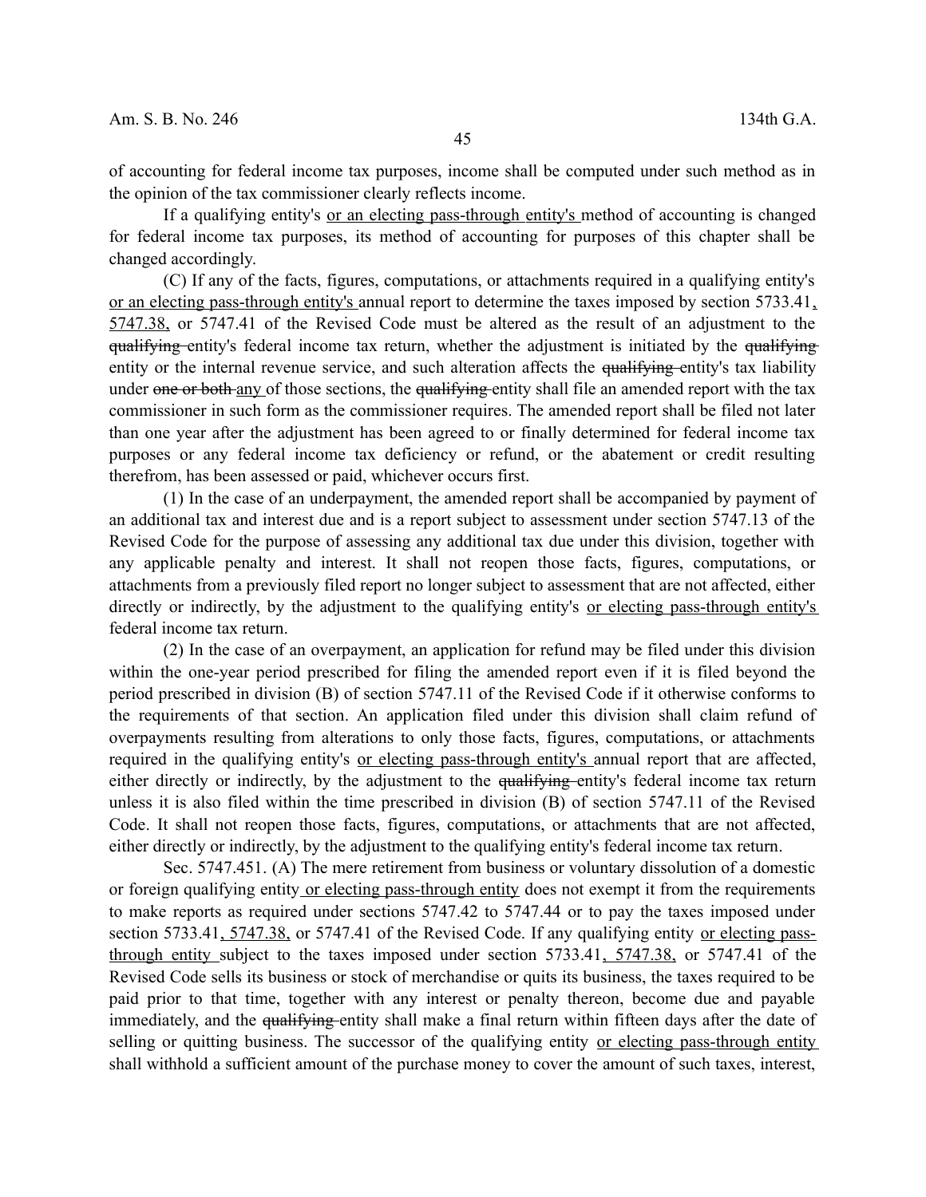of accounting for federal income tax purposes, income shall be computed under such method as in the opinion of the tax commissioner clearly reflects income.

If a qualifying entity's <u>or an electing pass-through entity's</u> method of accounting is changed for federal income tax purposes, its method of accounting for purposes of this chapter shall be changed accordingly.

(C) If any of the facts, figures, computations, or attachments required in a qualifying entity's <u>or an electing pass-through entity's</u> annual report to determine the taxes imposed by section 5733.41<u>, 5747.38,</u> or 5747.41 of the Revised Code must be altered as the result of an adjustment to the ~~qualifying~~ entity's federal income tax return, whether the adjustment is initiated by the ~~qualifying~~ entity or the internal revenue service, and such alteration affects the ~~qualifying~~ entity's tax liability under ~~one or both~~ <u>any</u> of those sections, the ~~qualifying~~ entity shall file an amended report with the tax commissioner in such form as the commissioner requires. The amended report shall be filed not later than one year after the adjustment has been agreed to or finally determined for federal income tax purposes or any federal income tax deficiency or refund, or the abatement or credit resulting therefrom, has been assessed or paid, whichever occurs first.

(1) In the case of an underpayment, the amended report shall be accompanied by payment of an additional tax and interest due and is a report subject to assessment under section 5747.13 of the Revised Code for the purpose of assessing any additional tax due under this division, together with any applicable penalty and interest. It shall not reopen those facts, figures, computations, or attachments from a previously filed report no longer subject to assessment that are not affected, either directly or indirectly, by the adjustment to the qualifying entity's <u>or electing pass-through entity's</u> federal income tax return.

(2) In the case of an overpayment, an application for refund may be filed under this division within the one-year period prescribed for filing the amended report even if it is filed beyond the period prescribed in division (B) of section 5747.11 of the Revised Code if it otherwise conforms to the requirements of that section. An application filed under this division shall claim refund of overpayments resulting from alterations to only those facts, figures, computations, or attachments required in the qualifying entity's <u>or electing pass-through entity's</u> annual report that are affected, either directly or indirectly, by the adjustment to the ~~qualifying~~ entity's federal income tax return unless it is also filed within the time prescribed in division (B) of section 5747.11 of the Revised Code. It shall not reopen those facts, figures, computations, or attachments that are not affected, either directly or indirectly, by the adjustment to the qualifying entity's federal income tax return.

Sec. 5747.451. (A) The mere retirement from business or voluntary dissolution of a domestic or foreign qualifying entity <u>or electing pass-through entity</u> does not exempt it from the requirements to make reports as required under sections 5747.42 to 5747.44 or to pay the taxes imposed under section 5733.41<u>, 5747.38,</u> or 5747.41 of the Revised Code. If any qualifying entity <u>or electing pass-through entity</u> subject to the taxes imposed under section 5733.41<u>, 5747.38,</u> or 5747.41 of the Revised Code sells its business or stock of merchandise or quits its business, the taxes required to be paid prior to that time, together with any interest or penalty thereon, become due and payable immediately, and the ~~qualifying~~ entity shall make a final return within fifteen days after the date of selling or quitting business. The successor of the qualifying entity <u>or electing pass-through entity</u> shall withhold a sufficient amount of the purchase money to cover the amount of such taxes, interest,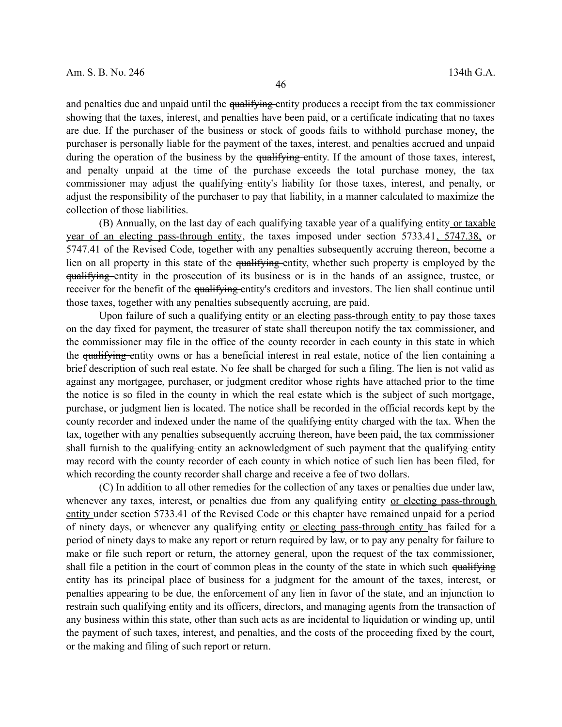and penalties due and unpaid until the ~~qualifying~~ entity produces a receipt from the tax commissioner showing that the taxes, interest, and penalties have been paid, or a certificate indicating that no taxes are due. If the purchaser of the business or stock of goods fails to withhold purchase money, the purchaser is personally liable for the payment of the taxes, interest, and penalties accrued and unpaid during the operation of the business by the ~~qualifying~~ entity. If the amount of those taxes, interest, and penalty unpaid at the time of the purchase exceeds the total purchase money, the tax commissioner may adjust the ~~qualifying~~ entity's liability for those taxes, interest, and penalty, or adjust the responsibility of the purchaser to pay that liability, in a manner calculated to maximize the collection of those liabilities.

(B) Annually, on the last day of each qualifying taxable year of a qualifying entity <u>or taxable year of an electing pass-through entity</u>, the taxes imposed under section 5733.41<u>, 5747.38,</u> or 5747.41 of the Revised Code, together with any penalties subsequently accruing thereon, become a lien on all property in this state of the ~~qualifying~~ entity, whether such property is employed by the ~~qualifying~~ entity in the prosecution of its business or is in the hands of an assignee, trustee, or receiver for the benefit of the ~~qualifying~~ entity's creditors and investors. The lien shall continue until those taxes, together with any penalties subsequently accruing, are paid.

Upon failure of such a qualifying entity <u>or an electing pass-through entity</u> to pay those taxes on the day fixed for payment, the treasurer of state shall thereupon notify the tax commissioner, and the commissioner may file in the office of the county recorder in each county in this state in which the ~~qualifying~~ entity owns or has a beneficial interest in real estate, notice of the lien containing a brief description of such real estate. No fee shall be charged for such a filing. The lien is not valid as against any mortgagee, purchaser, or judgment creditor whose rights have attached prior to the time the notice is so filed in the county in which the real estate which is the subject of such mortgage, purchase, or judgment lien is located. The notice shall be recorded in the official records kept by the county recorder and indexed under the name of the ~~qualifying~~ entity charged with the tax. When the tax, together with any penalties subsequently accruing thereon, have been paid, the tax commissioner shall furnish to the ~~qualifying~~ entity an acknowledgment of such payment that the ~~qualifying~~ entity may record with the county recorder of each county in which notice of such lien has been filed, for which recording the county recorder shall charge and receive a fee of two dollars.

(C) In addition to all other remedies for the collection of any taxes or penalties due under law, whenever any taxes, interest, or penalties due from any qualifying entity <u>or electing pass-through entity</u> under section 5733.41 of the Revised Code or this chapter have remained unpaid for a period of ninety days, or whenever any qualifying entity <u>or electing pass-through entity</u> has failed for a period of ninety days to make any report or return required by law, or to pay any penalty for failure to make or file such report or return, the attorney general, upon the request of the tax commissioner, shall file a petition in the court of common pleas in the county of the state in which such ~~qualifying~~ entity has its principal place of business for a judgment for the amount of the taxes, interest, or penalties appearing to be due, the enforcement of any lien in favor of the state, and an injunction to restrain such ~~qualifying~~ entity and its officers, directors, and managing agents from the transaction of any business within this state, other than such acts as are incidental to liquidation or winding up, until the payment of such taxes, interest, and penalties, and the costs of the proceeding fixed by the court, or the making and filing of such report or return.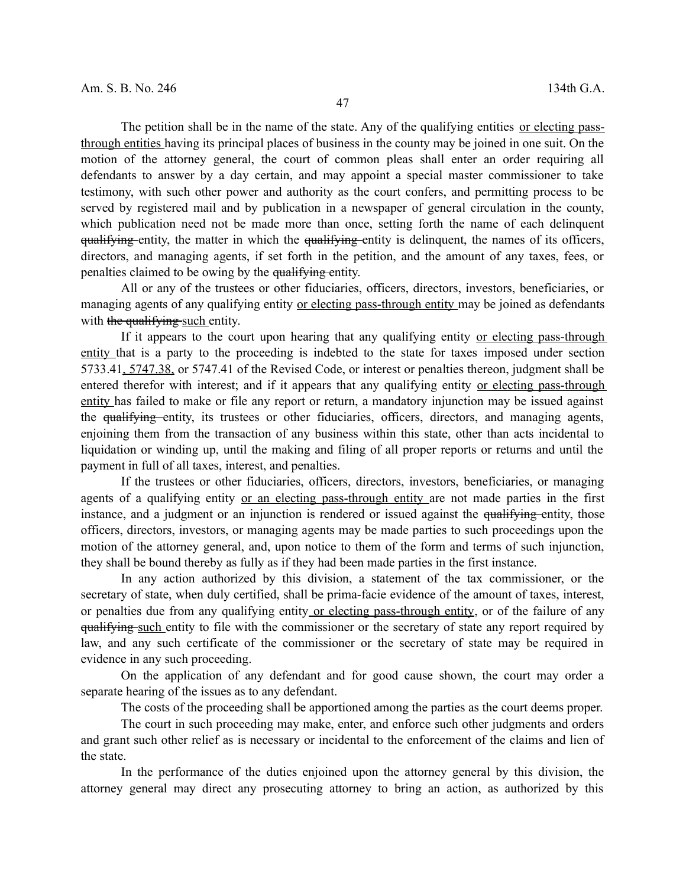The petition shall be in the name of the state. Any of the qualifying entities or electing pass-through entities having its principal places of business in the county may be joined in one suit. On the motion of the attorney general, the court of common pleas shall enter an order requiring all defendants to answer by a day certain, and may appoint a special master commissioner to take testimony, with such other power and authority as the court confers, and permitting process to be served by registered mail and by publication in a newspaper of general circulation in the county, which publication need not be made more than once, setting forth the name of each delinquent qualifying entity, the matter in which the qualifying entity is delinquent, the names of its officers, directors, and managing agents, if set forth in the petition, and the amount of any taxes, fees, or penalties claimed to be owing by the qualifying entity.

All or any of the trustees or other fiduciaries, officers, directors, investors, beneficiaries, or managing agents of any qualifying entity or electing pass-through entity may be joined as defendants with the qualifying such entity.

If it appears to the court upon hearing that any qualifying entity or electing pass-through entity that is a party to the proceeding is indebted to the state for taxes imposed under section 5733.41, 5747.38, or 5747.41 of the Revised Code, or interest or penalties thereon, judgment shall be entered therefor with interest; and if it appears that any qualifying entity or electing pass-through entity has failed to make or file any report or return, a mandatory injunction may be issued against the qualifying entity, its trustees or other fiduciaries, officers, directors, and managing agents, enjoining them from the transaction of any business within this state, other than acts incidental to liquidation or winding up, until the making and filing of all proper reports or returns and until the payment in full of all taxes, interest, and penalties.

If the trustees or other fiduciaries, officers, directors, investors, beneficiaries, or managing agents of a qualifying entity or an electing pass-through entity are not made parties in the first instance, and a judgment or an injunction is rendered or issued against the qualifying entity, those officers, directors, investors, or managing agents may be made parties to such proceedings upon the motion of the attorney general, and, upon notice to them of the form and terms of such injunction, they shall be bound thereby as fully as if they had been made parties in the first instance.

In any action authorized by this division, a statement of the tax commissioner, or the secretary of state, when duly certified, shall be prima-facie evidence of the amount of taxes, interest, or penalties due from any qualifying entity or electing pass-through entity, or of the failure of any qualifying such entity to file with the commissioner or the secretary of state any report required by law, and any such certificate of the commissioner or the secretary of state may be required in evidence in any such proceeding.

On the application of any defendant and for good cause shown, the court may order a separate hearing of the issues as to any defendant.

The costs of the proceeding shall be apportioned among the parties as the court deems proper.

The court in such proceeding may make, enter, and enforce such other judgments and orders and grant such other relief as is necessary or incidental to the enforcement of the claims and lien of the state.

In the performance of the duties enjoined upon the attorney general by this division, the attorney general may direct any prosecuting attorney to bring an action, as authorized by this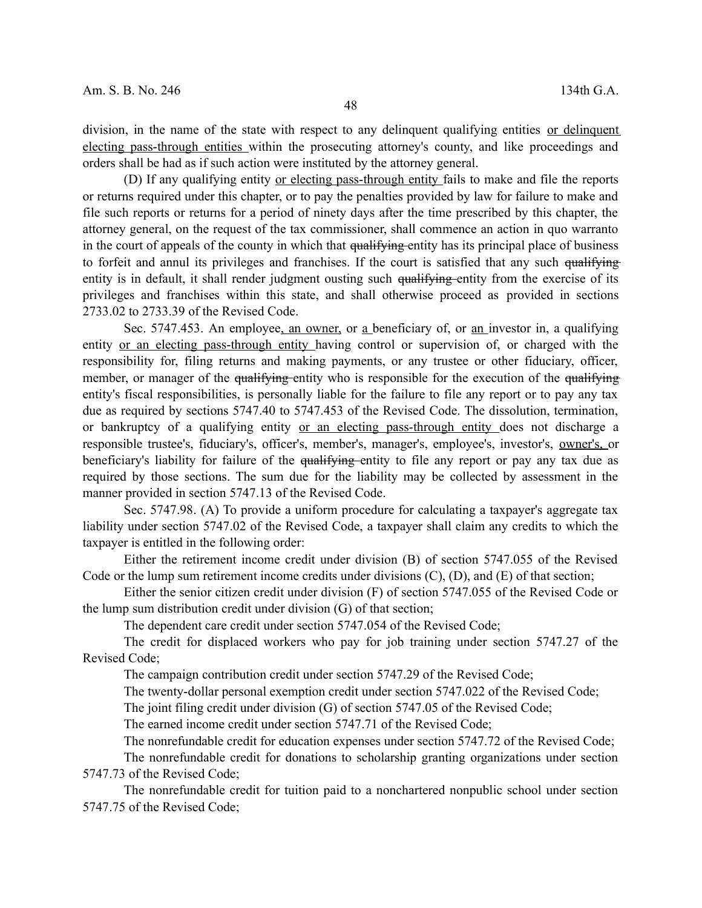division, in the name of the state with respect to any delinquent qualifying entities <u>or delinquent electing pass-through entities</u> within the prosecuting attorney's county, and like proceedings and orders shall be had as if such action were instituted by the attorney general.

(D) If any qualifying entity <u>or electing pass-through entity</u> fails to make and file the reports or returns required under this chapter, or to pay the penalties provided by law for failure to make and file such reports or returns for a period of ninety days after the time prescribed by this chapter, the attorney general, on the request of the tax commissioner, shall commence an action in quo warranto in the court of appeals of the county in which that ~~qualifying~~ entity has its principal place of business to forfeit and annul its privileges and franchises. If the court is satisfied that any such ~~qualifying~~ entity is in default, it shall render judgment ousting such ~~qualifying~~ entity from the exercise of its privileges and franchises within this state, and shall otherwise proceed as provided in sections 2733.02 to 2733.39 of the Revised Code.

Sec. 5747.453. An employee<u>, an owner,</u> or <u>a</u> beneficiary of, or <u>an</u> investor in, a qualifying entity <u>or an electing pass-through entity</u> having control or supervision of, or charged with the responsibility for, filing returns and making payments, or any trustee or other fiduciary, officer, member, or manager of the ~~qualifying~~ entity who is responsible for the execution of the ~~qualifying~~ entity's fiscal responsibilities, is personally liable for the failure to file any report or to pay any tax due as required by sections 5747.40 to 5747.453 of the Revised Code. The dissolution, termination, or bankruptcy of a qualifying entity <u>or an electing pass-through entity</u> does not discharge a responsible trustee's, fiduciary's, officer's, member's, manager's, employee's, investor's, <u>owner's,</u> or beneficiary's liability for failure of the ~~qualifying~~ entity to file any report or pay any tax due as required by those sections. The sum due for the liability may be collected by assessment in the manner provided in section 5747.13 of the Revised Code.

Sec. 5747.98. (A) To provide a uniform procedure for calculating a taxpayer's aggregate tax liability under section 5747.02 of the Revised Code, a taxpayer shall claim any credits to which the taxpayer is entitled in the following order:

Either the retirement income credit under division (B) of section 5747.055 of the Revised Code or the lump sum retirement income credits under divisions (C), (D), and (E) of that section;

Either the senior citizen credit under division (F) of section 5747.055 of the Revised Code or the lump sum distribution credit under division (G) of that section;

The dependent care credit under section 5747.054 of the Revised Code;

The credit for displaced workers who pay for job training under section 5747.27 of the Revised Code;

The campaign contribution credit under section 5747.29 of the Revised Code;

The twenty-dollar personal exemption credit under section 5747.022 of the Revised Code;

The joint filing credit under division (G) of section 5747.05 of the Revised Code;

The earned income credit under section 5747.71 of the Revised Code;

The nonrefundable credit for education expenses under section 5747.72 of the Revised Code;

The nonrefundable credit for donations to scholarship granting organizations under section 5747.73 of the Revised Code;

The nonrefundable credit for tuition paid to a nonchartered nonpublic school under section 5747.75 of the Revised Code;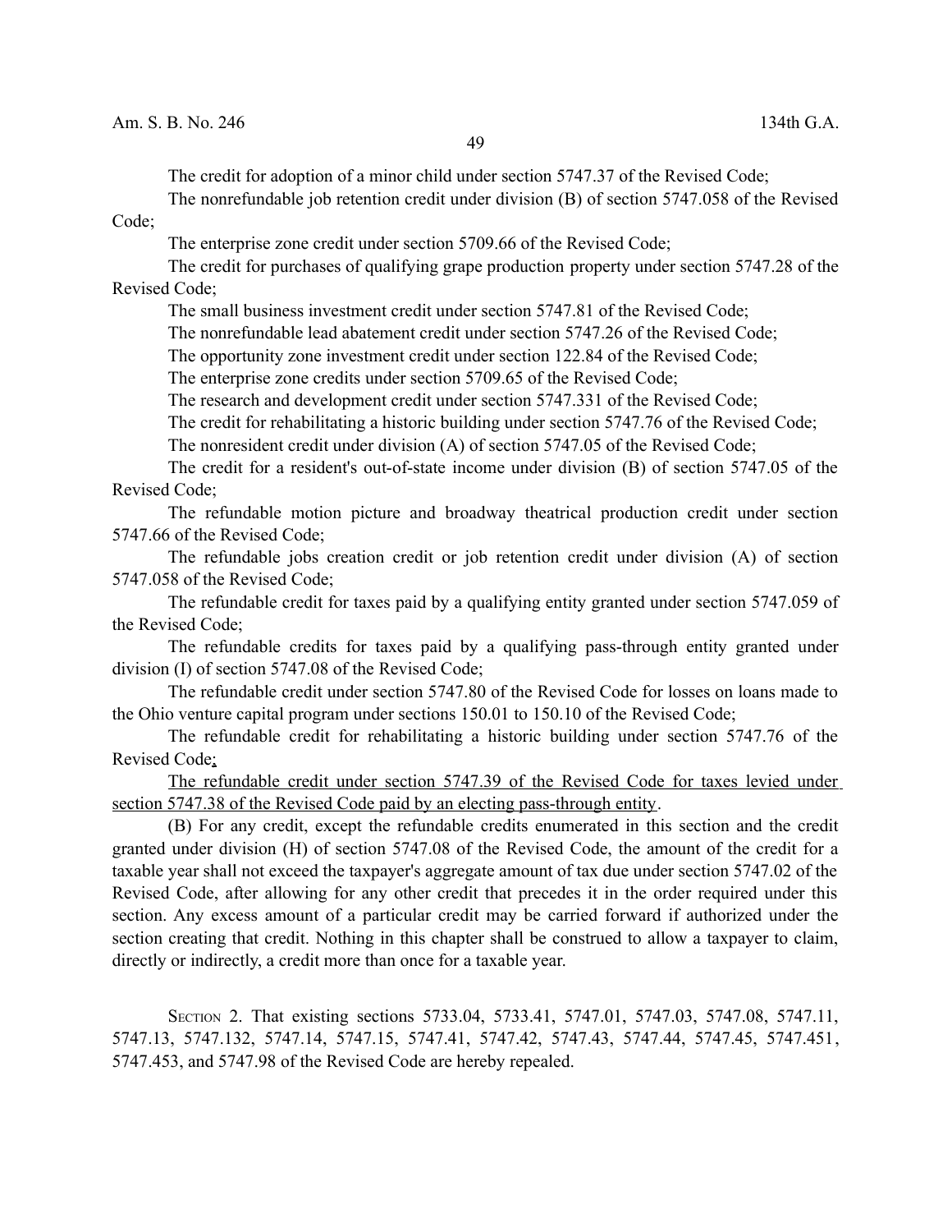The credit for adoption of a minor child under section 5747.37 of the Revised Code;

The nonrefundable job retention credit under division (B) of section 5747.058 of the Revised Code;

The enterprise zone credit under section 5709.66 of the Revised Code;

The credit for purchases of qualifying grape production property under section 5747.28 of the Revised Code;

The small business investment credit under section 5747.81 of the Revised Code;

The nonrefundable lead abatement credit under section 5747.26 of the Revised Code;

The opportunity zone investment credit under section 122.84 of the Revised Code;

The enterprise zone credits under section 5709.65 of the Revised Code;

The research and development credit under section 5747.331 of the Revised Code;

The credit for rehabilitating a historic building under section 5747.76 of the Revised Code;

The nonresident credit under division (A) of section 5747.05 of the Revised Code;

The credit for a resident's out-of-state income under division (B) of section 5747.05 of the Revised Code;

The refundable motion picture and broadway theatrical production credit under section 5747.66 of the Revised Code;

The refundable jobs creation credit or job retention credit under division (A) of section 5747.058 of the Revised Code;

The refundable credit for taxes paid by a qualifying entity granted under section 5747.059 of the Revised Code;

The refundable credits for taxes paid by a qualifying pass-through entity granted under division (I) of section 5747.08 of the Revised Code;

The refundable credit under section 5747.80 of the Revised Code for losses on loans made to the Ohio venture capital program under sections 150.01 to 150.10 of the Revised Code;

The refundable credit for rehabilitating a historic building under section 5747.76 of the Revised Code<u>;</u>

<u>The refundable credit under section 5747.39 of the Revised Code for taxes levied under section 5747.38 of the Revised Code paid by an electing pass-through entity</u>.

(B) For any credit, except the refundable credits enumerated in this section and the credit granted under division (H) of section 5747.08 of the Revised Code, the amount of the credit for a taxable year shall not exceed the taxpayer's aggregate amount of tax due under section 5747.02 of the Revised Code, after allowing for any other credit that precedes it in the order required under this section. Any excess amount of a particular credit may be carried forward if authorized under the section creating that credit. Nothing in this chapter shall be construed to allow a taxpayer to claim, directly or indirectly, a credit more than once for a taxable year.

SECTION 2. That existing sections 5733.04, 5733.41, 5747.01, 5747.03, 5747.08, 5747.11, 5747.13, 5747.132, 5747.14, 5747.15, 5747.41, 5747.42, 5747.43, 5747.44, 5747.45, 5747.451, 5747.453, and 5747.98 of the Revised Code are hereby repealed.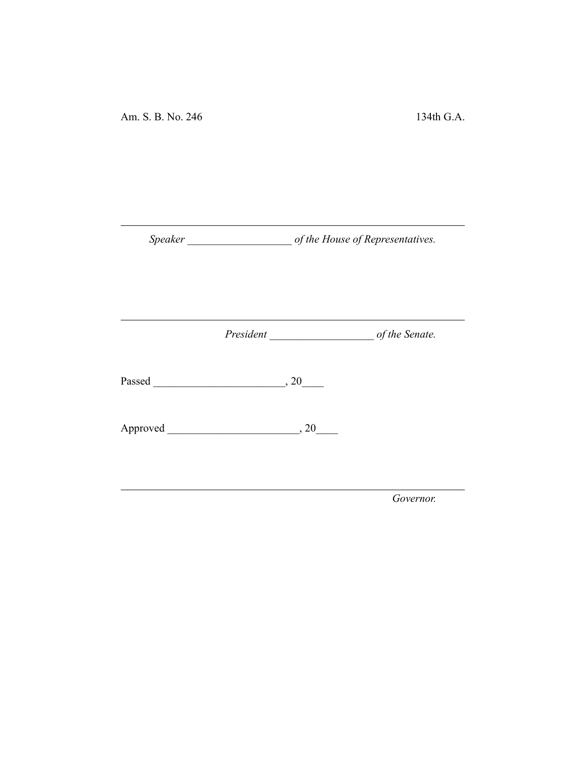Am. S. B. No. 246 134th G.A.

---

*Speaker* ___________________ *of the House of Representatives.*

---

*President* ___________________ *of the Senate.*

Passed ________________________, 20____

Approved ________________________, 20____

---

*Governor.*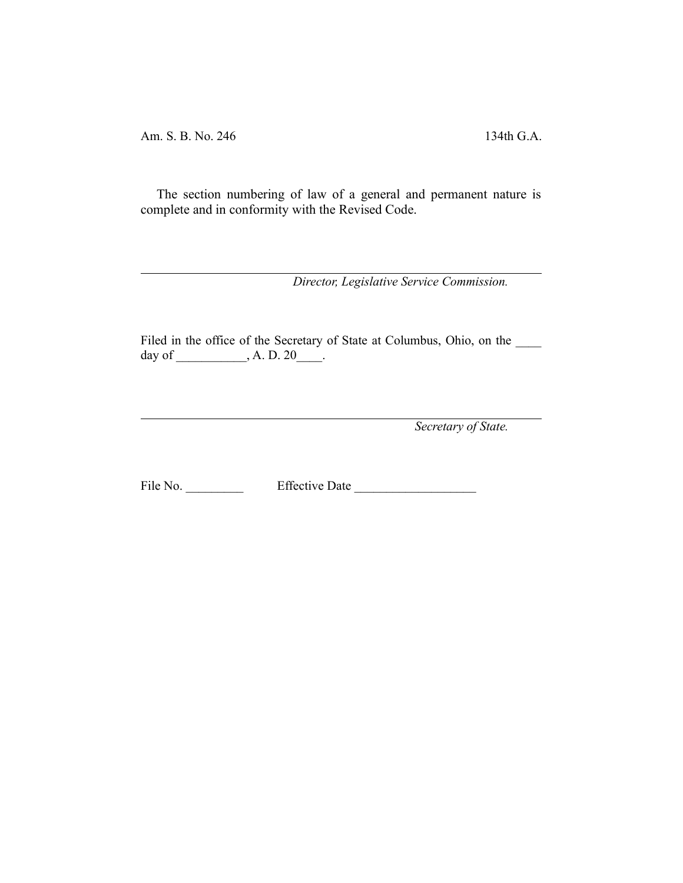Am. S. B. No. 246 134th G.A.

The section numbering of law of a general and permanent nature is complete and in conformity with the Revised Code.

______________________________________________

*Director, Legislative Service Commission.*

Filed in the office of the Secretary of State at Columbus, Ohio, on the ____ day of ___________, A. D. 20____.

______________________________________________

*Secretary of State.*

File No. _________ Effective Date ___________________